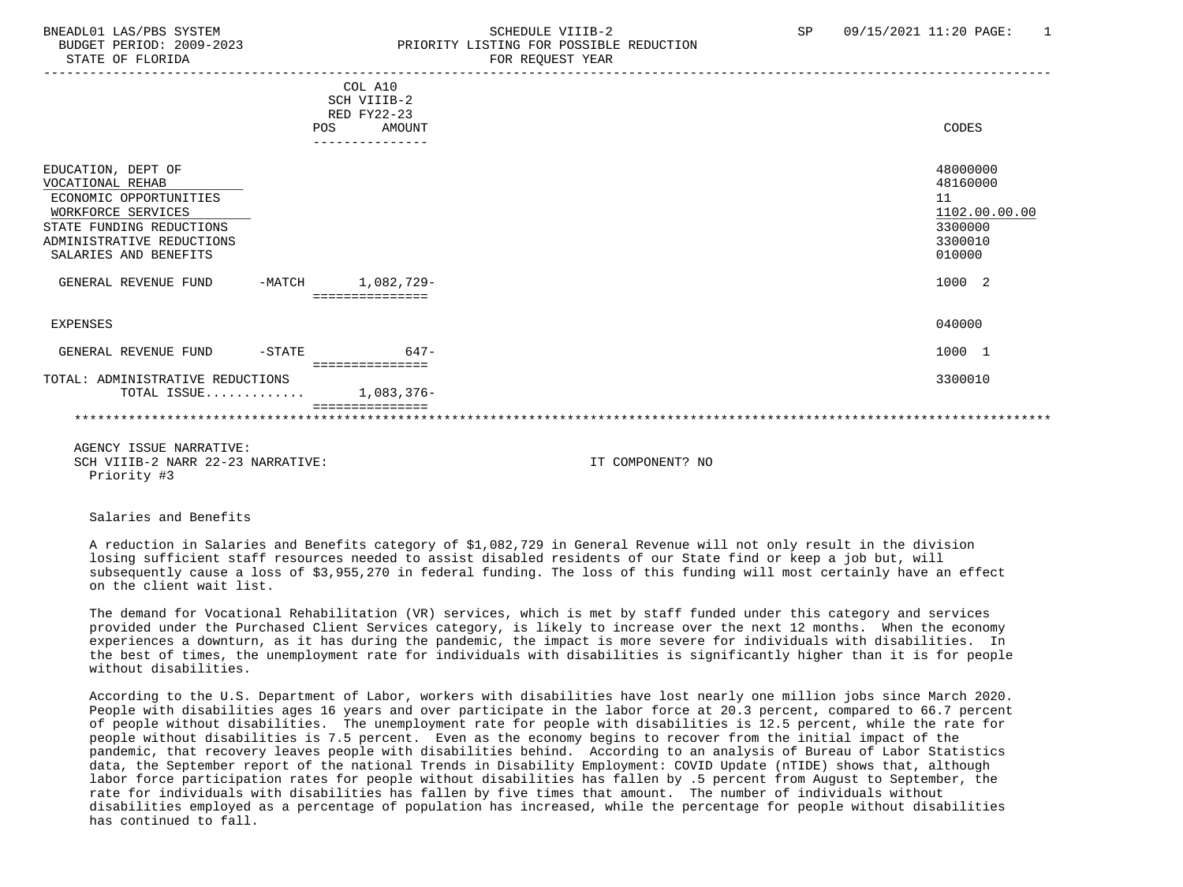BNEADL01 LAS/PBS SYSTEM SCHEDULE VIIIB-2 SP 09/15/2021 11:20

BUDGET PERIOD: 2009-2023 PRIORITY LISTING FOR POSSIBLE REDUCTION

STATE OF FLORIDA FOR REQUEST YEAR

| | | COL A10 SCH VIIIB-2 RED FY22-23 POS AMOUNT | CODES |
|---|---|---|---|
| EDUCATION, DEPT OF | | | 48000000 |
| VOCATIONAL REHAB | | | 48160000 |
| ECONOMIC OPPORTUNITIES | | | 11 |
| WORKFORCE SERVICES | | | 1102.00.00.00 |
| STATE FUNDING REDUCTIONS | | | 3300000 |
| ADMINISTRATIVE REDUCTIONS | | | 3300010 |
| SALARIES AND BENEFITS | | | 010000 |
| GENERAL REVENUE FUND | -MATCH | 1,082,729- | 1000 2 |
| EXPENSES | | | 040000 |
| GENERAL REVENUE FUND | -STATE | 647- | 1000 1 |
| TOTAL: ADMINISTRATIVE REDUCTIONS | | | 3300010 |
| TOTAL ISSUE............ | | 1,083,376- | |

AGENCY ISSUE NARRATIVE:

SCH VIIIB-2 NARR 22-23 NARRATIVE: IT COMPONENT? NO

Priority #3

Salaries and Benefits

A reduction in Salaries and Benefits category of $1,082,729 in General Revenue will not only result in the division losing sufficient staff resources needed to assist disabled residents of our State find or keep a job but, will subsequently cause a loss of $3,955,270 in federal funding. The loss of this funding will most certainly have an effect on the client wait list.

The demand for Vocational Rehabilitation (VR) services, which is met by staff funded under this category and services provided under the Purchased Client Services category, is likely to increase over the next 12 months. When the economy experiences a downturn, as it has during the pandemic, the impact is more severe for individuals with disabilities. In the best of times, the unemployment rate for individuals with disabilities is significantly higher than it is for people without disabilities.

According to the U.S. Department of Labor, workers with disabilities have lost nearly one million jobs since March 2020. People with disabilities ages 16 years and over participate in the labor force at 20.3 percent, compared to 66.7 percent of people without disabilities. The unemployment rate for people with disabilities is 12.5 percent, while the rate for people without disabilities is 7.5 percent. Even as the economy begins to recover from the initial impact of the pandemic, that recovery leaves people with disabilities behind. According to an analysis of Bureau of Labor Statistics data, the September report of the national Trends in Disability Employment: COVID Update (nTIDE) shows that, although labor force participation rates for people without disabilities has fallen by .5 percent from August to September, the rate for individuals with disabilities has fallen by five times that amount. The number of individuals without disabilities employed as a percentage of population has increased, while the percentage for people without disabilities has continued to fall.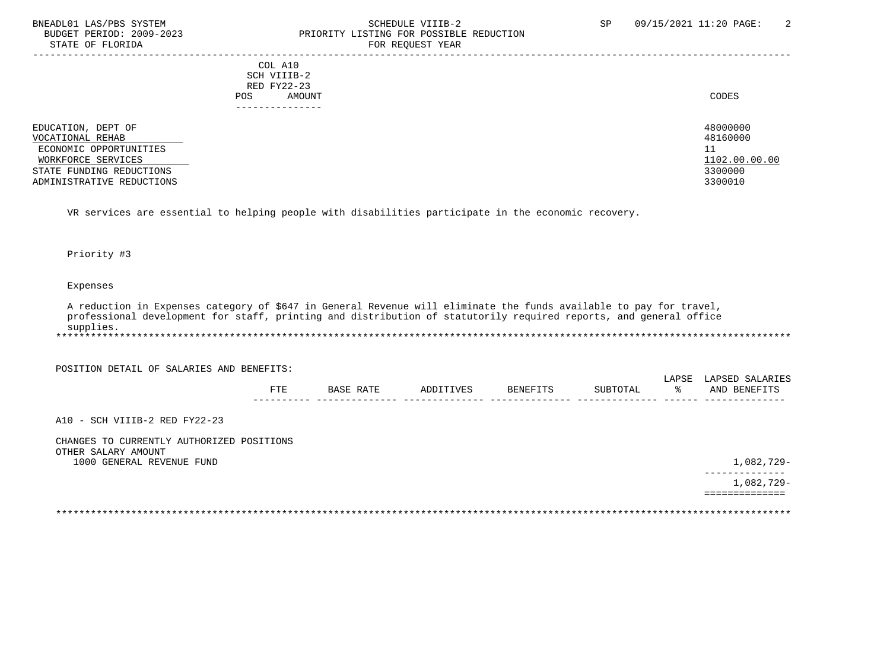| | COL A10 SCH VIIIB-2 RED FY22-23 POS AMOUNT | CODES |
|---|---|---|
| EDUCATION, DEPT OF | | 48000000 |
| VOCATIONAL REHAB | | 48160000 |
| ECONOMIC OPPORTUNITIES | | 11 |
| WORKFORCE SERVICES | | 1102.00.00.00 |
| STATE FUNDING REDUCTIONS | | 3300000 |
| ADMINISTRATIVE REDUCTIONS | | 3300010 |

VR services are essential to helping people with disabilities participate in the economic recovery.

Priority #3

Expenses

A reduction in Expenses category of $647 in General Revenue will eliminate the funds available to pay for travel, professional development for staff, printing and distribution of statutorily required reports, and general office supplies.

*******************************************************************************************************************

POSITION DETAIL OF SALARIES AND BENEFITS:

| | FTE | BASE RATE | ADDITIVES | BENEFITS | SUBTOTAL | LAPSE % | LAPSED SALARIES AND BENEFITS |
|---|---|---|---|---|---|---|---|
| A10 - SCH VIIIB-2 RED FY22-23 | | | | | | | |
| CHANGES TO CURRENTLY AUTHORIZED POSITIONS | | | | | | | |
| OTHER SALARY AMOUNT | | | | | | | |
| 1000 GENERAL REVENUE FUND | | | | | | | 1,082,729- |
| | | | | | | | 1,082,729- |

*******************************************************************************************************************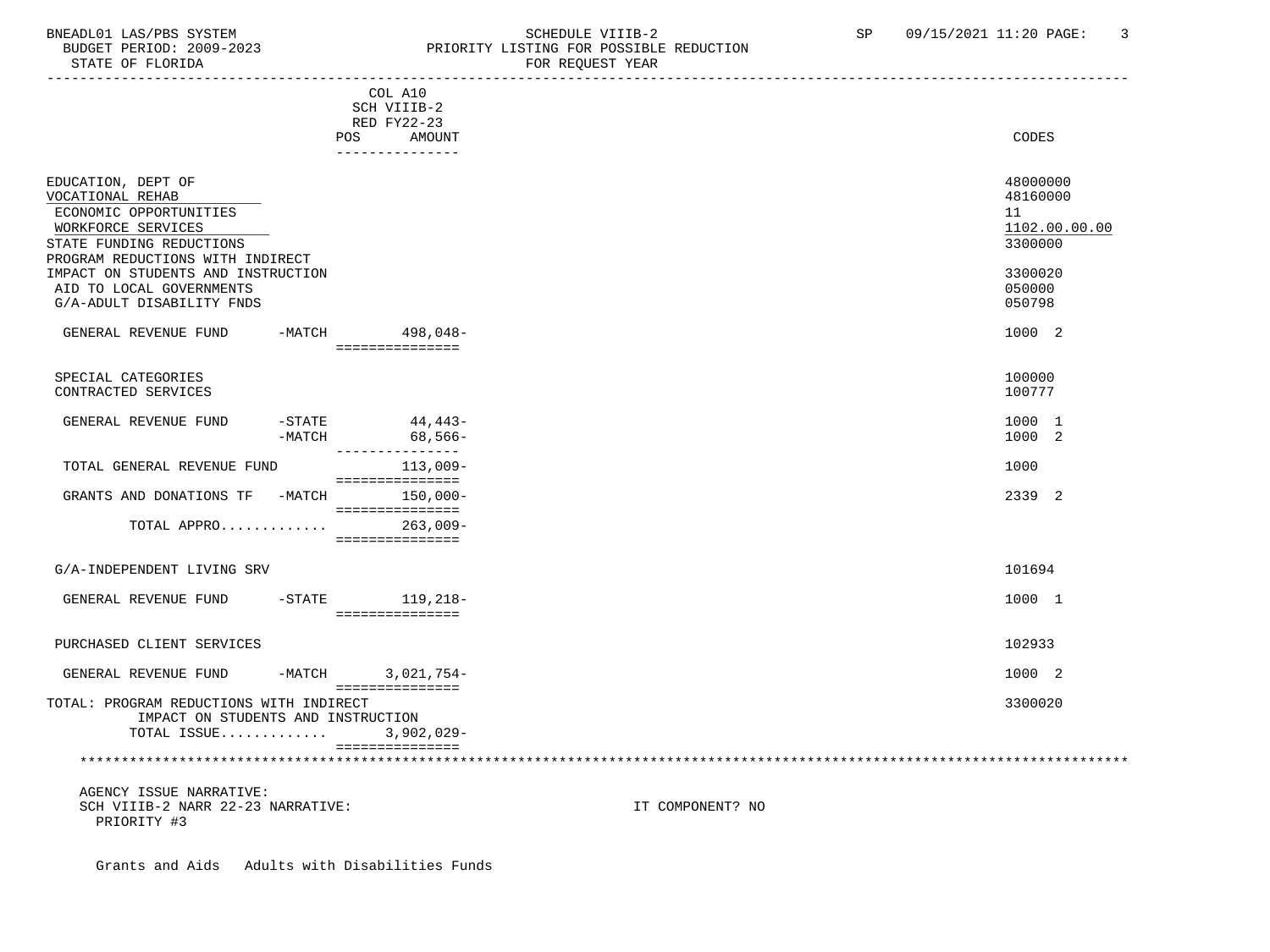BNEADL01 LAS/PBS SYSTEM — SCHEDULE VIIIB-2 — SP 09/15/2021 11:20

BUDGET PERIOD: 2009-2023 — PRIORITY LISTING FOR POSSIBLE REDUCTION

STATE OF FLORIDA — FOR REQUEST YEAR

| | COL A10 SCH VIIIB-2 RED FY22-23 POS AMOUNT | CODES |
|---|---|---|
| EDUCATION, DEPT OF | | 48000000 |
| VOCATIONAL REHAB | | 48160000 |
| ECONOMIC OPPORTUNITIES | | 11 |
| WORKFORCE SERVICES | | 1102.00.00.00 |
| STATE FUNDING REDUCTIONS | | 3300000 |
| PROGRAM REDUCTIONS WITH INDIRECT IMPACT ON STUDENTS AND INSTRUCTION | | 3300020 |
| AID TO LOCAL GOVERNMENTS | | 050000 |
| G/A-ADULT DISABILITY FNDS | | 050798 |
| GENERAL REVENUE FUND -MATCH | 498,048- | 1000 2 |
| SPECIAL CATEGORIES | | 100000 |
| CONTRACTED SERVICES | | 100777 |
| GENERAL REVENUE FUND -STATE | 44,443- | 1000 1 |
| -MATCH | 68,566- | 1000 2 |
| TOTAL GENERAL REVENUE FUND | 113,009- | 1000 |
| GRANTS AND DONATIONS TF -MATCH | 150,000- | 2339 2 |
| TOTAL APPRO............. | 263,009- | |
| G/A-INDEPENDENT LIVING SRV | | 101694 |
| GENERAL REVENUE FUND -STATE | 119,218- | 1000 1 |
| PURCHASED CLIENT SERVICES | | 102933 |
| GENERAL REVENUE FUND -MATCH | 3,021,754- | 1000 2 |
| TOTAL: PROGRAM REDUCTIONS WITH INDIRECT IMPACT ON STUDENTS AND INSTRUCTION | | 3300020 |
| TOTAL ISSUE............. | 3,902,029- | |

AGENCY ISSUE NARRATIVE:

SCH VIIIB-2 NARR 22-23 NARRATIVE: IT COMPONENT? NO

PRIORITY #3

Grants and Aids Adults with Disabilities Funds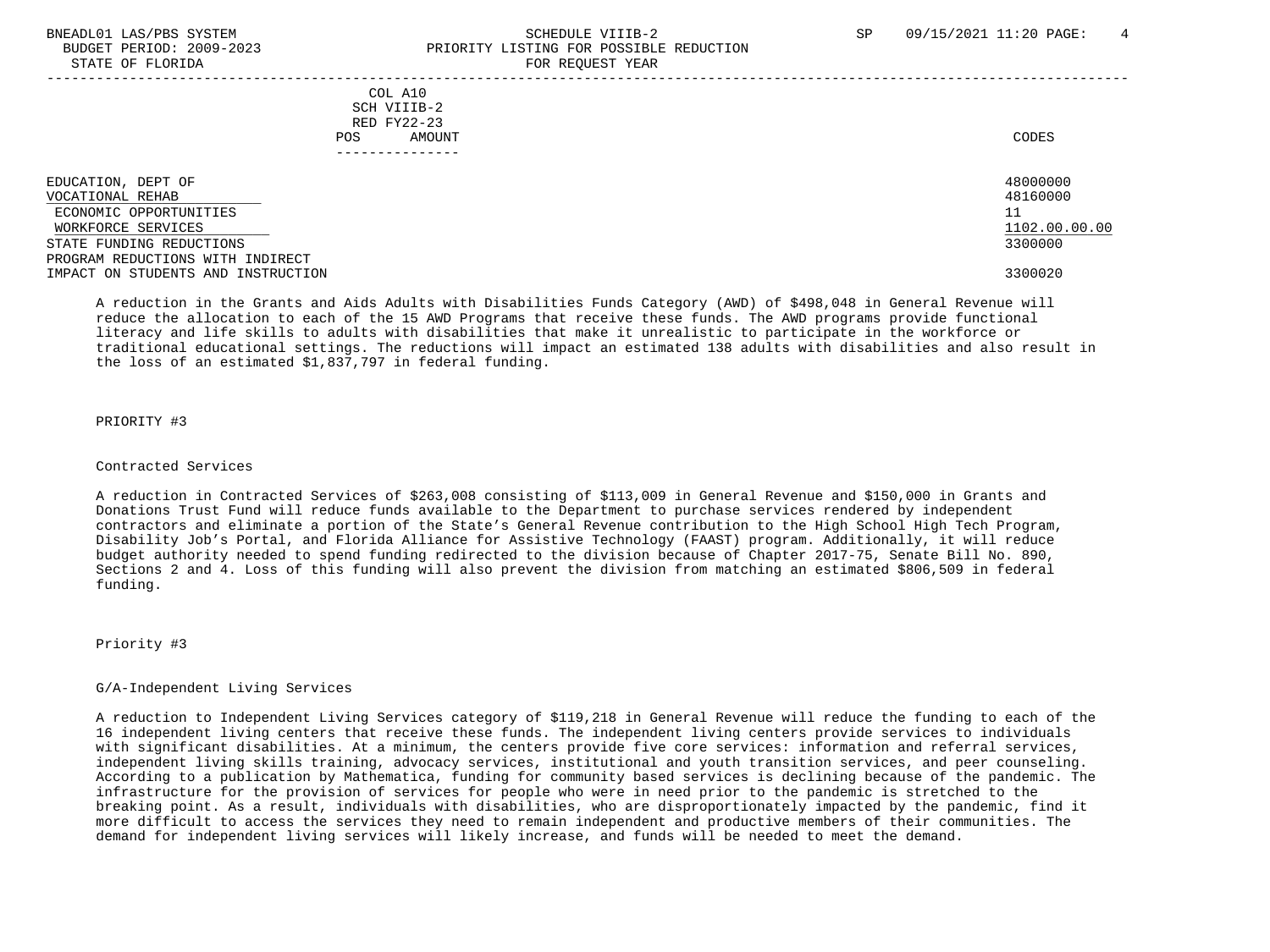COL A10
SCH VIIIB-2
RED FY22-23

| | POS | AMOUNT | CODES |
|---|---|---|---|
| EDUCATION, DEPT OF | | | 48000000 |
| VOCATIONAL REHAB | | | 48160000 |
| ECONOMIC OPPORTUNITIES | | | 11 |
| WORKFORCE SERVICES | | | 1102.00.00.00 |
| STATE FUNDING REDUCTIONS | | | 3300000 |
| PROGRAM REDUCTIONS WITH INDIRECT IMPACT ON STUDENTS AND INSTRUCTION | | | 3300020 |

A reduction in the Grants and Aids Adults with Disabilities Funds Category (AWD) of $498,048 in General Revenue will reduce the allocation to each of the 15 AWD Programs that receive these funds. The AWD programs provide functional literacy and life skills to adults with disabilities that make it unrealistic to participate in the workforce or traditional educational settings. The reductions will impact an estimated 138 adults with disabilities and also result in the loss of an estimated $1,837,797 in federal funding.

PRIORITY #3

Contracted Services

A reduction in Contracted Services of $263,008 consisting of $113,009 in General Revenue and $150,000 in Grants and Donations Trust Fund will reduce funds available to the Department to purchase services rendered by independent contractors and eliminate a portion of the State's General Revenue contribution to the High School High Tech Program, Disability Job's Portal, and Florida Alliance for Assistive Technology (FAAST) program. Additionally, it will reduce budget authority needed to spend funding redirected to the division because of Chapter 2017-75, Senate Bill No. 890, Sections 2 and 4. Loss of this funding will also prevent the division from matching an estimated $806,509 in federal funding.

Priority #3

G/A-Independent Living Services

A reduction to Independent Living Services category of $119,218 in General Revenue will reduce the funding to each of the 16 independent living centers that receive these funds. The independent living centers provide services to individuals with significant disabilities. At a minimum, the centers provide five core services: information and referral services, independent living skills training, advocacy services, institutional and youth transition services, and peer counseling. According to a publication by Mathematica, funding for community based services is declining because of the pandemic. The infrastructure for the provision of services for people who were in need prior to the pandemic is stretched to the breaking point. As a result, individuals with disabilities, who are disproportionately impacted by the pandemic, find it more difficult to access the services they need to remain independent and productive members of their communities. The demand for independent living services will likely increase, and funds will be needed to meet the demand.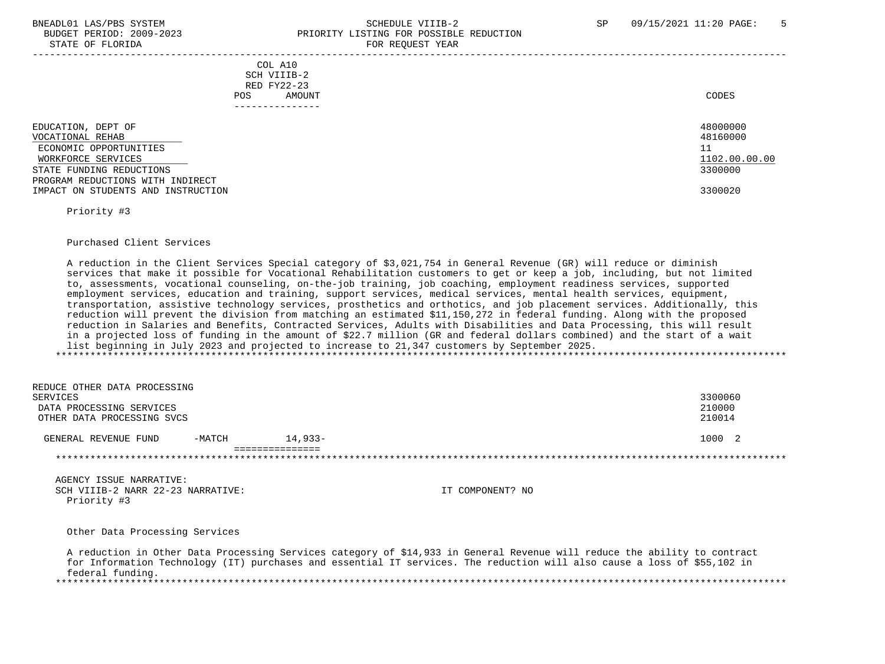| | COL A10 SCH VIIIB-2 RED FY22-23 POS AMOUNT | CODES |
|---|---|---|
| EDUCATION, DEPT OF | | 48000000 |
| VOCATIONAL REHAB | | 48160000 |
| ECONOMIC OPPORTUNITIES | | 11 |
| WORKFORCE SERVICES | | 1102.00.00.00 |
| STATE FUNDING REDUCTIONS | | 3300000 |
| PROGRAM REDUCTIONS WITH INDIRECT IMPACT ON STUDENTS AND INSTRUCTION | | 3300020 |

Priority #3

Purchased Client Services

A reduction in the Client Services Special category of $3,021,754 in General Revenue (GR) will reduce or diminish services that make it possible for Vocational Rehabilitation customers to get or keep a job, including, but not limited to, assessments, vocational counseling, on-the-job training, job coaching, employment readiness services, supported employment services, education and training, support services, medical services, mental health services, equipment, transportation, assistive technology services, prosthetics and orthotics, and job placement services. Additionally, this reduction will prevent the division from matching an estimated $11,150,272 in federal funding. Along with the proposed reduction in Salaries and Benefits, Contracted Services, Adults with Disabilities and Data Processing, this will result in a projected loss of funding in the amount of $22.7 million (GR and federal dollars combined) and the start of a wait list beginning in July 2023 and projected to increase to 21,347 customers by September 2025.

******************************************************************************************************************************

| | POS AMOUNT | CODES |
|---|---|---|
| REDUCE OTHER DATA PROCESSING SERVICES | | 3300060 |
| DATA PROCESSING SERVICES | | 210000 |
| OTHER DATA PROCESSING SVCS | | 210014 |
| GENERAL REVENUE FUND -MATCH | 14,933- | 1000 2 |

******************************************************************************************************************************

AGENCY ISSUE NARRATIVE:
SCH VIIIB-2 NARR 22-23 NARRATIVE: IT COMPONENT? NO
Priority #3

Other Data Processing Services

A reduction in Other Data Processing Services category of $14,933 in General Revenue will reduce the ability to contract for Information Technology (IT) purchases and essential IT services. The reduction will also cause a loss of $55,102 in federal funding.

******************************************************************************************************************************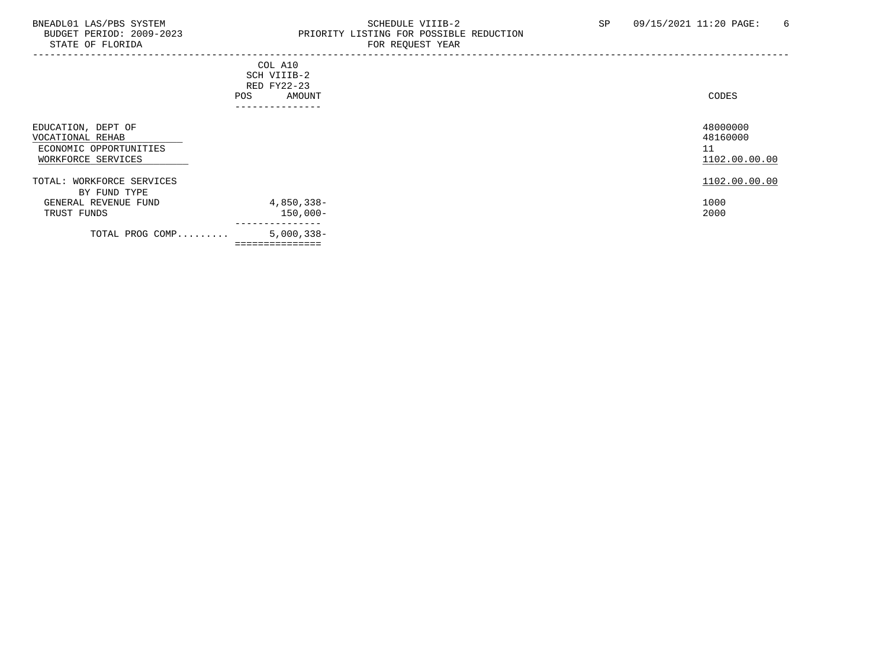BNEADL01 LAS/PBS SYSTEM
BUDGET PERIOD: 2009-2023
STATE OF FLORIDA

SCHEDULE VIIIB-2
PRIORITY LISTING FOR POSSIBLE REDUCTION
FOR REQUEST YEAR

SP 09/15/2021 11:20

| | COL A10 SCH VIIIB-2 RED FY22-23 POS | AMOUNT | CODES |
|---|---|---|---|
| EDUCATION, DEPT OF | | | 48000000 |
| VOCATIONAL REHAB | | | 48160000 |
| ECONOMIC OPPORTUNITIES | | | 11 |
| WORKFORCE SERVICES | | | 1102.00.00.00 |
| TOTAL: WORKFORCE SERVICES | | | 1102.00.00.00 |
| BY FUND TYPE | | | |
| GENERAL REVENUE FUND | | 4,850,338- | 1000 |
| TRUST FUNDS | | 150,000- | 2000 |
| TOTAL PROG COMP......... | | 5,000,338- | |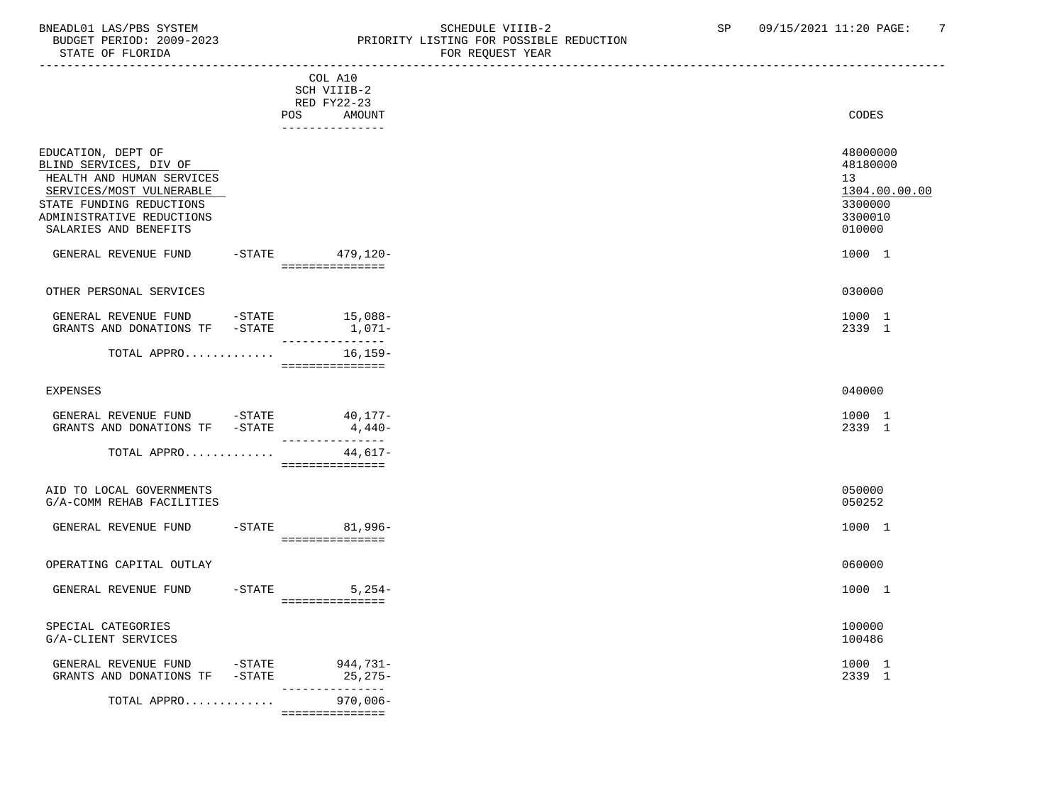BNEADL01 LAS/PBS SYSTEM | SCHEDULE VIIIB-2 | SP 09/15/2021 11:20
BUDGET PERIOD: 2009-2023 | PRIORITY LISTING FOR POSSIBLE REDUCTION
STATE OF FLORIDA | FOR REQUEST YEAR

| | | COL A10 SCH VIIIB-2 RED FY22-23 POS | AMOUNT | CODES |
|---|---|---|---|---|
| EDUCATION, DEPT OF | | | | 48000000 |
| BLIND SERVICES, DIV OF | | | | 48180000 |
| HEALTH AND HUMAN SERVICES | | | | 13 |
| SERVICES/MOST VULNERABLE | | | | 1304.00.00.00 |
| STATE FUNDING REDUCTIONS | | | | 3300000 |
| ADMINISTRATIVE REDUCTIONS | | | | 3300010 |
| SALARIES AND BENEFITS | | | | 010000 |
| GENERAL REVENUE FUND | -STATE | | 479,120- | 1000 1 |
| OTHER PERSONAL SERVICES | | | | 030000 |
| GENERAL REVENUE FUND | -STATE | | 15,088- | 1000 1 |
| GRANTS AND DONATIONS TF | -STATE | | 1,071- | 2339 1 |
| TOTAL APPRO............ | | | 16,159- | |
| EXPENSES | | | | 040000 |
| GENERAL REVENUE FUND | -STATE | | 40,177- | 1000 1 |
| GRANTS AND DONATIONS TF | -STATE | | 4,440- | 2339 1 |
| TOTAL APPRO............ | | | 44,617- | |
| AID TO LOCAL GOVERNMENTS | | | | 050000 |
| G/A-COMM REHAB FACILITIES | | | | 050252 |
| GENERAL REVENUE FUND | -STATE | | 81,996- | 1000 1 |
| OPERATING CAPITAL OUTLAY | | | | 060000 |
| GENERAL REVENUE FUND | -STATE | | 5,254- | 1000 1 |
| SPECIAL CATEGORIES | | | | 100000 |
| G/A-CLIENT SERVICES | | | | 100486 |
| GENERAL REVENUE FUND | -STATE | | 944,731- | 1000 1 |
| GRANTS AND DONATIONS TF | -STATE | | 25,275- | 2339 1 |
| TOTAL APPRO............ | | | 970,006- | |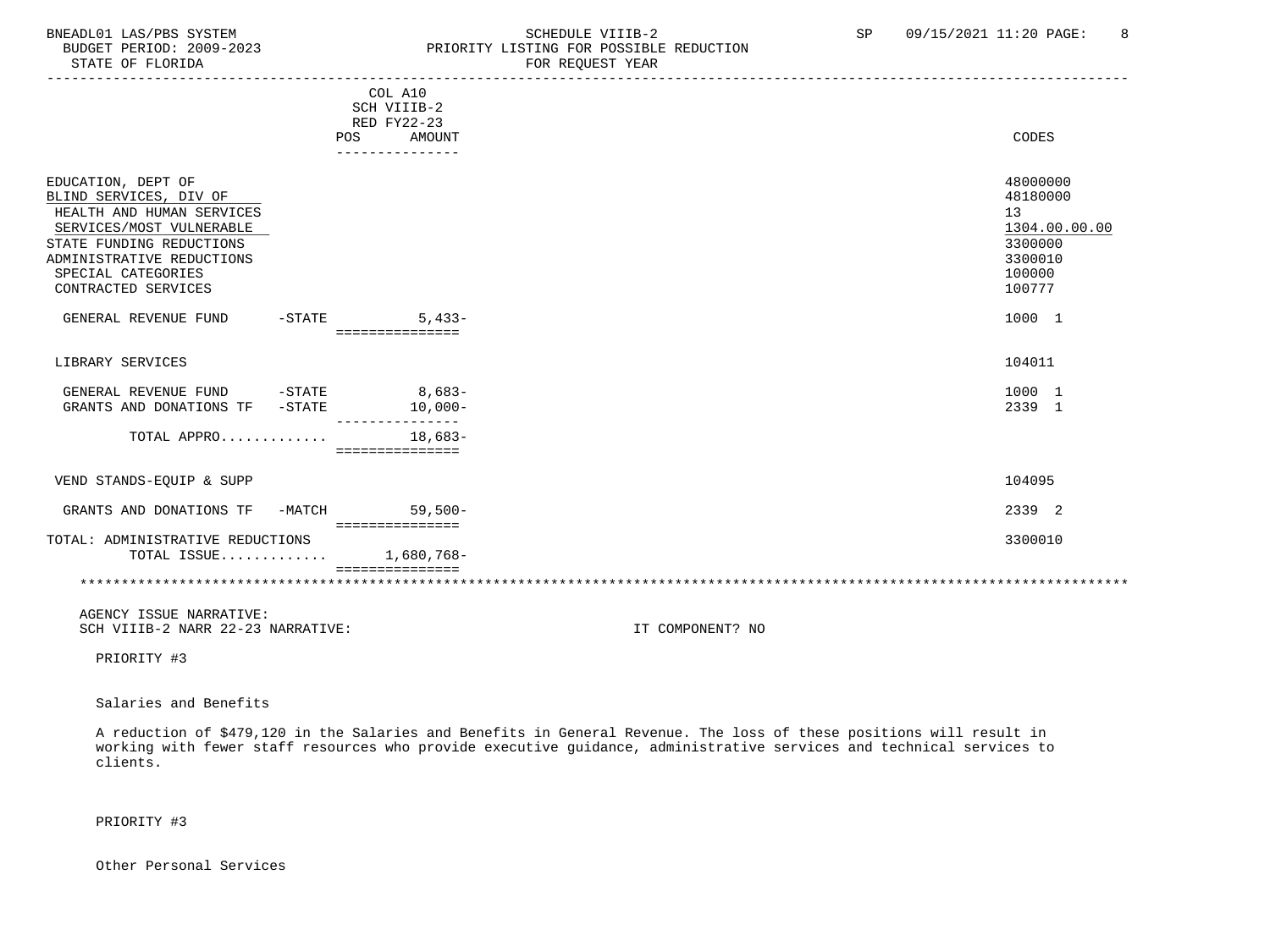| | COL A10 SCH VIIIB-2 RED FY22-23 POS AMOUNT | CODES |
|---|---|---|
| EDUCATION, DEPT OF | | 48000000 |
| BLIND SERVICES, DIV OF | | 48180000 |
| HEALTH AND HUMAN SERVICES | | 13 |
| SERVICES/MOST VULNERABLE | | 1304.00.00.00 |
| STATE FUNDING REDUCTIONS | | 3300000 |
| ADMINISTRATIVE REDUCTIONS | | 3300010 |
| SPECIAL CATEGORIES | | 100000 |
| CONTRACTED SERVICES | | 100777 |
| GENERAL REVENUE FUND -STATE | 5,433- | 1000 1 |
| LIBRARY SERVICES | | 104011 |
| GENERAL REVENUE FUND -STATE | 8,683- | 1000 1 |
| GRANTS AND DONATIONS TF -STATE | 10,000- | 2339 1 |
| TOTAL APPRO............ | 18,683- | |
| VEND STANDS-EQUIP & SUPP | | 104095 |
| GRANTS AND DONATIONS TF -MATCH | 59,500- | 2339 2 |
| TOTAL: ADMINISTRATIVE REDUCTIONS | | 3300010 |
| TOTAL ISSUE............ | 1,680,768- | |

AGENCY ISSUE NARRATIVE:
SCH VIIIB-2 NARR 22-23 NARRATIVE: IT COMPONENT? NO

PRIORITY #3

Salaries and Benefits

A reduction of $479,120 in the Salaries and Benefits in General Revenue. The loss of these positions will result in working with fewer staff resources who provide executive guidance, administrative services and technical services to clients.

PRIORITY #3

Other Personal Services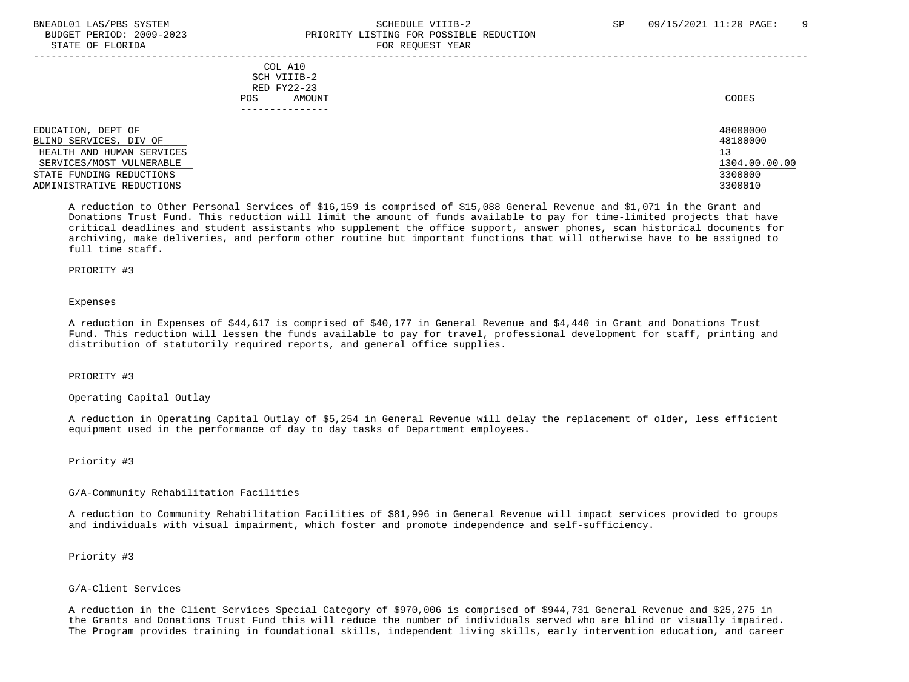| | COL A10 SCH VIIIB-2 RED FY22-23 POS AMOUNT | CODES |
|---|---|---|
| EDUCATION, DEPT OF | | 48000000 |
| BLIND SERVICES, DIV OF | | 48180000 |
| HEALTH AND HUMAN SERVICES | | 13 |
| SERVICES/MOST VULNERABLE | | 1304.00.00.00 |
| STATE FUNDING REDUCTIONS | | 3300000 |
| ADMINISTRATIVE REDUCTIONS | | 3300010 |

A reduction to Other Personal Services of $16,159 is comprised of $15,088 General Revenue and $1,071 in the Grant and Donations Trust Fund. This reduction will limit the amount of funds available to pay for time-limited projects that have critical deadlines and student assistants who supplement the office support, answer phones, scan historical documents for archiving, make deliveries, and perform other routine but important functions that will otherwise have to be assigned to full time staff.

PRIORITY #3

Expenses

A reduction in Expenses of $44,617 is comprised of $40,177 in General Revenue and $4,440 in Grant and Donations Trust Fund. This reduction will lessen the funds available to pay for travel, professional development for staff, printing and distribution of statutorily required reports, and general office supplies.

PRIORITY #3

Operating Capital Outlay

A reduction in Operating Capital Outlay of $5,254 in General Revenue will delay the replacement of older, less efficient equipment used in the performance of day to day tasks of Department employees.

Priority #3

G/A-Community Rehabilitation Facilities

A reduction to Community Rehabilitation Facilities of $81,996 in General Revenue will impact services provided to groups and individuals with visual impairment, which foster and promote independence and self-sufficiency.

Priority #3

G/A-Client Services

A reduction in the Client Services Special Category of $970,006 is comprised of $944,731 General Revenue and $25,275 in the Grants and Donations Trust Fund this will reduce the number of individuals served who are blind or visually impaired. The Program provides training in foundational skills, independent living skills, early intervention education, and career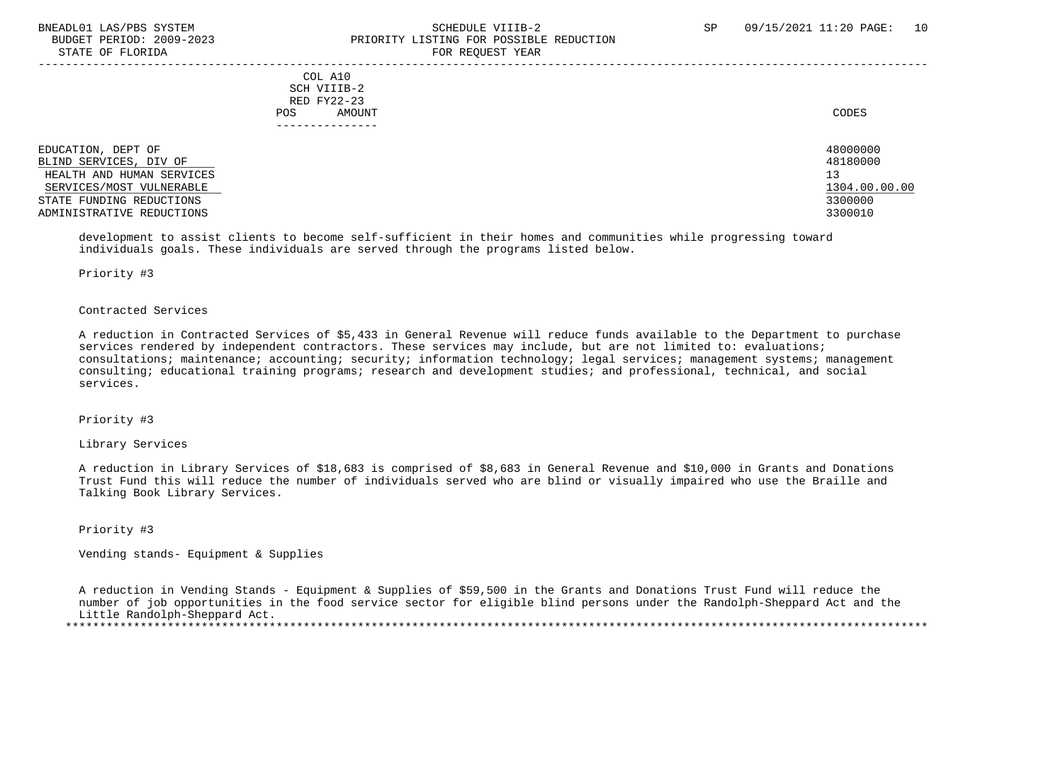| COL A10 SCH VIIIB-2 RED FY22-23 POS AMOUNT | CODES |
|---|---|
| EDUCATION, DEPT OF | 48000000 |
| BLIND SERVICES, DIV OF | 48180000 |
| HEALTH AND HUMAN SERVICES | 13 |
| SERVICES/MOST VULNERABLE | 1304.00.00.00 |
| STATE FUNDING REDUCTIONS | 3300000 |
| ADMINISTRATIVE REDUCTIONS | 3300010 |

development to assist clients to become self-sufficient in their homes and communities while progressing toward individuals goals. These individuals are served through the programs listed below.

Priority #3

Contracted Services

A reduction in Contracted Services of $5,433 in General Revenue will reduce funds available to the Department to purchase services rendered by independent contractors. These services may include, but are not limited to: evaluations; consultations; maintenance; accounting; security; information technology; legal services; management systems; management consulting; educational training programs; research and development studies; and professional, technical, and social services.

Priority #3

Library Services

A reduction in Library Services of $18,683 is comprised of $8,683 in General Revenue and $10,000 in Grants and Donations Trust Fund this will reduce the number of individuals served who are blind or visually impaired who use the Braille and Talking Book Library Services.

Priority #3

Vending stands- Equipment & Supplies

A reduction in Vending Stands - Equipment & Supplies of $59,500 in the Grants and Donations Trust Fund will reduce the number of job opportunities in the food service sector for eligible blind persons under the Randolph-Sheppard Act and the Little Randolph-Sheppard Act.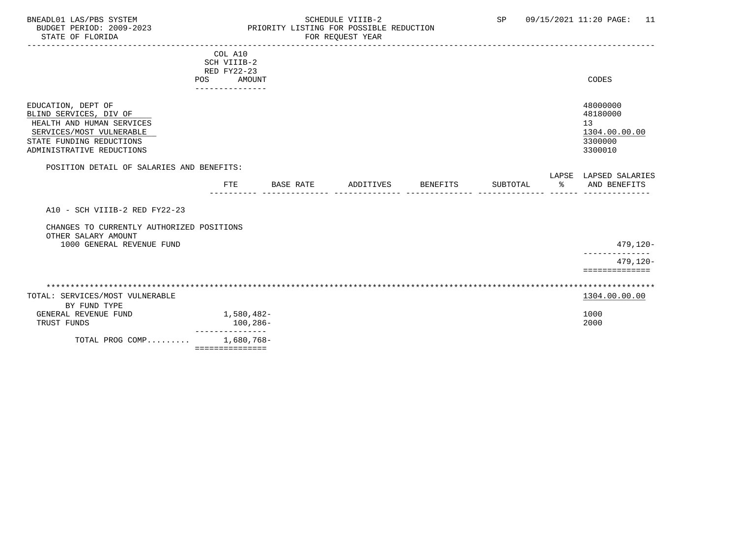BNEADL01 LAS/PBS SYSTEM — SCHEDULE VIIIB-2 — SP 09/15/2021 11:20
BUDGET PERIOD: 2009-2023 — PRIORITY LISTING FOR POSSIBLE REDUCTION
STATE OF FLORIDA — FOR REQUEST YEAR

| | COL A10 SCH VIIIB-2 RED FY22-23 POS AMOUNT | CODES |
|---|---|---|
| EDUCATION, DEPT OF | | 48000000 |
| BLIND SERVICES, DIV OF | | 48180000 |
| HEALTH AND HUMAN SERVICES | | 13 |
| SERVICES/MOST VULNERABLE | | 1304.00.00.00 |
| STATE FUNDING REDUCTIONS | | 3300000 |
| ADMINISTRATIVE REDUCTIONS | | 3300010 |

POSITION DETAIL OF SALARIES AND BENEFITS:

| | FTE | BASE RATE | ADDITIVES | BENEFITS | SUBTOTAL | LAPSE % | LAPSED SALARIES AND BENEFITS |
|---|---|---|---|---|---|---|---|
| A10 - SCH VIIIB-2 RED FY22-23 | | | | | | | |
| CHANGES TO CURRENTLY AUTHORIZED POSITIONS | | | | | | | |
| OTHER SALARY AMOUNT | | | | | | | |
| 1000 GENERAL REVENUE FUND | | | | | | | 479,120- |
| | | | | | | | 479,120- |

| TOTAL: SERVICES/MOST VULNERABLE | | 1304.00.00.00 |
|---|---|---|
| BY FUND TYPE | | |
| GENERAL REVENUE FUND | 1,580,482- | 1000 |
| TRUST FUNDS | 100,286- | 2000 |
| TOTAL PROG COMP......... | 1,680,768- | |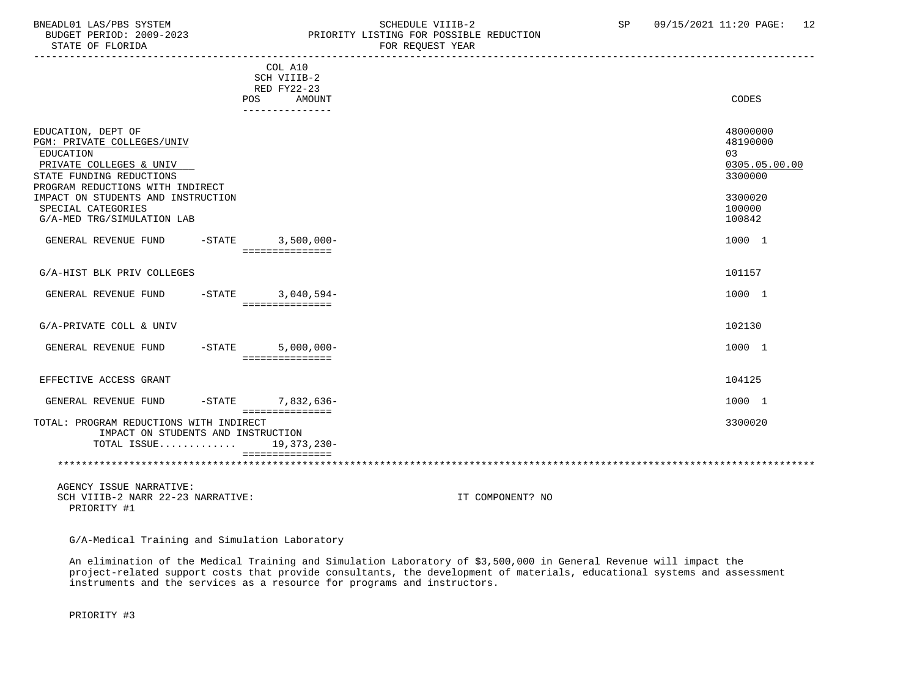| | COL A10 SCH VIIIB-2 RED FY22-23 POS AMOUNT | CODES |
|---|---|---|
| EDUCATION, DEPT OF | | 48000000 |
| PGM: PRIVATE COLLEGES/UNIV | | 48190000 |
| EDUCATION | | 03 |
| PRIVATE COLLEGES & UNIV | | 0305.05.00.00 |
| STATE FUNDING REDUCTIONS | | 3300000 |
| PROGRAM REDUCTIONS WITH INDIRECT IMPACT ON STUDENTS AND INSTRUCTION | | 3300020 |
| SPECIAL CATEGORIES | | 100000 |
| G/A-MED TRG/SIMULATION LAB | | 100842 |
| GENERAL REVENUE FUND -STATE | 3,500,000- | 1000 1 |
| G/A-HIST BLK PRIV COLLEGES | | 101157 |
| GENERAL REVENUE FUND -STATE | 3,040,594- | 1000 1 |
| G/A-PRIVATE COLL & UNIV | | 102130 |
| GENERAL REVENUE FUND -STATE | 5,000,000- | 1000 1 |
| EFFECTIVE ACCESS GRANT | | 104125 |
| GENERAL REVENUE FUND -STATE | 7,832,636- | 1000 1 |
| TOTAL: PROGRAM REDUCTIONS WITH INDIRECT IMPACT ON STUDENTS AND INSTRUCTION | | 3300020 |
| TOTAL ISSUE............ | 19,373,230- | |

AGENCY ISSUE NARRATIVE:
SCH VIIIB-2 NARR 22-23 NARRATIVE: IT COMPONENT? NO

PRIORITY #1

G/A-Medical Training and Simulation Laboratory

An elimination of the Medical Training and Simulation Laboratory of $3,500,000 in General Revenue will impact the project-related support costs that provide consultants, the development of materials, educational systems and assessment instruments and the services as a resource for programs and instructors.

PRIORITY #3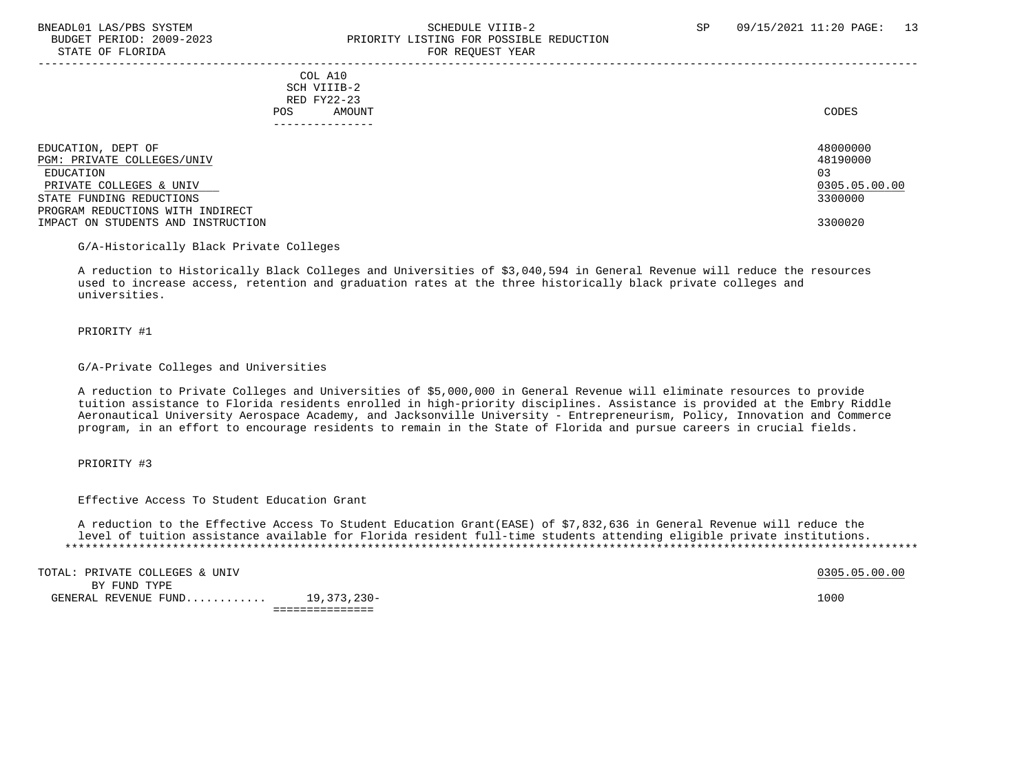COL A10
SCH VIIIB-2
RED FY22-23
POS AMOUNT

CODES

| | CODES |
|---|---|
| EDUCATION, DEPT OF | 48000000 |
| PGM: PRIVATE COLLEGES/UNIV | 48190000 |
| EDUCATION | 03 |
| PRIVATE COLLEGES & UNIV | 0305.05.00.00 |
| STATE FUNDING REDUCTIONS | 3300000 |
| PROGRAM REDUCTIONS WITH INDIRECT IMPACT ON STUDENTS AND INSTRUCTION | 3300020 |

G/A-Historically Black Private Colleges

A reduction to Historically Black Colleges and Universities of $3,040,594 in General Revenue will reduce the resources used to increase access, retention and graduation rates at the three historically black private colleges and universities.

PRIORITY #1

G/A-Private Colleges and Universities

A reduction to Private Colleges and Universities of $5,000,000 in General Revenue will eliminate resources to provide tuition assistance to Florida residents enrolled in high-priority disciplines. Assistance is provided at the Embry Riddle Aeronautical University Aerospace Academy, and Jacksonville University - Entrepreneurism, Policy, Innovation and Commerce program, in an effort to encourage residents to remain in the State of Florida and pursue careers in crucial fields.

PRIORITY #3

Effective Access To Student Education Grant

A reduction to the Effective Access To Student Education Grant(EASE) of $7,832,636 in General Revenue will reduce the level of tuition assistance available for Florida resident full-time students attending eligible private institutions.

| TOTAL: PRIVATE COLLEGES & UNIV | | 0305.05.00.00 |
|---|---|---|
| BY FUND TYPE | | |
| GENERAL REVENUE FUND........... | 19,373,230- | 1000 |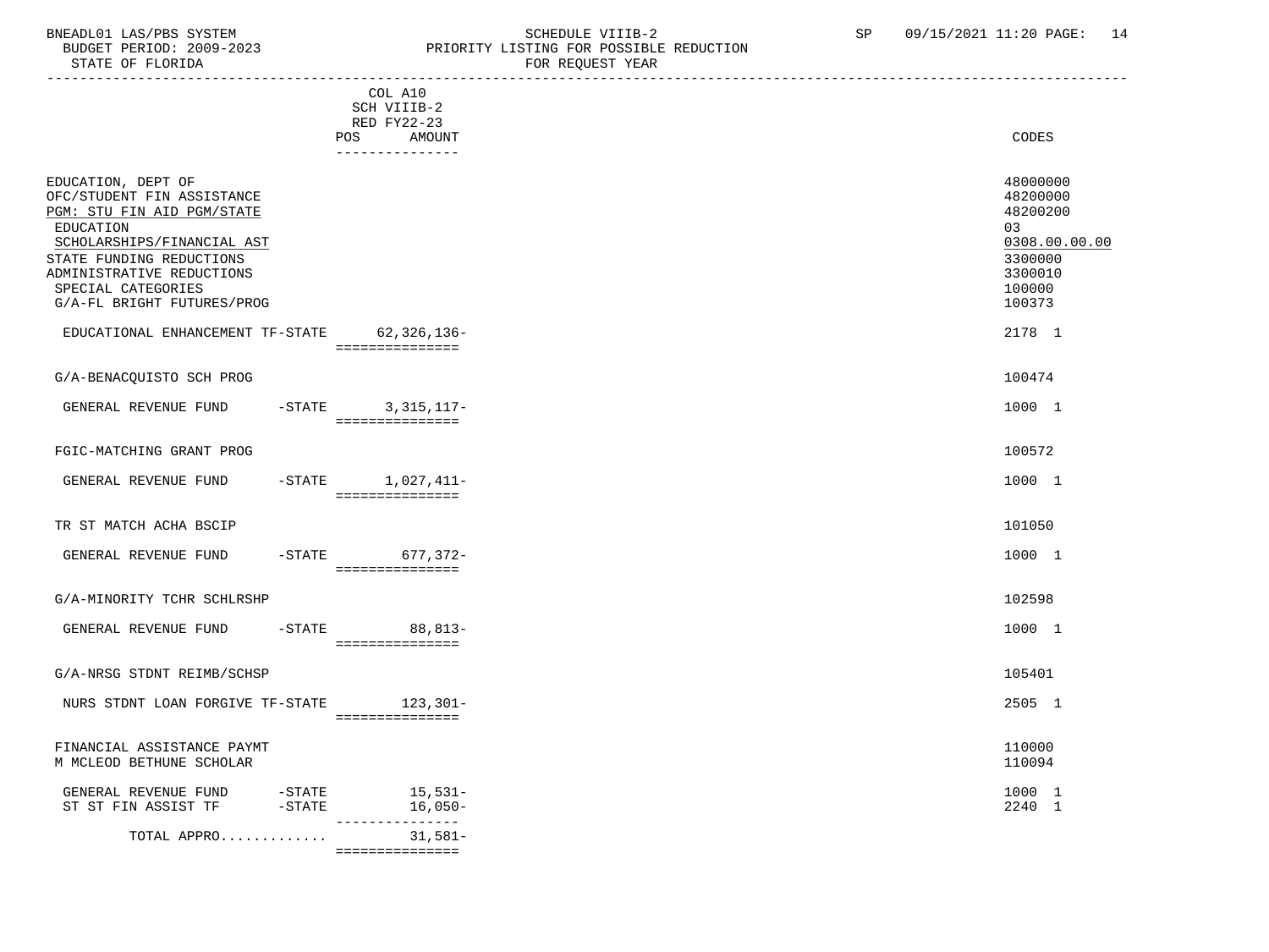BNEADL01 LAS/PBS SYSTEM — SCHEDULE VIIIB-2 — SP 09/15/2021 11:20

BUDGET PERIOD: 2009-2023 — PRIORITY LISTING FOR POSSIBLE REDUCTION

STATE OF FLORIDA — FOR REQUEST YEAR

| | COL A10 SCH VIIIB-2 RED FY22-23 POS | AMOUNT | CODES |
|---|---|---|---|
| EDUCATION, DEPT OF | | | 48000000 |
| OFC/STUDENT FIN ASSISTANCE | | | 48200000 |
| PGM: STU FIN AID PGM/STATE | | | 48200200 |
| EDUCATION | | | 03 |
| SCHOLARSHIPS/FINANCIAL AST | | | 0308.00.00.00 |
| STATE FUNDING REDUCTIONS | | | 3300000 |
| ADMINISTRATIVE REDUCTIONS | | | 3300010 |
| SPECIAL CATEGORIES | | | 100000 |
| G/A-FL BRIGHT FUTURES/PROG | | | 100373 |
| EDUCATIONAL ENHANCEMENT TF-STATE | | 62,326,136- | 2178 1 |
| G/A-BENACQUISTO SCH PROG | | | 100474 |
| GENERAL REVENUE FUND -STATE | | 3,315,117- | 1000 1 |
| FGIC-MATCHING GRANT PROG | | | 100572 |
| GENERAL REVENUE FUND -STATE | | 1,027,411- | 1000 1 |
| TR ST MATCH ACHA BSCIP | | | 101050 |
| GENERAL REVENUE FUND -STATE | | 677,372- | 1000 1 |
| G/A-MINORITY TCHR SCHLRSHP | | | 102598 |
| GENERAL REVENUE FUND -STATE | | 88,813- | 1000 1 |
| G/A-NRSG STDNT REIMB/SCHSP | | | 105401 |
| NURS STDNT LOAN FORGIVE TF-STATE | | 123,301- | 2505 1 |
| FINANCIAL ASSISTANCE PAYMT | | | 110000 |
| M MCLEOD BETHUNE SCHOLAR | | | 110094 |
| GENERAL REVENUE FUND -STATE | | 15,531- | 1000 1 |
| ST ST FIN ASSIST TF -STATE | | 16,050- | 2240 1 |
| TOTAL APPRO............. | | 31,581- | |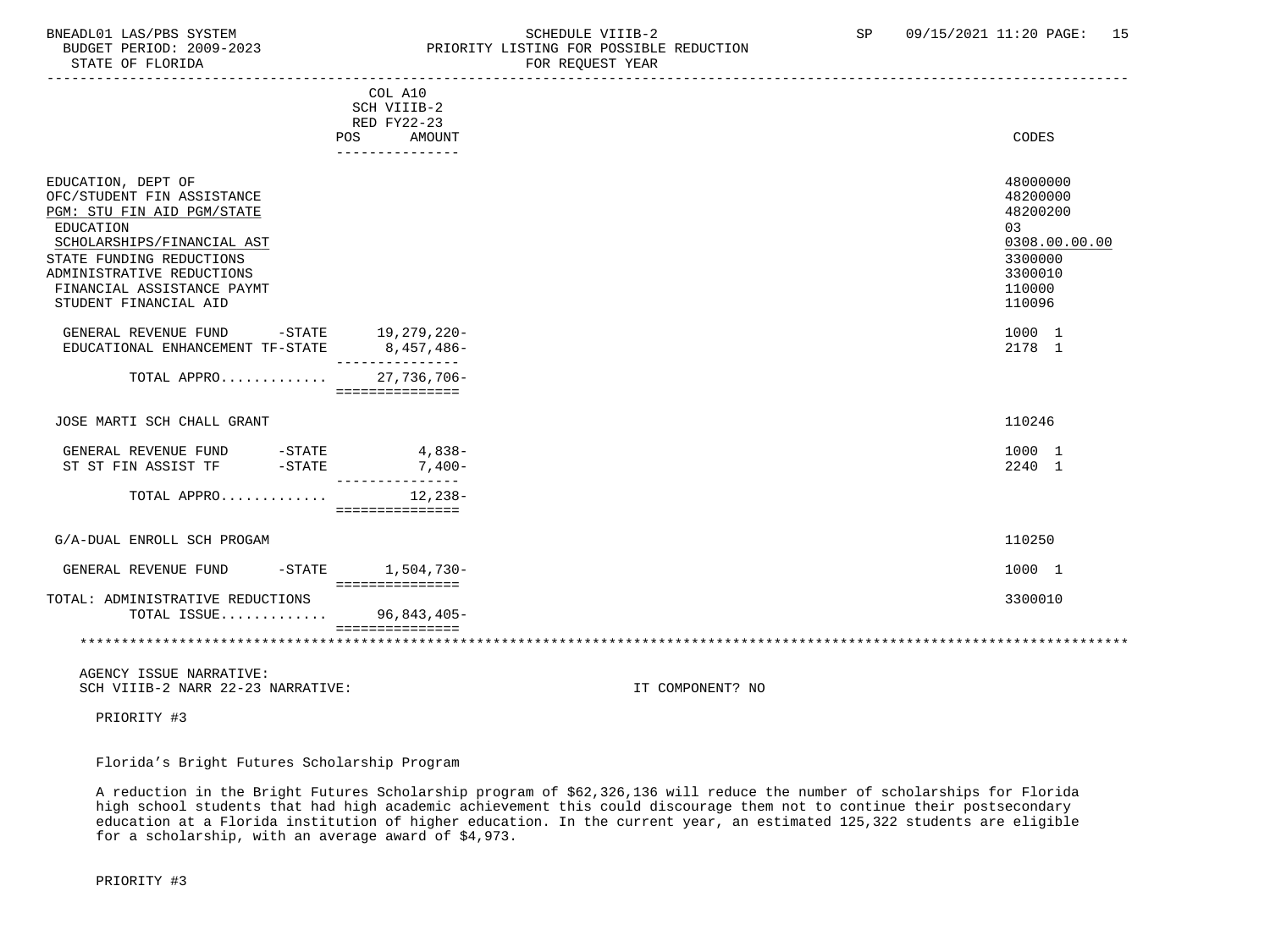| | COL A10 SCH VIIIB-2 RED FY22-23 POS AMOUNT | CODES |
|---|---|---|
| EDUCATION, DEPT OF | | 48000000 |
| OFC/STUDENT FIN ASSISTANCE | | 48200000 |
| PGM: STU FIN AID PGM/STATE | | 48200200 |
| EDUCATION | | 03 |
| SCHOLARSHIPS/FINANCIAL AST | | 0308.00.00.00 |
| STATE FUNDING REDUCTIONS | | 3300000 |
| ADMINISTRATIVE REDUCTIONS | | 3300010 |
| FINANCIAL ASSISTANCE PAYMT | | 110000 |
| STUDENT FINANCIAL AID | | 110096 |
| GENERAL REVENUE FUND -STATE | 19,279,220- | 1000 1 |
| EDUCATIONAL ENHANCEMENT TF-STATE | 8,457,486- | 2178 1 |
| TOTAL APPRO............ | 27,736,706- | |
| JOSE MARTI SCH CHALL GRANT | | 110246 |
| GENERAL REVENUE FUND -STATE | 4,838- | 1000 1 |
| ST ST FIN ASSIST TF -STATE | 7,400- | 2240 1 |
| TOTAL APPRO............ | 12,238- | |
| G/A-DUAL ENROLL SCH PROGAM | | 110250 |
| GENERAL REVENUE FUND -STATE | 1,504,730- | 1000 1 |
| TOTAL: ADMINISTRATIVE REDUCTIONS | | 3300010 |
| TOTAL ISSUE............ | 96,843,405- | |

AGENCY ISSUE NARRATIVE:
SCH VIIIB-2 NARR 22-23 NARRATIVE: IT COMPONENT? NO

PRIORITY #3

Florida's Bright Futures Scholarship Program

A reduction in the Bright Futures Scholarship program of $62,326,136 will reduce the number of scholarships for Florida high school students that had high academic achievement this could discourage them not to continue their postsecondary education at a Florida institution of higher education. In the current year, an estimated 125,322 students are eligible for a scholarship, with an average award of $4,973.

PRIORITY #3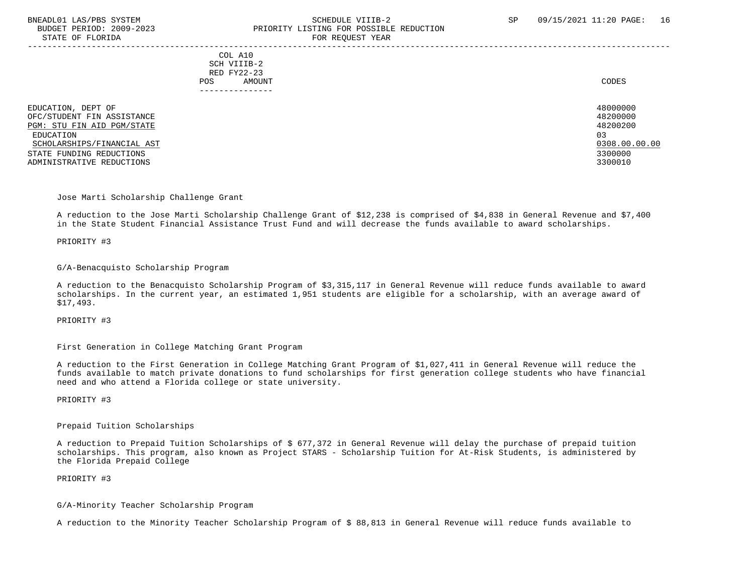| | COL A10 SCH VIIIB-2 RED FY22-23 POS AMOUNT | CODES |
|---|---|---|
| EDUCATION, DEPT OF | | 48000000 |
| OFC/STUDENT FIN ASSISTANCE | | 48200000 |
| PGM: STU FIN AID PGM/STATE | | 48200200 |
| EDUCATION | | 03 |
| SCHOLARSHIPS/FINANCIAL AST | | 0308.00.00.00 |
| STATE FUNDING REDUCTIONS | | 3300000 |
| ADMINISTRATIVE REDUCTIONS | | 3300010 |

Jose Marti Scholarship Challenge Grant

A reduction to the Jose Marti Scholarship Challenge Grant of $12,238 is comprised of $4,838 in General Revenue and $7,400 in the State Student Financial Assistance Trust Fund and will decrease the funds available to award scholarships.

PRIORITY #3

G/A-Benacquisto Scholarship Program

A reduction to the Benacquisto Scholarship Program of $3,315,117 in General Revenue will reduce funds available to award scholarships. In the current year, an estimated 1,951 students are eligible for a scholarship, with an average award of $17,493.

PRIORITY #3

First Generation in College Matching Grant Program

A reduction to the First Generation in College Matching Grant Program of $1,027,411 in General Revenue will reduce the funds available to match private donations to fund scholarships for first generation college students who have financial need and who attend a Florida college or state university.

PRIORITY #3

Prepaid Tuition Scholarships

A reduction to Prepaid Tuition Scholarships of $ 677,372 in General Revenue will delay the purchase of prepaid tuition scholarships. This program, also known as Project STARS - Scholarship Tuition for At-Risk Students, is administered by the Florida Prepaid College

PRIORITY #3

G/A-Minority Teacher Scholarship Program

A reduction to the Minority Teacher Scholarship Program of $ 88,813 in General Revenue will reduce funds available to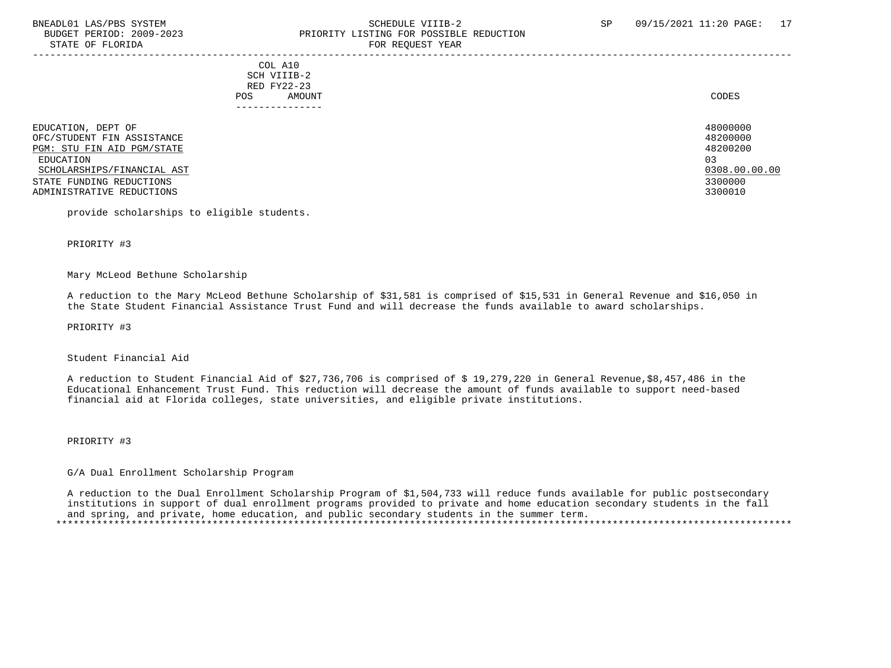| COL A10 SCH VIIIB-2 RED FY22-23 POS AMOUNT | CODES |
|---|---|
| EDUCATION, DEPT OF | 48000000 |
| OFC/STUDENT FIN ASSISTANCE | 48200000 |
| PGM: STU FIN AID PGM/STATE | 48200200 |
| EDUCATION | 03 |
| SCHOLARSHIPS/FINANCIAL AST | 0308.00.00.00 |
| STATE FUNDING REDUCTIONS | 3300000 |
| ADMINISTRATIVE REDUCTIONS | 3300010 |

provide scholarships to eligible students.

PRIORITY #3

Mary McLeod Bethune Scholarship

A reduction to the Mary McLeod Bethune Scholarship of $31,581 is comprised of $15,531 in General Revenue and $16,050 in the State Student Financial Assistance Trust Fund and will decrease the funds available to award scholarships.

PRIORITY #3

Student Financial Aid

A reduction to Student Financial Aid of $27,736,706 is comprised of $ 19,279,220 in General Revenue,$8,457,486 in the Educational Enhancement Trust Fund. This reduction will decrease the amount of funds available to support need-based financial aid at Florida colleges, state universities, and eligible private institutions.

PRIORITY #3

G/A Dual Enrollment Scholarship Program

A reduction to the Dual Enrollment Scholarship Program of $1,504,733 will reduce funds available for public postsecondary institutions in support of dual enrollment programs provided to private and home education secondary students in the fall and spring, and private, home education, and public secondary students in the summer term.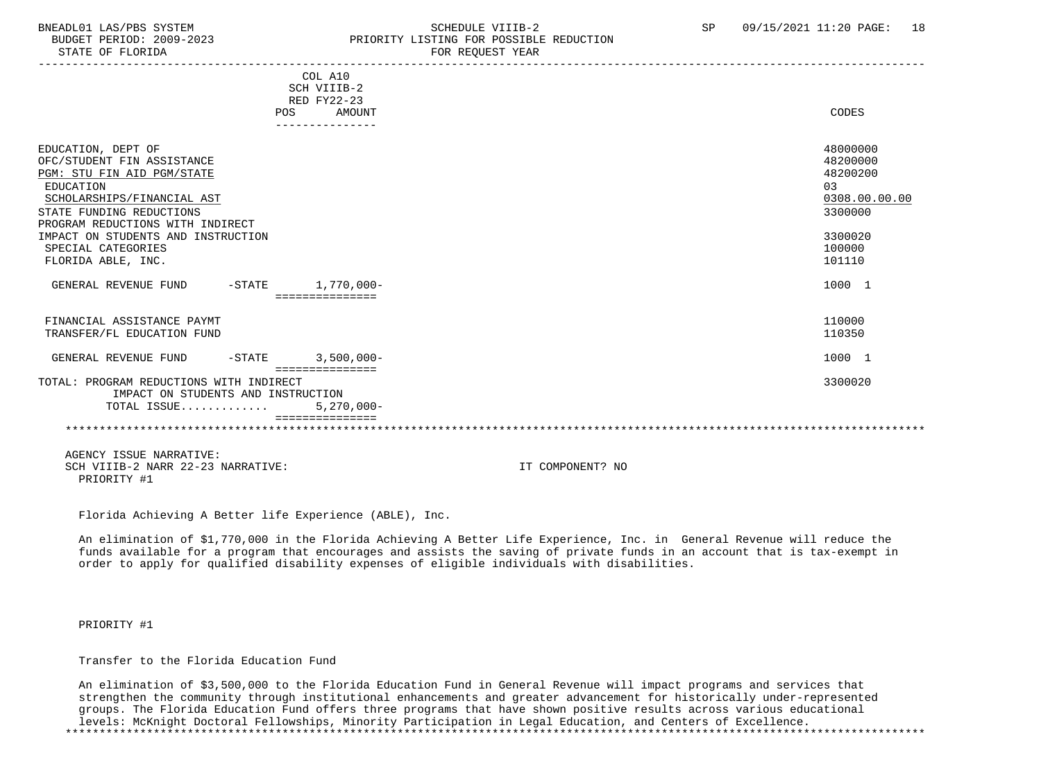| | COL A10<br>SCH VIIIB-2<br>RED FY22-23<br>POS AMOUNT | CODES |
|---|---|---|
| EDUCATION, DEPT OF | | 48000000 |
| OFC/STUDENT FIN ASSISTANCE | | 48200000 |
| PGM: STU FIN AID PGM/STATE | | 48200200 |
| EDUCATION | | 03 |
| SCHOLARSHIPS/FINANCIAL AST | | 0308.00.00.00 |
| STATE FUNDING REDUCTIONS | | 3300000 |
| PROGRAM REDUCTIONS WITH INDIRECT IMPACT ON STUDENTS AND INSTRUCTION | | 3300020 |
| SPECIAL CATEGORIES | | 100000 |
| FLORIDA ABLE, INC. | | 101110 |
| GENERAL REVENUE FUND -STATE | 1,770,000- | 1000 1 |
| FINANCIAL ASSISTANCE PAYMT | | 110000 |
| TRANSFER/FL EDUCATION FUND | | 110350 |
| GENERAL REVENUE FUND -STATE | 3,500,000- | 1000 1 |
| TOTAL: PROGRAM REDUCTIONS WITH INDIRECT IMPACT ON STUDENTS AND INSTRUCTION | | 3300020 |
| TOTAL ISSUE............ | 5,270,000- | |

AGENCY ISSUE NARRATIVE:
SCH VIIIB-2 NARR 22-23 NARRATIVE: IT COMPONENT? NO

PRIORITY #1

Florida Achieving A Better life Experience (ABLE), Inc.

An elimination of $1,770,000 in the Florida Achieving A Better Life Experience, Inc. in General Revenue will reduce the funds available for a program that encourages and assists the saving of private funds in an account that is tax-exempt in order to apply for qualified disability expenses of eligible individuals with disabilities.

PRIORITY #1

Transfer to the Florida Education Fund

An elimination of $3,500,000 to the Florida Education Fund in General Revenue will impact programs and services that strengthen the community through institutional enhancements and greater advancement for historically under-represented groups. The Florida Education Fund offers three programs that have shown positive results across various educational levels: McKnight Doctoral Fellowships, Minority Participation in Legal Education, and Centers of Excellence.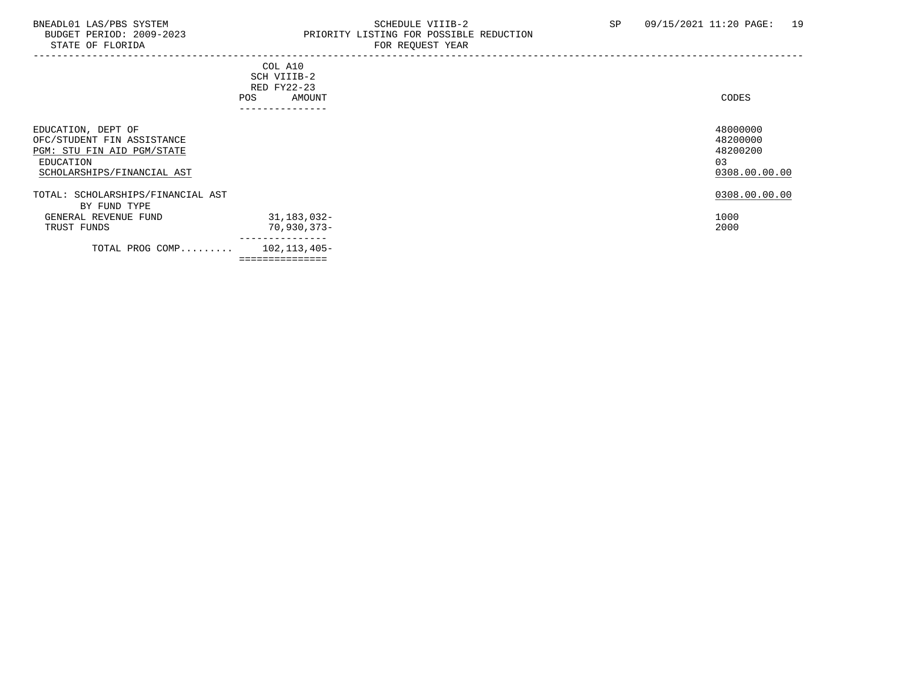BNEADL01 LAS/PBS SYSTEM
BUDGET PERIOD: 2009-2023
STATE OF FLORIDA

SCHEDULE VIIIB-2
PRIORITY LISTING FOR POSSIBLE REDUCTION
FOR REQUEST YEAR

SP 09/15/2021 11:20

| | COL A10 SCH VIIIB-2 RED FY22-23 POS | AMOUNT | CODES |
|---|---|---|---|
| EDUCATION, DEPT OF | | | 48000000 |
| OFC/STUDENT FIN ASSISTANCE | | | 48200000 |
| PGM: STU FIN AID PGM/STATE | | | 48200200 |
| EDUCATION | | | 03 |
| SCHOLARSHIPS/FINANCIAL AST | | | 0308.00.00.00 |
| TOTAL: SCHOLARSHIPS/FINANCIAL AST | | | 0308.00.00.00 |
| BY FUND TYPE | | | |
| GENERAL REVENUE FUND | | 31,183,032- | 1000 |
| TRUST FUNDS | | 70,930,373- | 2000 |
| TOTAL PROG COMP......... | | 102,113,405- | |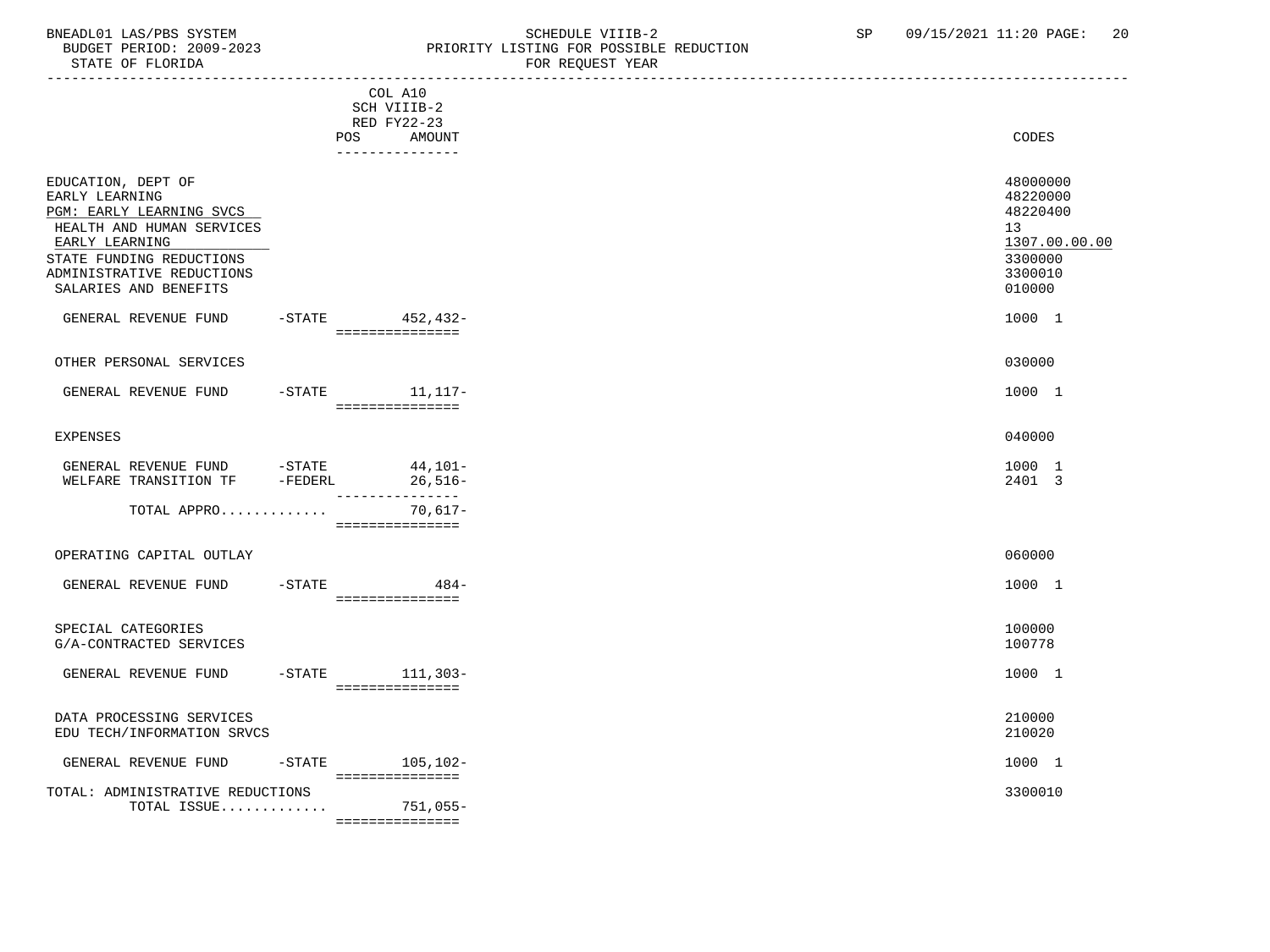BNEADL01 LAS/PBS SYSTEM | SCHEDULE VIIIB-2 | SP 09/15/2021 11:20

BUDGET PERIOD: 2009-2023 | PRIORITY LISTING FOR POSSIBLE REDUCTION

STATE OF FLORIDA | FOR REQUEST YEAR

| | | COL A10 SCH VIIIB-2 RED FY22-23 POS AMOUNT | CODES |
|---|---|---|---|
| EDUCATION, DEPT OF | | | 48000000 |
| EARLY LEARNING | | | 48220000 |
| PGM: EARLY LEARNING SVCS | | | 48220400 |
| HEALTH AND HUMAN SERVICES | | | 13 |
| EARLY LEARNING | | | 1307.00.00.00 |
| STATE FUNDING REDUCTIONS | | | 3300000 |
| ADMINISTRATIVE REDUCTIONS | | | 3300010 |
| SALARIES AND BENEFITS | | | 010000 |
| GENERAL REVENUE FUND | -STATE | 452,432- | 1000 1 |
| OTHER PERSONAL SERVICES | | | 030000 |
| GENERAL REVENUE FUND | -STATE | 11,117- | 1000 1 |
| EXPENSES | | | 040000 |
| GENERAL REVENUE FUND | -STATE | 44,101- | 1000 1 |
| WELFARE TRANSITION TF | -FEDERL | 26,516- | 2401 3 |
| TOTAL APPRO............ | | 70,617- | |
| OPERATING CAPITAL OUTLAY | | | 060000 |
| GENERAL REVENUE FUND | -STATE | 484- | 1000 1 |
| SPECIAL CATEGORIES | | | 100000 |
| G/A-CONTRACTED SERVICES | | | 100778 |
| GENERAL REVENUE FUND | -STATE | 111,303- | 1000 1 |
| DATA PROCESSING SERVICES | | | 210000 |
| EDU TECH/INFORMATION SRVCS | | | 210020 |
| GENERAL REVENUE FUND | -STATE | 105,102- | 1000 1 |
| TOTAL: ADMINISTRATIVE REDUCTIONS | | | 3300010 |
| TOTAL ISSUE............ | | 751,055- | |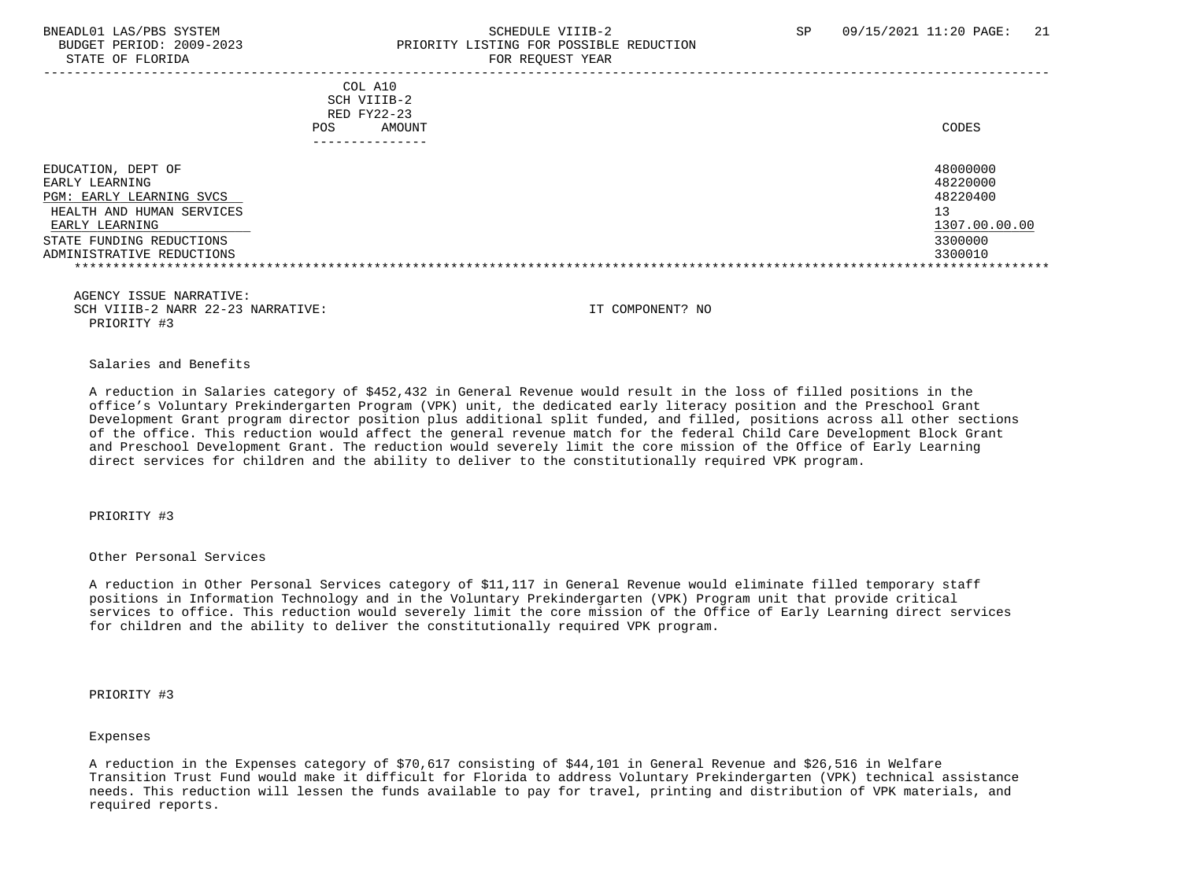COL A10
SCH VIIIB-2
RED FY22-23
POS AMOUNT

| | CODES |
|---|---|
| EDUCATION, DEPT OF | 48000000 |
| EARLY LEARNING | 48220000 |
| PGM: EARLY LEARNING SVCS | 48220400 |
| HEALTH AND HUMAN SERVICES | 13 |
| EARLY LEARNING | 1307.00.00.00 |
| STATE FUNDING REDUCTIONS | 3300000 |
| ADMINISTRATIVE REDUCTIONS | 3300010 |

AGENCY ISSUE NARRATIVE:
SCH VIIIB-2 NARR 22-23 NARRATIVE: IT COMPONENT? NO

PRIORITY #3

Salaries and Benefits

A reduction in Salaries category of $452,432 in General Revenue would result in the loss of filled positions in the office's Voluntary Prekindergarten Program (VPK) unit, the dedicated early literacy position and the Preschool Grant Development Grant program director position plus additional split funded, and filled, positions across all other sections of the office. This reduction would affect the general revenue match for the federal Child Care Development Block Grant and Preschool Development Grant. The reduction would severely limit the core mission of the Office of Early Learning direct services for children and the ability to deliver to the constitutionally required VPK program.

PRIORITY #3

Other Personal Services

A reduction in Other Personal Services category of $11,117 in General Revenue would eliminate filled temporary staff positions in Information Technology and in the Voluntary Prekindergarten (VPK) Program unit that provide critical services to office. This reduction would severely limit the core mission of the Office of Early Learning direct services for children and the ability to deliver the constitutionally required VPK program.

PRIORITY #3

Expenses

A reduction in the Expenses category of $70,617 consisting of $44,101 in General Revenue and $26,516 in Welfare Transition Trust Fund would make it difficult for Florida to address Voluntary Prekindergarten (VPK) technical assistance needs. This reduction will lessen the funds available to pay for travel, printing and distribution of VPK materials, and required reports.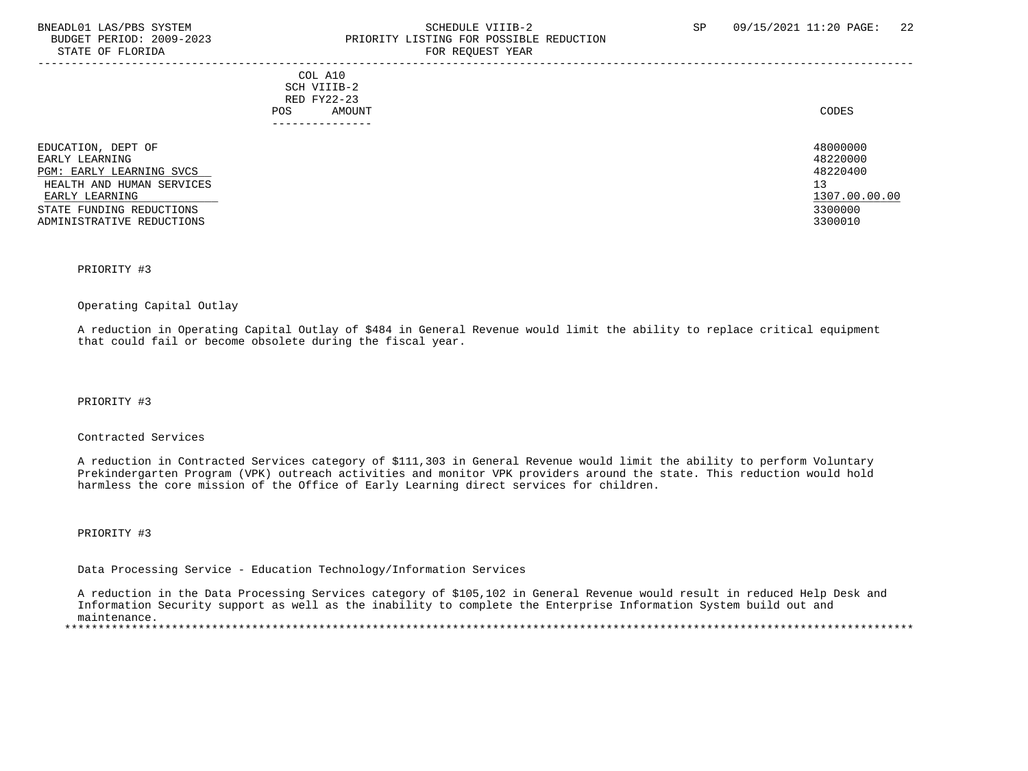| | COL A10 SCH VIIIB-2 RED FY22-23 POS AMOUNT | CODES |
|---|---|---|
| EDUCATION, DEPT OF | | 48000000 |
| EARLY LEARNING | | 48220000 |
| PGM: EARLY LEARNING SVCS | | 48220400 |
| HEALTH AND HUMAN SERVICES | | 13 |
| EARLY LEARNING | | 1307.00.00.00 |
| STATE FUNDING REDUCTIONS | | 3300000 |
| ADMINISTRATIVE REDUCTIONS | | 3300010 |

PRIORITY #3

Operating Capital Outlay

A reduction in Operating Capital Outlay of $484 in General Revenue would limit the ability to replace critical equipment that could fail or become obsolete during the fiscal year.

PRIORITY #3

Contracted Services

A reduction in Contracted Services category of $111,303 in General Revenue would limit the ability to perform Voluntary Prekindergarten Program (VPK) outreach activities and monitor VPK providers around the state. This reduction would hold harmless the core mission of the Office of Early Learning direct services for children.

PRIORITY #3

Data Processing Service - Education Technology/Information Services

A reduction in the Data Processing Services category of $105,102 in General Revenue would result in reduced Help Desk and Information Security support as well as the inability to complete the Enterprise Information System build out and maintenance.

*******************************************************************************************************************************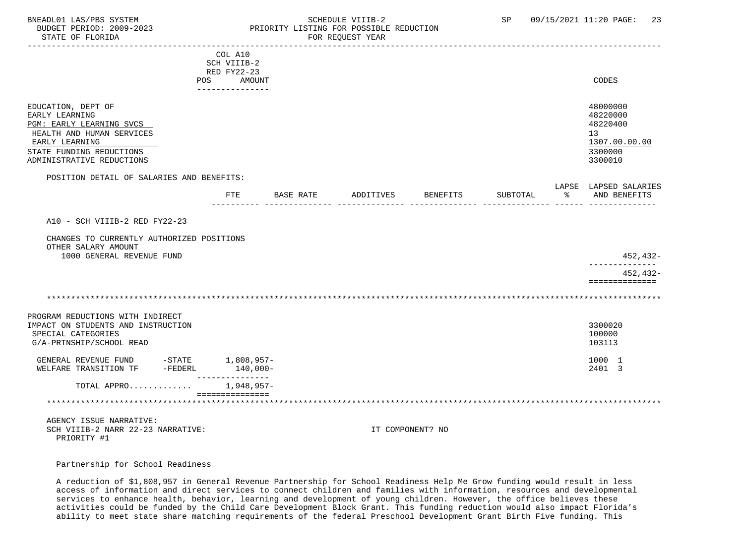| | COL A10 SCH VIIIB-2 RED FY22-23 POS AMOUNT | CODES |
|---|---|---|
| EDUCATION, DEPT OF | | 48000000 |
| EARLY LEARNING | | 48220000 |
| PGM: EARLY LEARNING SVCS | | 48220400 |
| HEALTH AND HUMAN SERVICES | | 13 |
| EARLY LEARNING | | 1307.00.00.00 |
| STATE FUNDING REDUCTIONS | | 3300000 |
| ADMINISTRATIVE REDUCTIONS | | 3300010 |

POSITION DETAIL OF SALARIES AND BENEFITS:

| | FTE | BASE RATE | ADDITIVES | BENEFITS | SUBTOTAL | LAPSE % | LAPSED SALARIES AND BENEFITS |
|---|---|---|---|---|---|---|---|
| A10 - SCH VIIIB-2 RED FY22-23 | | | | | | | |
| CHANGES TO CURRENTLY AUTHORIZED POSITIONS | | | | | | | |
| OTHER SALARY AMOUNT | | | | | | | |
| 1000 GENERAL REVENUE FUND | | | | | | | 452,432- |
| | | | | | | | 452,432- |

***

| | | COL A10 AMOUNT | CODES |
|---|---|---|---|
| PROGRAM REDUCTIONS WITH INDIRECT IMPACT ON STUDENTS AND INSTRUCTION | | | 3300020 |
| SPECIAL CATEGORIES | | | 100000 |
| G/A-PRTNSHIP/SCHOOL READ | | | 103113 |
| GENERAL REVENUE FUND | -STATE | 1,808,957- | 1000 1 |
| WELFARE TRANSITION TF | -FEDERL | 140,000- | 2401 3 |
| TOTAL APPRO............. | | 1,948,957- | |

***

AGENCY ISSUE NARRATIVE:
SCH VIIIB-2 NARR 22-23 NARRATIVE: IT COMPONENT? NO
PRIORITY #1

Partnership for School Readiness

A reduction of $1,808,957 in General Revenue Partnership for School Readiness Help Me Grow funding would result in less access of information and direct services to connect children and families with information, resources and developmental services to enhance health, behavior, learning and development of young children. However, the office believes these activities could be funded by the Child Care Development Block Grant. This funding reduction would also impact Florida's ability to meet state share matching requirements of the federal Preschool Development Grant Birth Five funding. This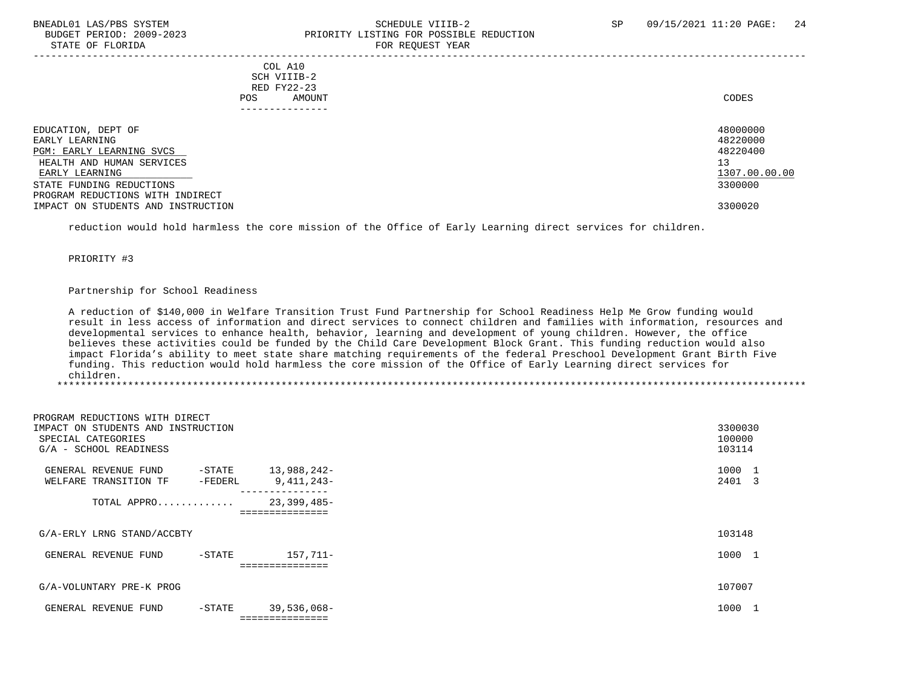| | COL A10 SCH VIIIB-2 RED FY22-23 POS AMOUNT | CODES |
|---|---|---|
| EDUCATION, DEPT OF | | 48000000 |
| EARLY LEARNING | | 48220000 |
| PGM: EARLY LEARNING SVCS | | 48220400 |
| HEALTH AND HUMAN SERVICES | | 13 |
| EARLY LEARNING | | 1307.00.00.00 |
| STATE FUNDING REDUCTIONS | | 3300000 |
| PROGRAM REDUCTIONS WITH INDIRECT IMPACT ON STUDENTS AND INSTRUCTION | | 3300020 |

reduction would hold harmless the core mission of the Office of Early Learning direct services for children.

PRIORITY #3

Partnership for School Readiness

A reduction of $140,000 in Welfare Transition Trust Fund Partnership for School Readiness Help Me Grow funding would result in less access of information and direct services to connect children and families with information, resources and developmental services to enhance health, behavior, learning and development of young children. However, the office believes these activities could be funded by the Child Care Development Block Grant. This funding reduction would also impact Florida's ability to meet state share matching requirements of the federal Preschool Development Grant Birth Five funding. This reduction would hold harmless the core mission of the Office of Early Learning direct services for children.

*****************************************************************************************************************************

| | | AMOUNT | CODES |
|---|---|---|---|
| PROGRAM REDUCTIONS WITH DIRECT IMPACT ON STUDENTS AND INSTRUCTION | | | 3300030 |
| SPECIAL CATEGORIES | | | 100000 |
| G/A - SCHOOL READINESS | | | 103114 |
| GENERAL REVENUE FUND | -STATE | 13,988,242- | 1000 1 |
| WELFARE TRANSITION TF | -FEDERL | 9,411,243- | 2401 3 |
| TOTAL APPRO............. | | 23,399,485- | |
| G/A-ERLY LRNG STAND/ACCBTY | | | 103148 |
| GENERAL REVENUE FUND | -STATE | 157,711- | 1000 1 |
| G/A-VOLUNTARY PRE-K PROG | | | 107007 |
| GENERAL REVENUE FUND | -STATE | 39,536,068- | 1000 1 |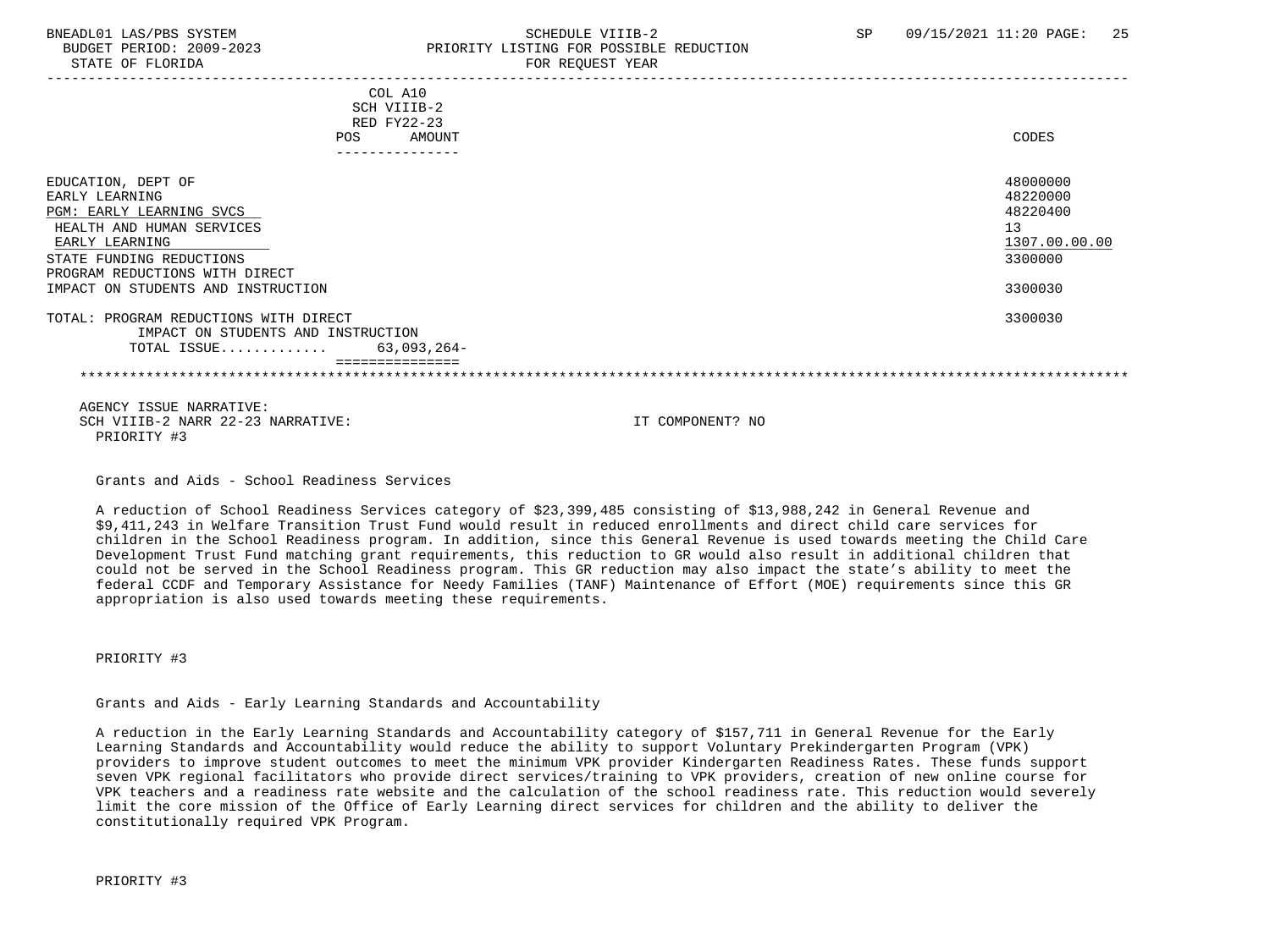COL A10
SCH VIIIB-2
RED FY22-23
POS AMOUNT

| | POS AMOUNT | CODES |
|---|---|---|
| EDUCATION, DEPT OF | | 48000000 |
| EARLY LEARNING | | 48220000 |
| PGM: EARLY LEARNING SVCS | | 48220400 |
| HEALTH AND HUMAN SERVICES | | 13 |
| EARLY LEARNING | | 1307.00.00.00 |
| STATE FUNDING REDUCTIONS | | 3300000 |
| PROGRAM REDUCTIONS WITH DIRECT IMPACT ON STUDENTS AND INSTRUCTION | | 3300030 |
| TOTAL: PROGRAM REDUCTIONS WITH DIRECT IMPACT ON STUDENTS AND INSTRUCTION | | 3300030 |
| TOTAL ISSUE............ | 63,093,264- | |

AGENCY ISSUE NARRATIVE:
SCH VIIIB-2 NARR 22-23 NARRATIVE: IT COMPONENT? NO

PRIORITY #3

Grants and Aids - School Readiness Services

A reduction of School Readiness Services category of $23,399,485 consisting of $13,988,242 in General Revenue and $9,411,243 in Welfare Transition Trust Fund would result in reduced enrollments and direct child care services for children in the School Readiness program. In addition, since this General Revenue is used towards meeting the Child Care Development Trust Fund matching grant requirements, this reduction to GR would also result in additional children that could not be served in the School Readiness program. This GR reduction may also impact the state's ability to meet the federal CCDF and Temporary Assistance for Needy Families (TANF) Maintenance of Effort (MOE) requirements since this GR appropriation is also used towards meeting these requirements.

PRIORITY #3

Grants and Aids - Early Learning Standards and Accountability

A reduction in the Early Learning Standards and Accountability category of $157,711 in General Revenue for the Early Learning Standards and Accountability would reduce the ability to support Voluntary Prekindergarten Program (VPK) providers to improve student outcomes to meet the minimum VPK provider Kindergarten Readiness Rates. These funds support seven VPK regional facilitators who provide direct services/training to VPK providers, creation of new online course for VPK teachers and a readiness rate website and the calculation of the school readiness rate. This reduction would severely limit the core mission of the Office of Early Learning direct services for children and the ability to deliver the constitutionally required VPK Program.

PRIORITY #3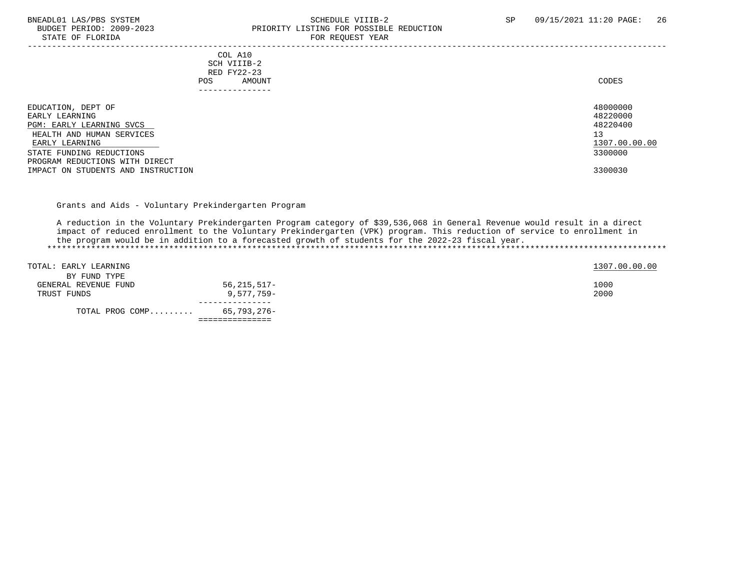BNEADL01 LAS/PBS SYSTEM — SCHEDULE VIIIB-2 — SP 09/15/2021 11:20

BUDGET PERIOD: 2009-2023 — PRIORITY LISTING FOR POSSIBLE REDUCTION

STATE OF FLORIDA — FOR REQUEST YEAR

| | COL A10 SCH VIIIB-2 RED FY22-23 POS | AMOUNT | CODES |
|---|---|---|---|
| EDUCATION, DEPT OF | | | 48000000 |
| EARLY LEARNING | | | 48220000 |
| PGM: EARLY LEARNING SVCS | | | 48220400 |
| HEALTH AND HUMAN SERVICES | | | 13 |
| EARLY LEARNING | | | 1307.00.00.00 |
| STATE FUNDING REDUCTIONS | | | 3300000 |
| PROGRAM REDUCTIONS WITH DIRECT IMPACT ON STUDENTS AND INSTRUCTION | | | 3300030 |

Grants and Aids - Voluntary Prekindergarten Program

A reduction in the Voluntary Prekindergarten Program category of $39,536,068 in General Revenue would result in a direct impact of reduced enrollment to the Voluntary Prekindergarten (VPK) program. This reduction of service to enrollment in the program would be in addition to a forecasted growth of students for the 2022-23 fiscal year.

| TOTAL: EARLY LEARNING | POS | AMOUNT | 1307.00.00.00 |
|---|---|---|---|
| BY FUND TYPE | | | |
| GENERAL REVENUE FUND | | 56,215,517- | 1000 |
| TRUST FUNDS | | 9,577,759- | 2000 |
| TOTAL PROG COMP......... | | 65,793,276- | |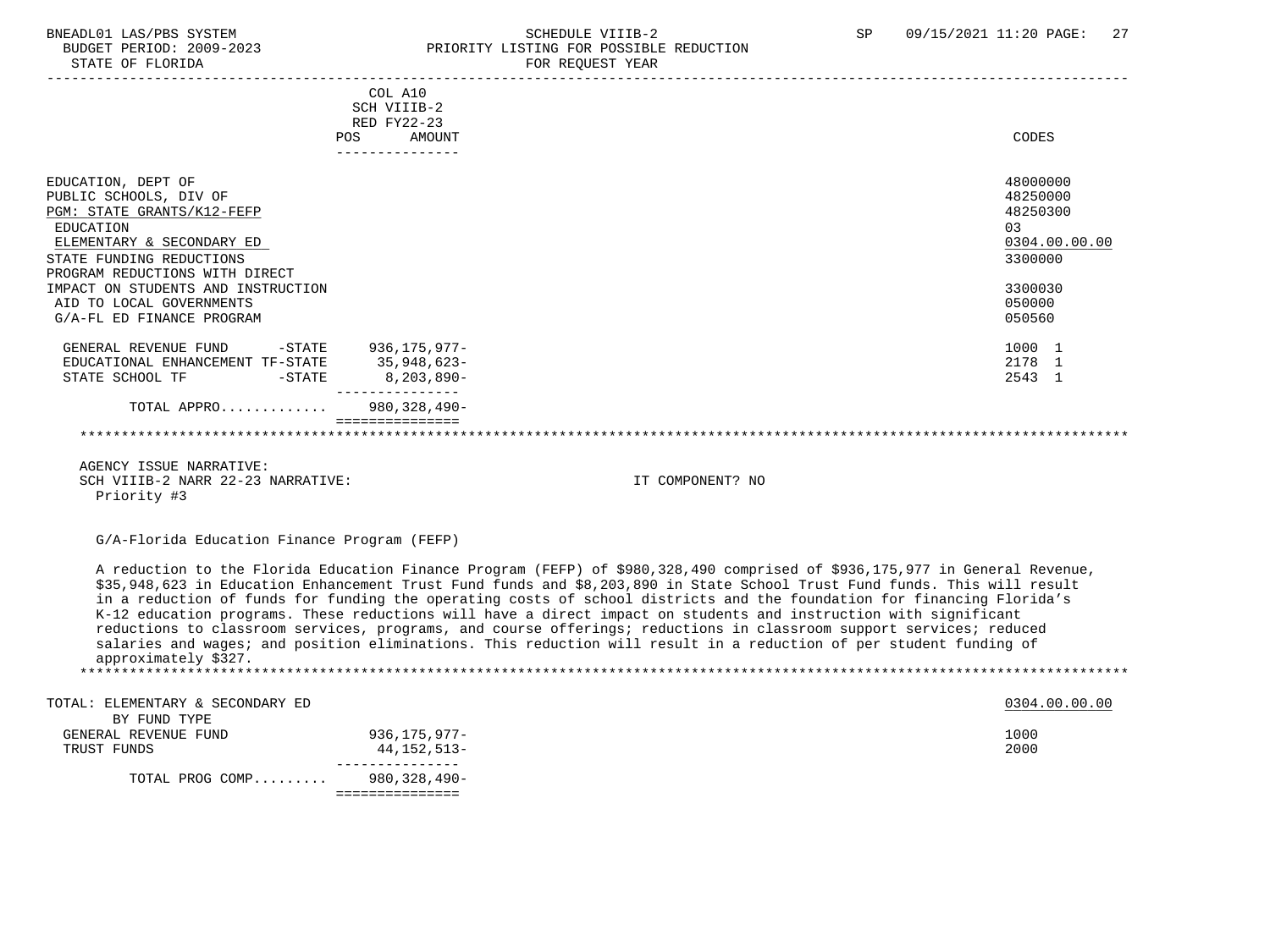| | COL A10 SCH VIIIB-2 RED FY22-23 POS AMOUNT | CODES |
|---|---|---|
| EDUCATION, DEPT OF | | 48000000 |
| PUBLIC SCHOOLS, DIV OF | | 48250000 |
| PGM: STATE GRANTS/K12-FEFP | | 48250300 |
| EDUCATION | | 03 |
| ELEMENTARY & SECONDARY ED | | 0304.00.00.00 |
| STATE FUNDING REDUCTIONS | | 3300000 |
| PROGRAM REDUCTIONS WITH DIRECT IMPACT ON STUDENTS AND INSTRUCTION | | 3300030 |
| AID TO LOCAL GOVERNMENTS | | 050000 |
| G/A-FL ED FINANCE PROGRAM | | 050560 |
| GENERAL REVENUE FUND -STATE | 936,175,977- | 1000 1 |
| EDUCATIONAL ENHANCEMENT TF-STATE | 35,948,623- | 2178 1 |
| STATE SCHOOL TF -STATE | 8,203,890- | 2543 1 |
| TOTAL APPRO............ | 980,328,490- | |

AGENCY ISSUE NARRATIVE:
SCH VIIIB-2 NARR 22-23 NARRATIVE: IT COMPONENT? NO
Priority #3

G/A-Florida Education Finance Program (FEFP)

A reduction to the Florida Education Finance Program (FEFP) of $980,328,490 comprised of $936,175,977 in General Revenue, $35,948,623 in Education Enhancement Trust Fund funds and $8,203,890 in State School Trust Fund funds. This will result in a reduction of funds for funding the operating costs of school districts and the foundation for financing Florida's K-12 education programs. These reductions will have a direct impact on students and instruction with significant reductions to classroom services, programs, and course offerings; reductions in classroom support services; reduced salaries and wages; and position eliminations. This reduction will result in a reduction of per student funding of approximately $327.

| TOTAL: ELEMENTARY & SECONDARY ED | | 0304.00.00.00 |
|---|---|---|
| BY FUND TYPE | | |
| GENERAL REVENUE FUND | 936,175,977- | 1000 |
| TRUST FUNDS | 44,152,513- | 2000 |
| TOTAL PROG COMP......... | 980,328,490- | |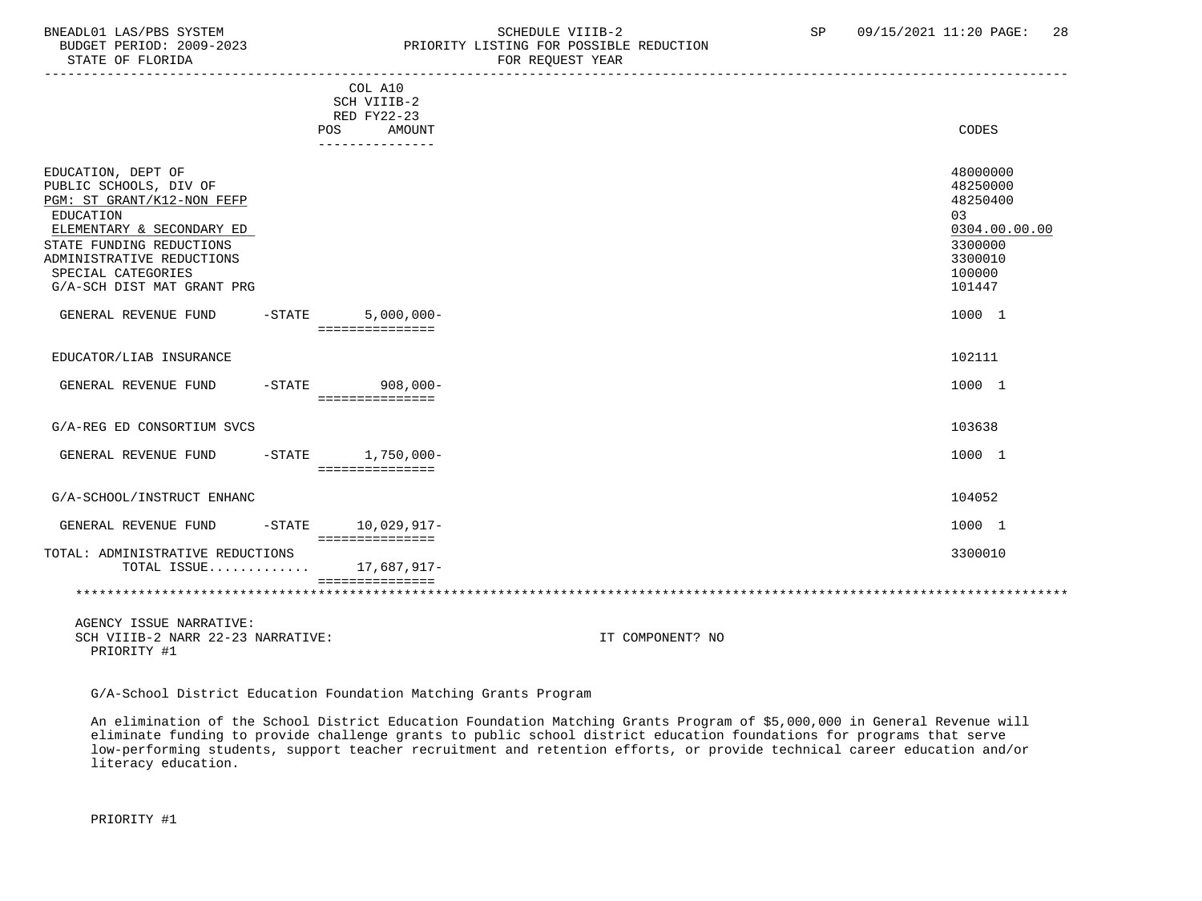BNEADL01 LAS/PBS SYSTEM — SCHEDULE VIIIB-2 — SP 09/15/2021 11:20

BUDGET PERIOD: 2009-2023 — PRIORITY LISTING FOR POSSIBLE REDUCTION

STATE OF FLORIDA — FOR REQUEST YEAR

| | COL A10 SCH VIIIB-2 RED FY22-23 POS | AMOUNT | CODES |
|---|---|---|---|
| EDUCATION, DEPT OF | | | 48000000 |
| PUBLIC SCHOOLS, DIV OF | | | 48250000 |
| PGM: ST GRANT/K12-NON FEFP | | | 48250400 |
| EDUCATION | | | 03 |
| ELEMENTARY & SECONDARY ED | | | 0304.00.00.00 |
| STATE FUNDING REDUCTIONS | | | 3300000 |
| ADMINISTRATIVE REDUCTIONS | | | 3300010 |
| SPECIAL CATEGORIES | | | 100000 |
| G/A-SCH DIST MAT GRANT PRG | | | 101447 |
| GENERAL REVENUE FUND -STATE | | 5,000,000- | 1000 1 |
| EDUCATOR/LIAB INSURANCE | | | 102111 |
| GENERAL REVENUE FUND -STATE | | 908,000- | 1000 1 |
| G/A-REG ED CONSORTIUM SVCS | | | 103638 |
| GENERAL REVENUE FUND -STATE | | 1,750,000- | 1000 1 |
| G/A-SCHOOL/INSTRUCT ENHANC | | | 104052 |
| GENERAL REVENUE FUND -STATE | | 10,029,917- | 1000 1 |
| TOTAL: ADMINISTRATIVE REDUCTIONS | | | 3300010 |
| TOTAL ISSUE............. | | 17,687,917- | |

AGENCY ISSUE NARRATIVE:

SCH VIIIB-2 NARR 22-23 NARRATIVE: IT COMPONENT? NO

PRIORITY #1

G/A-School District Education Foundation Matching Grants Program

An elimination of the School District Education Foundation Matching Grants Program of $5,000,000 in General Revenue will eliminate funding to provide challenge grants to public school district education foundations for programs that serve low-performing students, support teacher recruitment and retention efforts, or provide technical career education and/or literacy education.

PRIORITY #1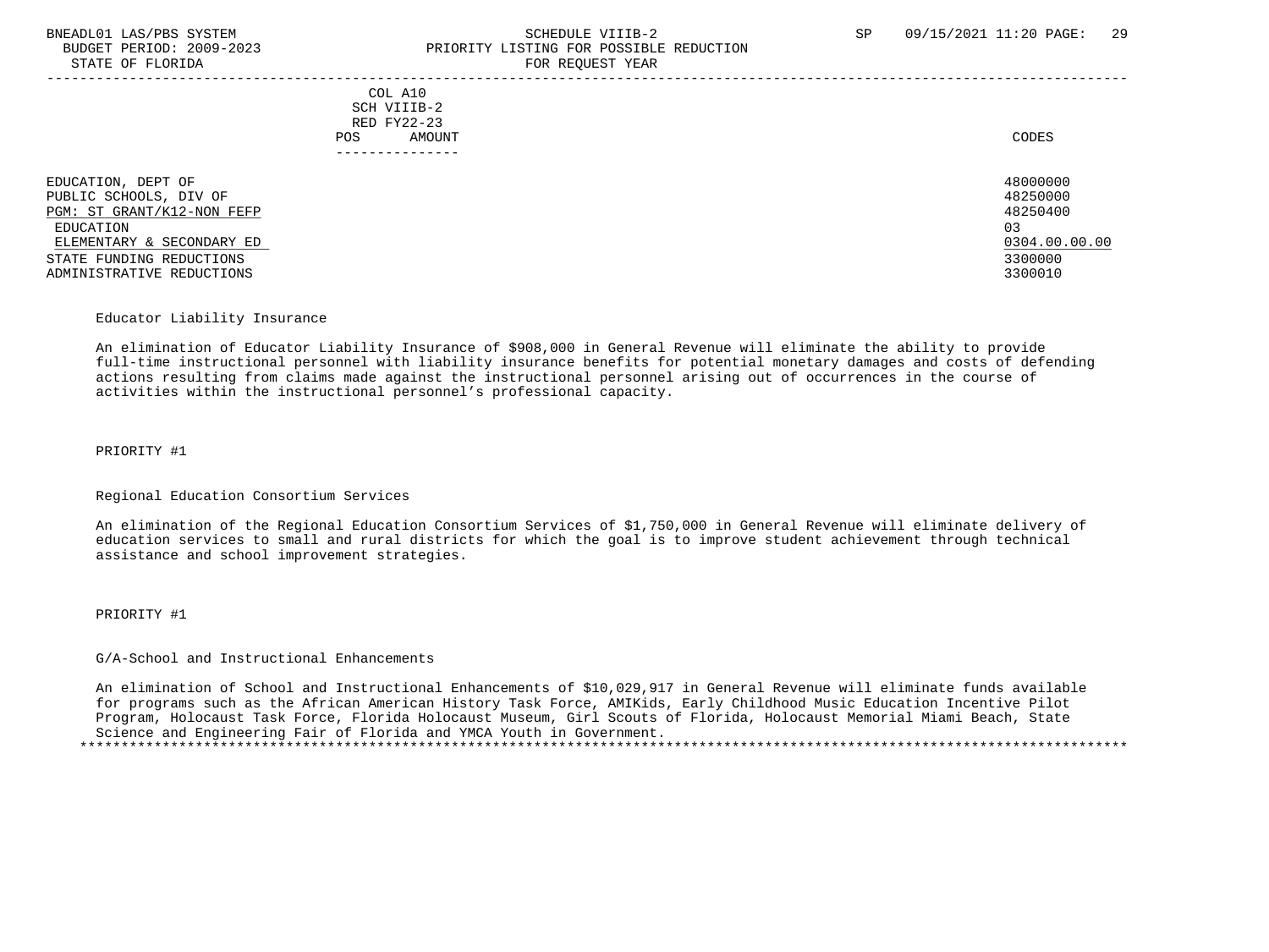| | COL A10 SCH VIIIB-2 RED FY22-23 POS AMOUNT | CODES |
|---|---|---|
| EDUCATION, DEPT OF | | 48000000 |
| PUBLIC SCHOOLS, DIV OF | | 48250000 |
| PGM: ST GRANT/K12-NON FEFP | | 48250400 |
| EDUCATION | | 03 |
| ELEMENTARY & SECONDARY ED | | 0304.00.00.00 |
| STATE FUNDING REDUCTIONS | | 3300000 |
| ADMINISTRATIVE REDUCTIONS | | 3300010 |

Educator Liability Insurance

An elimination of Educator Liability Insurance of $908,000 in General Revenue will eliminate the ability to provide full-time instructional personnel with liability insurance benefits for potential monetary damages and costs of defending actions resulting from claims made against the instructional personnel arising out of occurrences in the course of activities within the instructional personnel's professional capacity.

PRIORITY #1

Regional Education Consortium Services

An elimination of the Regional Education Consortium Services of $1,750,000 in General Revenue will eliminate delivery of education services to small and rural districts for which the goal is to improve student achievement through technical assistance and school improvement strategies.

PRIORITY #1

G/A-School and Instructional Enhancements

An elimination of School and Instructional Enhancements of $10,029,917 in General Revenue will eliminate funds available for programs such as the African American History Task Force, AMIKids, Early Childhood Music Education Incentive Pilot Program, Holocaust Task Force, Florida Holocaust Museum, Girl Scouts of Florida, Holocaust Memorial Miami Beach, State Science and Engineering Fair of Florida and YMCA Youth in Government.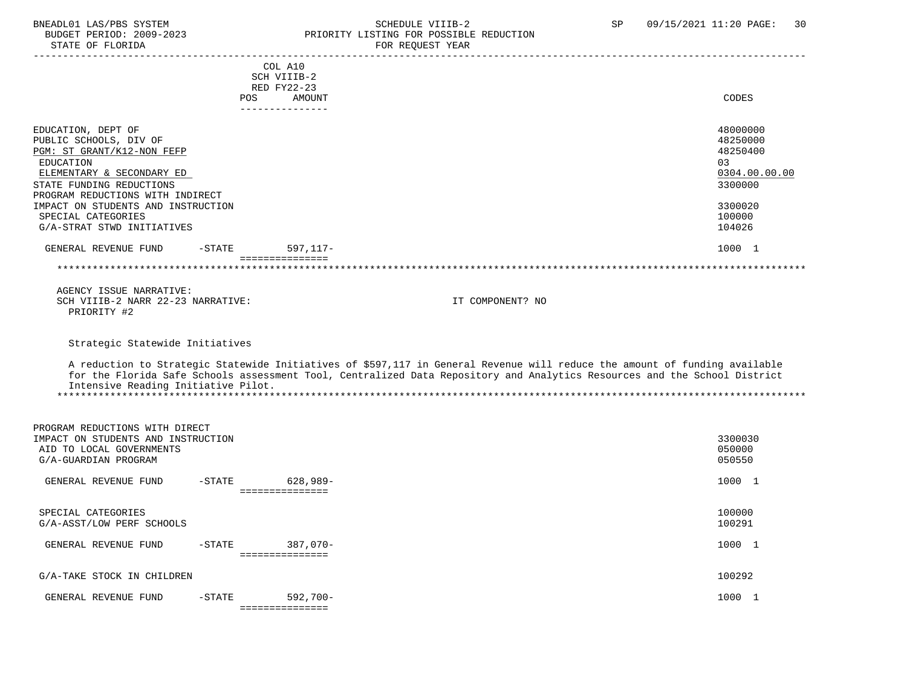| | POS | COL A10 SCH VIIIB-2 RED FY22-23 AMOUNT | CODES |
|---|---|---|---|
| EDUCATION, DEPT OF | | | 48000000 |
| PUBLIC SCHOOLS, DIV OF | | | 48250000 |
| PGM: ST GRANT/K12-NON FEFP | | | 48250400 |
| EDUCATION | | | 03 |
| ELEMENTARY & SECONDARY ED | | | 0304.00.00.00 |
| STATE FUNDING REDUCTIONS | | | 3300000 |
| PROGRAM REDUCTIONS WITH INDIRECT IMPACT ON STUDENTS AND INSTRUCTION | | | 3300020 |
| SPECIAL CATEGORIES | | | 100000 |
| G/A-STRAT STWD INITIATIVES | | | 104026 |
| GENERAL REVENUE FUND -STATE | | 597,117- | 1000 1 |

AGENCY ISSUE NARRATIVE:

SCH VIIIB-2 NARR 22-23 NARRATIVE: IT COMPONENT? NO

PRIORITY #2

Strategic Statewide Initiatives

A reduction to Strategic Statewide Initiatives of $597,117 in General Revenue will reduce the amount of funding available for the Florida Safe Schools assessment Tool, Centralized Data Repository and Analytics Resources and the School District Intensive Reading Initiative Pilot.

| | POS | AMOUNT | CODES |
|---|---|---|---|
| PROGRAM REDUCTIONS WITH DIRECT IMPACT ON STUDENTS AND INSTRUCTION | | | 3300030 |
| AID TO LOCAL GOVERNMENTS | | | 050000 |
| G/A-GUARDIAN PROGRAM | | | 050550 |
| GENERAL REVENUE FUND -STATE | | 628,989- | 1000 1 |
| SPECIAL CATEGORIES | | | 100000 |
| G/A-ASST/LOW PERF SCHOOLS | | | 100291 |
| GENERAL REVENUE FUND -STATE | | 387,070- | 1000 1 |
| G/A-TAKE STOCK IN CHILDREN | | | 100292 |
| GENERAL REVENUE FUND -STATE | | 592,700- | 1000 1 |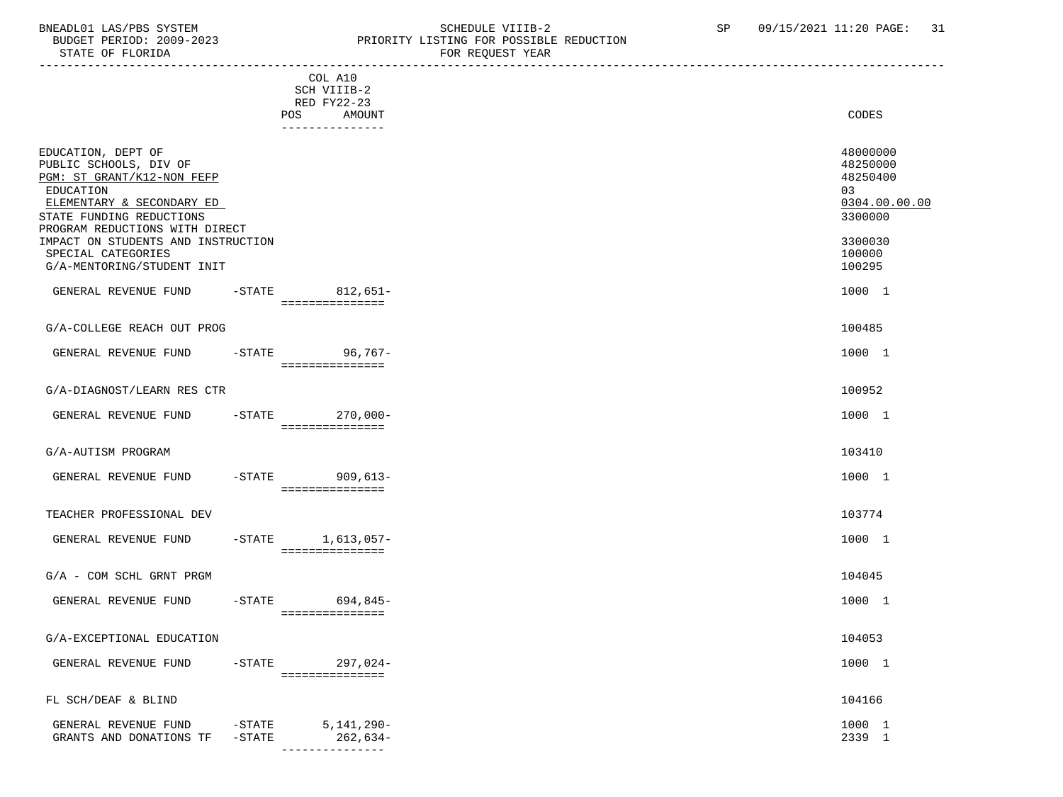BNEADL01 LAS/PBS SYSTEM — SCHEDULE VIIIB-2 — SP 09/15/2021 11:20

BUDGET PERIOD: 2009-2023 — PRIORITY LISTING FOR POSSIBLE REDUCTION

STATE OF FLORIDA — FOR REQUEST YEAR

| | | COL A10 SCH VIIIB-2 RED FY22-23 POS AMOUNT | CODES |
|---|---|---|---|
| EDUCATION, DEPT OF | | | 48000000 |
| PUBLIC SCHOOLS, DIV OF | | | 48250000 |
| PGM: ST GRANT/K12-NON FEFP | | | 48250400 |
| EDUCATION | | | 03 |
| ELEMENTARY & SECONDARY ED | | | 0304.00.00.00 |
| STATE FUNDING REDUCTIONS | | | 3300000 |
| PROGRAM REDUCTIONS WITH DIRECT IMPACT ON STUDENTS AND INSTRUCTION | | | 3300030 |
| SPECIAL CATEGORIES | | | 100000 |
| G/A-MENTORING/STUDENT INIT | | | 100295 |
| GENERAL REVENUE FUND | -STATE | 812,651- | 1000 1 |
| G/A-COLLEGE REACH OUT PROG | | | 100485 |
| GENERAL REVENUE FUND | -STATE | 96,767- | 1000 1 |
| G/A-DIAGNOST/LEARN RES CTR | | | 100952 |
| GENERAL REVENUE FUND | -STATE | 270,000- | 1000 1 |
| G/A-AUTISM PROGRAM | | | 103410 |
| GENERAL REVENUE FUND | -STATE | 909,613- | 1000 1 |
| TEACHER PROFESSIONAL DEV | | | 103774 |
| GENERAL REVENUE FUND | -STATE | 1,613,057- | 1000 1 |
| G/A - COM SCHL GRNT PRGM | | | 104045 |
| GENERAL REVENUE FUND | -STATE | 694,845- | 1000 1 |
| G/A-EXCEPTIONAL EDUCATION | | | 104053 |
| GENERAL REVENUE FUND | -STATE | 297,024- | 1000 1 |
| FL SCH/DEAF & BLIND | | | 104166 |
| GENERAL REVENUE FUND | -STATE | 5,141,290- | 1000 1 |
| GRANTS AND DONATIONS TF | -STATE | 262,634- | 2339 1 |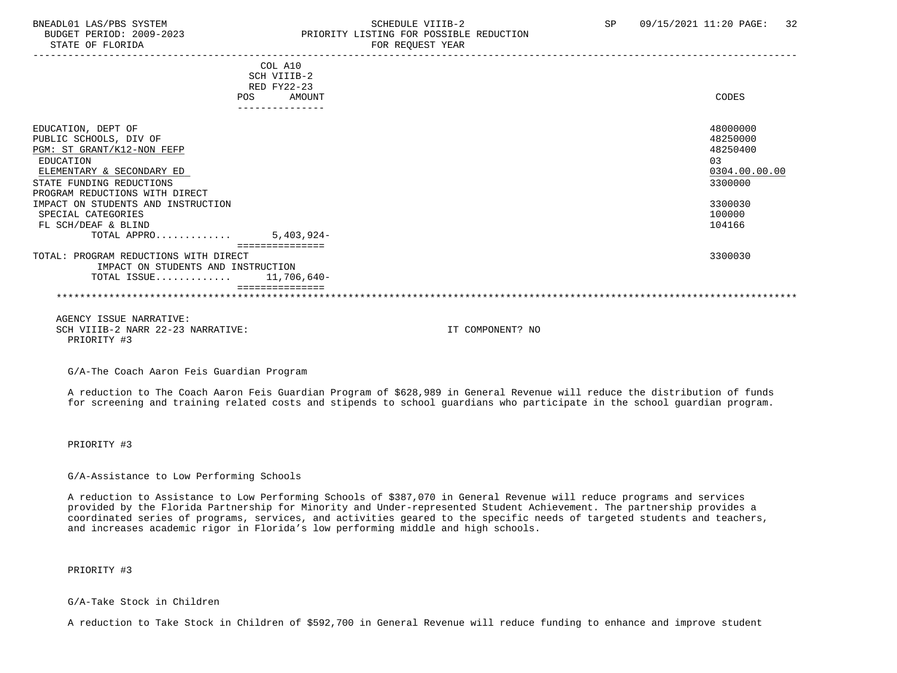| | COL A10 SCH VIIIB-2 RED FY22-23 POS AMOUNT | CODES |
|---|---|---|
| EDUCATION, DEPT OF | | 48000000 |
| PUBLIC SCHOOLS, DIV OF | | 48250000 |
| PGM: ST GRANT/K12-NON FEFP | | 48250400 |
| EDUCATION | | 03 |
| ELEMENTARY & SECONDARY ED | | 0304.00.00.00 |
| STATE FUNDING REDUCTIONS | | 3300000 |
| PROGRAM REDUCTIONS WITH DIRECT IMPACT ON STUDENTS AND INSTRUCTION | | 3300030 |
| SPECIAL CATEGORIES | | 100000 |
| FL SCH/DEAF & BLIND | | 104166 |
| TOTAL APPRO............ | 5,403,924- | |
| TOTAL: PROGRAM REDUCTIONS WITH DIRECT IMPACT ON STUDENTS AND INSTRUCTION | | 3300030 |
| TOTAL ISSUE............ | 11,706,640- | |

AGENCY ISSUE NARRATIVE:
SCH VIIIB-2 NARR 22-23 NARRATIVE: IT COMPONENT? NO
PRIORITY #3

G/A-The Coach Aaron Feis Guardian Program

A reduction to The Coach Aaron Feis Guardian Program of $628,989 in General Revenue will reduce the distribution of funds for screening and training related costs and stipends to school guardians who participate in the school guardian program.

PRIORITY #3

G/A-Assistance to Low Performing Schools

A reduction to Assistance to Low Performing Schools of $387,070 in General Revenue will reduce programs and services provided by the Florida Partnership for Minority and Under-represented Student Achievement. The partnership provides a coordinated series of programs, services, and activities geared to the specific needs of targeted students and teachers, and increases academic rigor in Florida's low performing middle and high schools.

PRIORITY #3

G/A-Take Stock in Children

A reduction to Take Stock in Children of $592,700 in General Revenue will reduce funding to enhance and improve student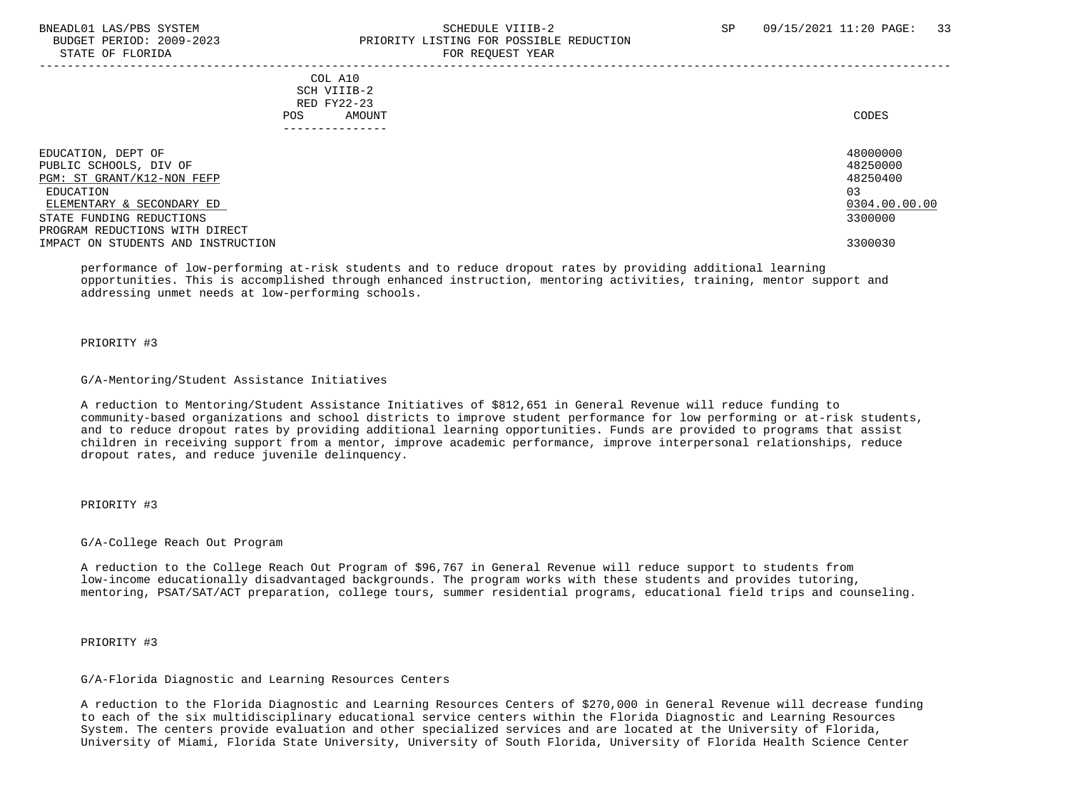COL A10
SCH VIIIB-2
RED FY22-23
POS AMOUNT

| | CODES |
|---|---|
| EDUCATION, DEPT OF | 48000000 |
| PUBLIC SCHOOLS, DIV OF | 48250000 |
| PGM: ST GRANT/K12-NON FEFP | 48250400 |
| EDUCATION | 03 |
| ELEMENTARY & SECONDARY ED | 0304.00.00.00 |
| STATE FUNDING REDUCTIONS | 3300000 |
| PROGRAM REDUCTIONS WITH DIRECT IMPACT ON STUDENTS AND INSTRUCTION | 3300030 |

performance of low-performing at-risk students and to reduce dropout rates by providing additional learning opportunities. This is accomplished through enhanced instruction, mentoring activities, training, mentor support and addressing unmet needs at low-performing schools.

PRIORITY #3

G/A-Mentoring/Student Assistance Initiatives

A reduction to Mentoring/Student Assistance Initiatives of $812,651 in General Revenue will reduce funding to community-based organizations and school districts to improve student performance for low performing or at-risk students, and to reduce dropout rates by providing additional learning opportunities. Funds are provided to programs that assist children in receiving support from a mentor, improve academic performance, improve interpersonal relationships, reduce dropout rates, and reduce juvenile delinquency.

PRIORITY #3

G/A-College Reach Out Program

A reduction to the College Reach Out Program of $96,767 in General Revenue will reduce support to students from low-income educationally disadvantaged backgrounds. The program works with these students and provides tutoring, mentoring, PSAT/SAT/ACT preparation, college tours, summer residential programs, educational field trips and counseling.

PRIORITY #3

G/A-Florida Diagnostic and Learning Resources Centers

A reduction to the Florida Diagnostic and Learning Resources Centers of $270,000 in General Revenue will decrease funding to each of the six multidisciplinary educational service centers within the Florida Diagnostic and Learning Resources System. The centers provide evaluation and other specialized services and are located at the University of Florida, University of Miami, Florida State University, University of South Florida, University of Florida Health Science Center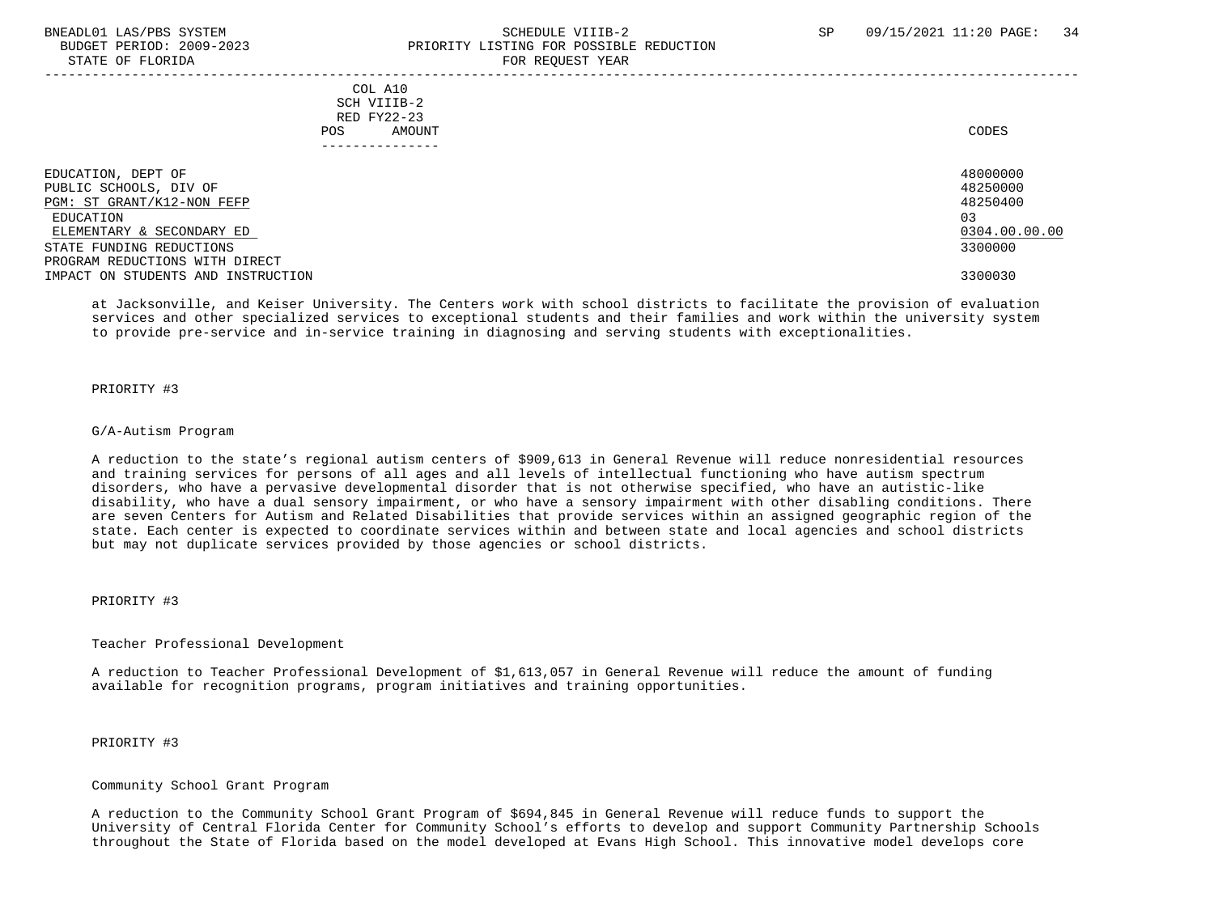| | COL A10 SCH VIIIB-2 RED FY22-23 POS AMOUNT | CODES |
|---|---|---|
| EDUCATION, DEPT OF | | 48000000 |
| PUBLIC SCHOOLS, DIV OF | | 48250000 |
| PGM: ST GRANT/K12-NON FEFP | | 48250400 |
| EDUCATION | | 03 |
| ELEMENTARY & SECONDARY ED | | 0304.00.00.00 |
| STATE FUNDING REDUCTIONS | | 3300000 |
| PROGRAM REDUCTIONS WITH DIRECT IMPACT ON STUDENTS AND INSTRUCTION | | 3300030 |

at Jacksonville, and Keiser University. The Centers work with school districts to facilitate the provision of evaluation services and other specialized services to exceptional students and their families and work within the university system to provide pre-service and in-service training in diagnosing and serving students with exceptionalities.

PRIORITY #3

G/A-Autism Program

A reduction to the state's regional autism centers of $909,613 in General Revenue will reduce nonresidential resources and training services for persons of all ages and all levels of intellectual functioning who have autism spectrum disorders, who have a pervasive developmental disorder that is not otherwise specified, who have an autistic-like disability, who have a dual sensory impairment, or who have a sensory impairment with other disabling conditions. There are seven Centers for Autism and Related Disabilities that provide services within an assigned geographic region of the state. Each center is expected to coordinate services within and between state and local agencies and school districts but may not duplicate services provided by those agencies or school districts.

PRIORITY #3

Teacher Professional Development

A reduction to Teacher Professional Development of $1,613,057 in General Revenue will reduce the amount of funding available for recognition programs, program initiatives and training opportunities.

PRIORITY #3

Community School Grant Program

A reduction to the Community School Grant Program of $694,845 in General Revenue will reduce funds to support the University of Central Florida Center for Community School's efforts to develop and support Community Partnership Schools throughout the State of Florida based on the model developed at Evans High School. This innovative model develops core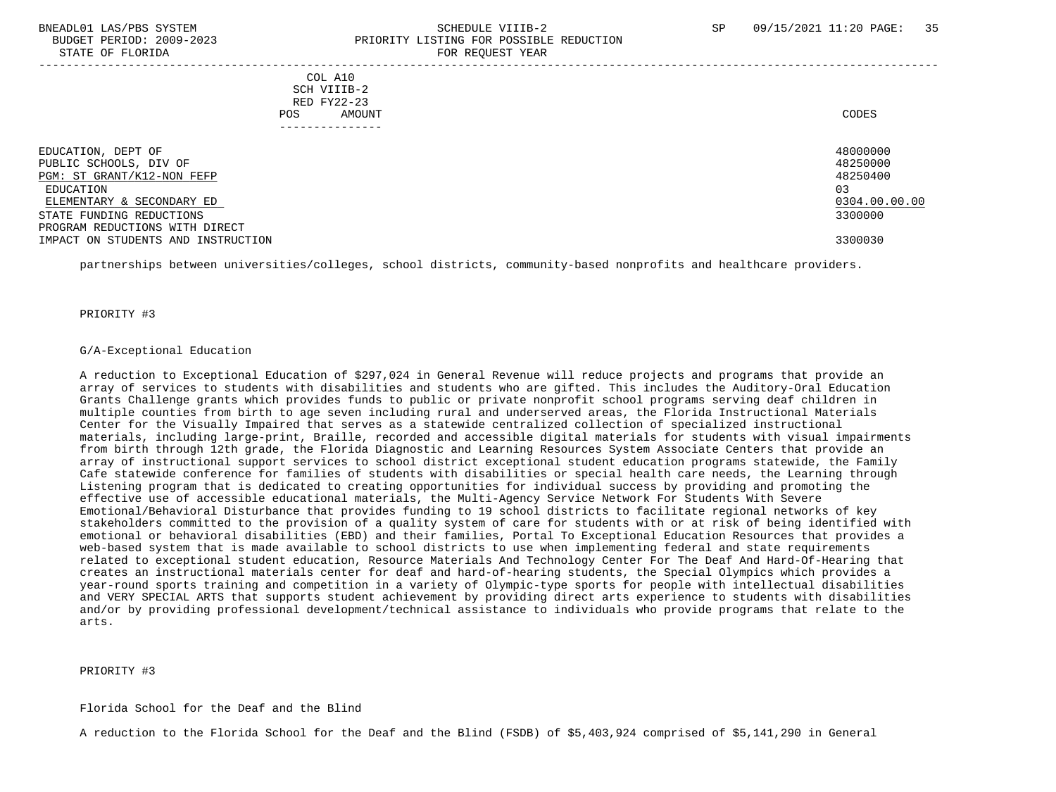| COL A10 SCH VIIIB-2 RED FY22-23 POS AMOUNT | CODES |
|---|---|
| EDUCATION, DEPT OF | 48000000 |
| PUBLIC SCHOOLS, DIV OF | 48250000 |
| PGM: ST GRANT/K12-NON FEFP | 48250400 |
| EDUCATION | 03 |
| ELEMENTARY & SECONDARY ED | 0304.00.00.00 |
| STATE FUNDING REDUCTIONS | 3300000 |
| PROGRAM REDUCTIONS WITH DIRECT IMPACT ON STUDENTS AND INSTRUCTION | 3300030 |

partnerships between universities/colleges, school districts, community-based nonprofits and healthcare providers.

PRIORITY #3

G/A-Exceptional Education

A reduction to Exceptional Education of $297,024 in General Revenue will reduce projects and programs that provide an array of services to students with disabilities and students who are gifted. This includes the Auditory-Oral Education Grants Challenge grants which provides funds to public or private nonprofit school programs serving deaf children in multiple counties from birth to age seven including rural and underserved areas, the Florida Instructional Materials Center for the Visually Impaired that serves as a statewide centralized collection of specialized instructional materials, including large-print, Braille, recorded and accessible digital materials for students with visual impairments from birth through 12th grade, the Florida Diagnostic and Learning Resources System Associate Centers that provide an array of instructional support services to school district exceptional student education programs statewide, the Family Cafe statewide conference for families of students with disabilities or special health care needs, the Learning through Listening program that is dedicated to creating opportunities for individual success by providing and promoting the effective use of accessible educational materials, the Multi-Agency Service Network For Students With Severe Emotional/Behavioral Disturbance that provides funding to 19 school districts to facilitate regional networks of key stakeholders committed to the provision of a quality system of care for students with or at risk of being identified with emotional or behavioral disabilities (EBD) and their families, Portal To Exceptional Education Resources that provides a web-based system that is made available to school districts to use when implementing federal and state requirements related to exceptional student education, Resource Materials And Technology Center For The Deaf And Hard-Of-Hearing that creates an instructional materials center for deaf and hard-of-hearing students, the Special Olympics which provides a year-round sports training and competition in a variety of Olympic-type sports for people with intellectual disabilities and VERY SPECIAL ARTS that supports student achievement by providing direct arts experience to students with disabilities and/or by providing professional development/technical assistance to individuals who provide programs that relate to the arts.

PRIORITY #3

Florida School for the Deaf and the Blind

A reduction to the Florida School for the Deaf and the Blind (FSDB) of $5,403,924 comprised of $5,141,290 in General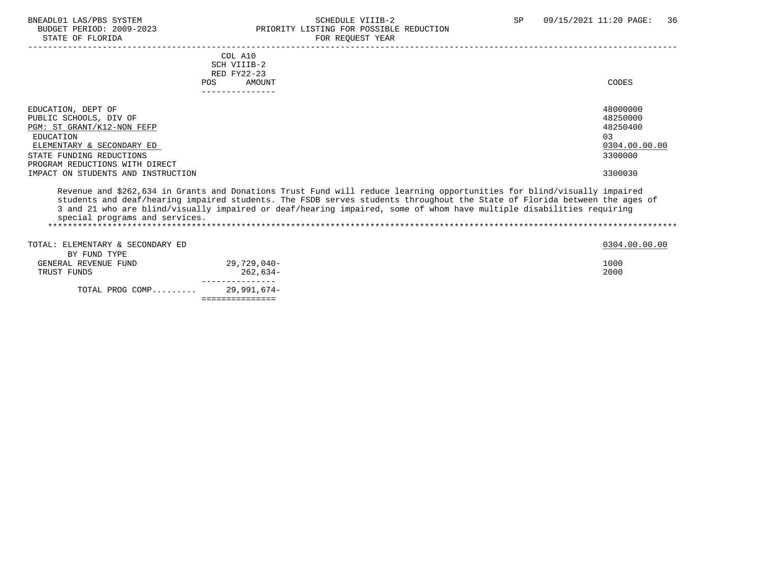BNEADL01 LAS/PBS SYSTEM — SCHEDULE VIIIB-2 — SP 09/15/2021 11:20

BUDGET PERIOD: 2009-2023 — PRIORITY LISTING FOR POSSIBLE REDUCTION

STATE OF FLORIDA — FOR REQUEST YEAR

| | COL A10 SCH VIIIB-2 RED FY22-23 POS AMOUNT | CODES |
|---|---|---|
| EDUCATION, DEPT OF | | 48000000 |
| PUBLIC SCHOOLS, DIV OF | | 48250000 |
| PGM: ST GRANT/K12-NON FEFP | | 48250400 |
| EDUCATION | | 03 |
| ELEMENTARY & SECONDARY ED | | 0304.00.00.00 |
| STATE FUNDING REDUCTIONS | | 3300000 |
| PROGRAM REDUCTIONS WITH DIRECT IMPACT ON STUDENTS AND INSTRUCTION | | 3300030 |

Revenue and $262,634 in Grants and Donations Trust Fund will reduce learning opportunities for blind/visually impaired students and deaf/hearing impaired students. The FSDB serves students throughout the State of Florida between the ages of 3 and 21 who are blind/visually impaired or deaf/hearing impaired, some of whom have multiple disabilities requiring special programs and services.

*****************************************************************************************************************************

| | AMOUNT | CODES |
|---|---|---|
| TOTAL: ELEMENTARY & SECONDARY ED | | 0304.00.00.00 |
| BY FUND TYPE | | |
| GENERAL REVENUE FUND | 29,729,040- | 1000 |
| TRUST FUNDS | 262,634- | 2000 |
| TOTAL PROG COMP......... | 29,991,674- | |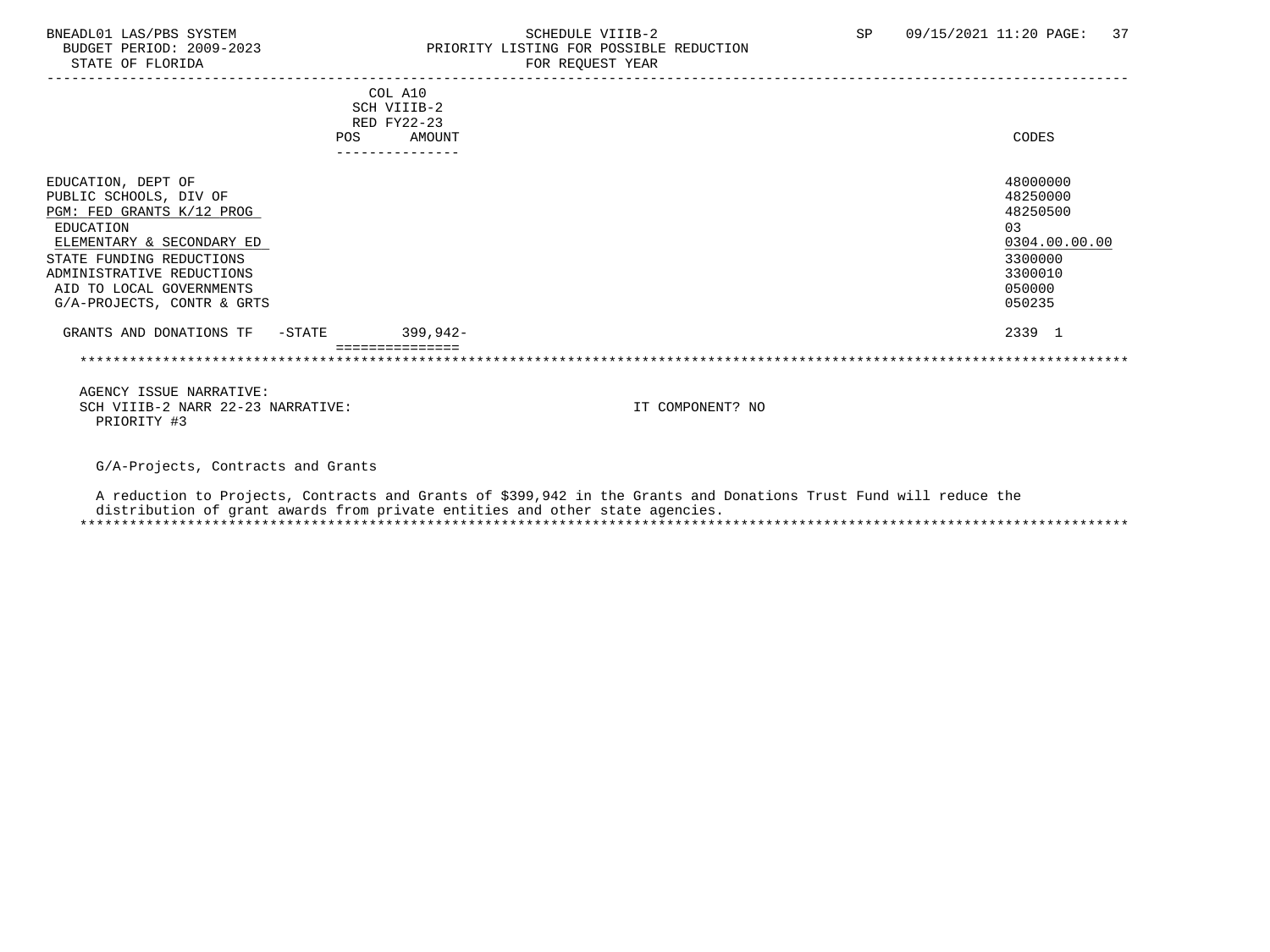BNEADL01 LAS/PBS SYSTEM
BUDGET PERIOD: 2009-2023
STATE OF FLORIDA

SCHEDULE VIIIB-2
PRIORITY LISTING FOR POSSIBLE REDUCTION
FOR REQUEST YEAR

SP 09/15/2021 11:20

| | COL A10 SCH VIIIB-2 RED FY22-23 POS AMOUNT | CODES |
|---|---|---|
| EDUCATION, DEPT OF | | 48000000 |
| PUBLIC SCHOOLS, DIV OF | | 48250000 |
| PGM: FED GRANTS K/12 PROG | | 48250500 |
| EDUCATION | | 03 |
| ELEMENTARY & SECONDARY ED | | 0304.00.00.00 |
| STATE FUNDING REDUCTIONS | | 3300000 |
| ADMINISTRATIVE REDUCTIONS | | 3300010 |
| AID TO LOCAL GOVERNMENTS | | 050000 |
| G/A-PROJECTS, CONTR & GRTS | | 050235 |
| GRANTS AND DONATIONS TF -STATE | 399,942- | 2339 1 |

AGENCY ISSUE NARRATIVE:
SCH VIIIB-2 NARR 22-23 NARRATIVE: IT COMPONENT? NO
PRIORITY #3

G/A-Projects, Contracts and Grants

A reduction to Projects, Contracts and Grants of $399,942 in the Grants and Donations Trust Fund will reduce the distribution of grant awards from private entities and other state agencies.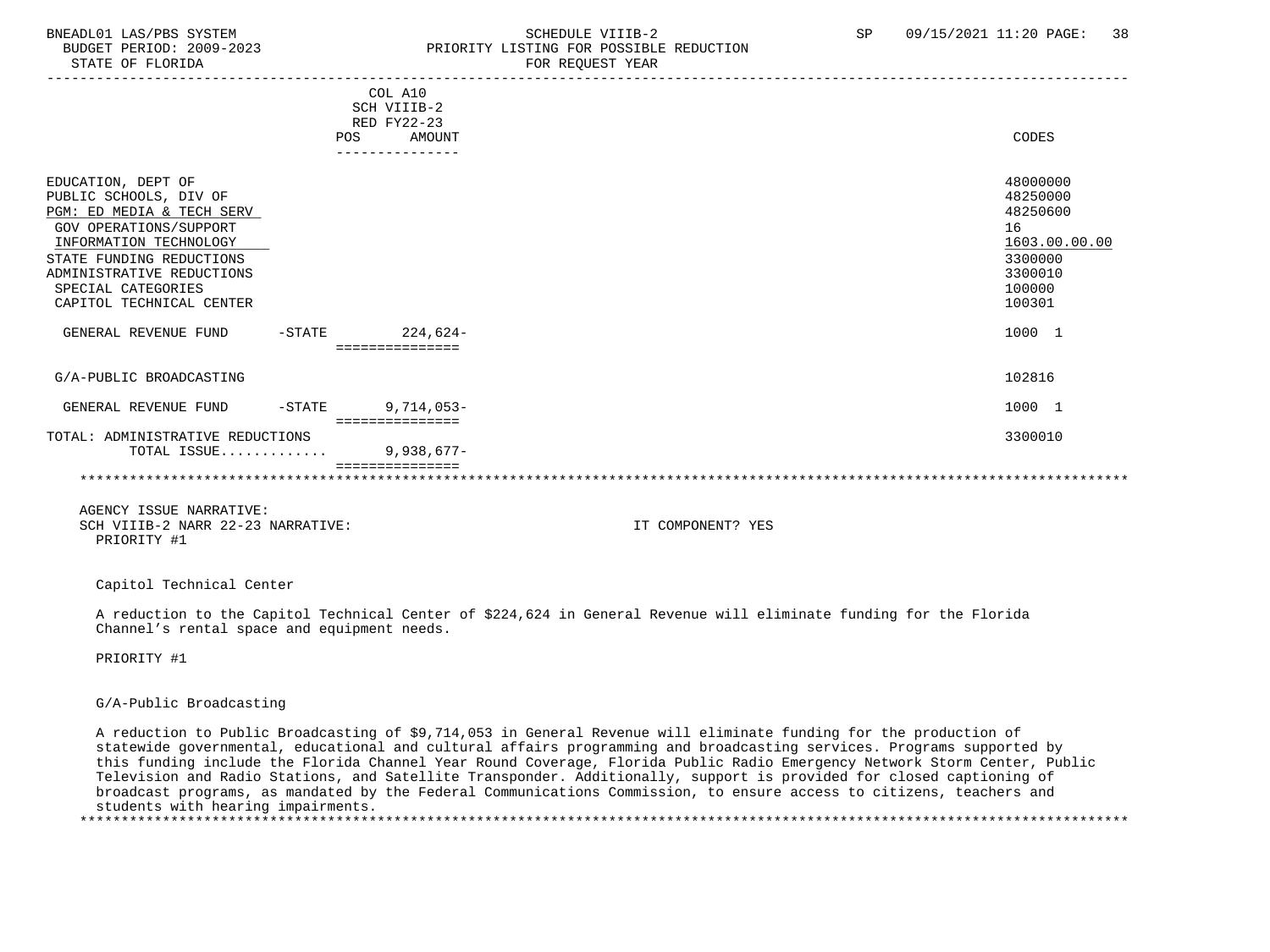BNEADL01 LAS/PBS SYSTEM — SCHEDULE VIIIB-2 — PRIORITY LISTING FOR POSSIBLE REDUCTION — FOR REQUEST YEAR

BUDGET PERIOD: 2009-2023 — STATE OF FLORIDA — SP 09/15/2021 11:20

| | COL A10 SCH VIIIB-2 RED FY22-23 POS | AMOUNT | CODES |
|---|---|---|---|
| EDUCATION, DEPT OF | | | 48000000 |
| PUBLIC SCHOOLS, DIV OF | | | 48250000 |
| PGM: ED MEDIA & TECH SERV | | | 48250600 |
| GOV OPERATIONS/SUPPORT | | | 16 |
| INFORMATION TECHNOLOGY | | | 1603.00.00.00 |
| STATE FUNDING REDUCTIONS | | | 3300000 |
| ADMINISTRATIVE REDUCTIONS | | | 3300010 |
| SPECIAL CATEGORIES | | | 100000 |
| CAPITOL TECHNICAL CENTER | | | 100301 |
| GENERAL REVENUE FUND -STATE | | 224,624- | 1000 1 |
| G/A-PUBLIC BROADCASTING | | | 102816 |
| GENERAL REVENUE FUND -STATE | | 9,714,053- | 1000 1 |
| TOTAL: ADMINISTRATIVE REDUCTIONS | | | 3300010 |
| TOTAL ISSUE............ | | 9,938,677- | |

AGENCY ISSUE NARRATIVE:

SCH VIIIB-2 NARR 22-23 NARRATIVE: IT COMPONENT? YES

PRIORITY #1

Capitol Technical Center

A reduction to the Capitol Technical Center of $224,624 in General Revenue will eliminate funding for the Florida Channel's rental space and equipment needs.

PRIORITY #1

G/A-Public Broadcasting

A reduction to Public Broadcasting of $9,714,053 in General Revenue will eliminate funding for the production of statewide governmental, educational and cultural affairs programming and broadcasting services. Programs supported by this funding include the Florida Channel Year Round Coverage, Florida Public Radio Emergency Network Storm Center, Public Television and Radio Stations, and Satellite Transponder. Additionally, support is provided for closed captioning of broadcast programs, as mandated by the Federal Communications Commission, to ensure access to citizens, teachers and students with hearing impairments.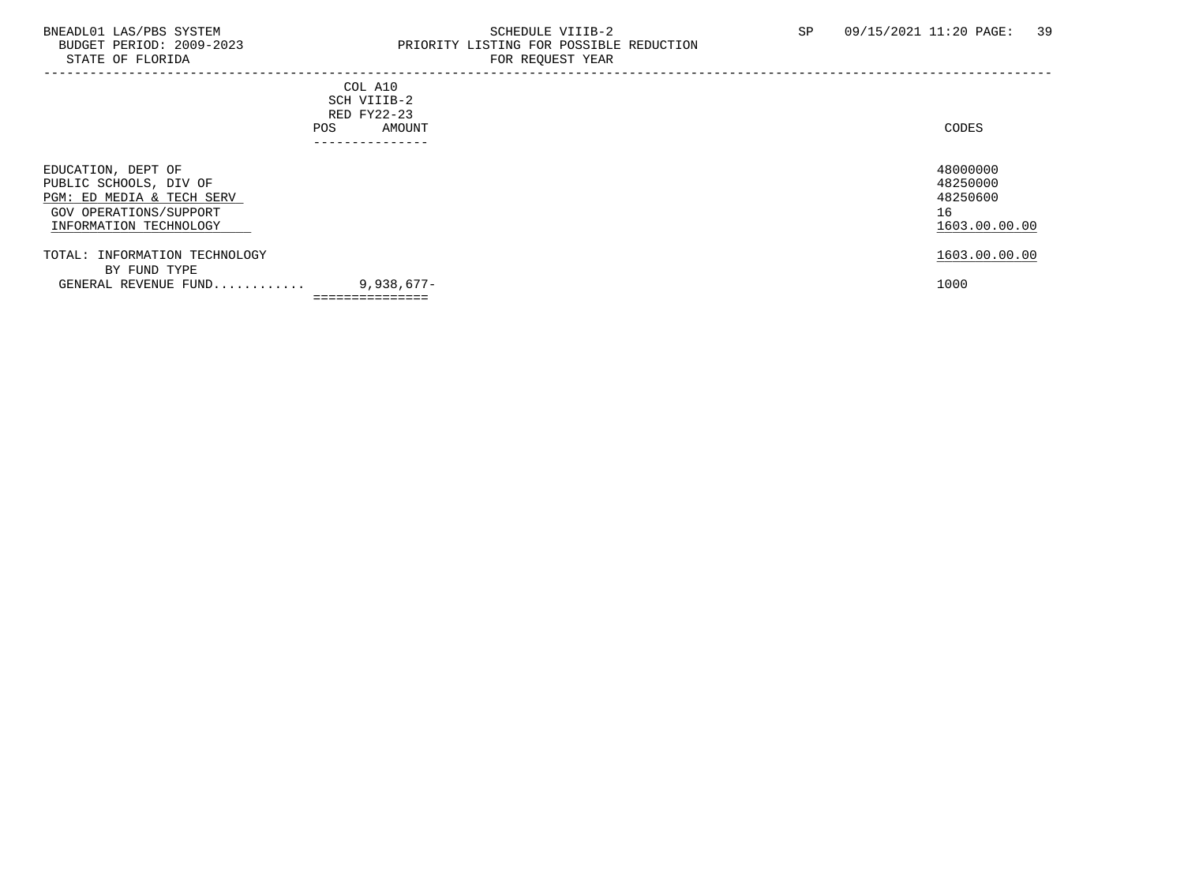BNEADL01 LAS/PBS SYSTEM
BUDGET PERIOD: 2009-2023
STATE OF FLORIDA

SCHEDULE VIIIB-2
PRIORITY LISTING FOR POSSIBLE REDUCTION
FOR REQUEST YEAR

SP 09/15/2021 11:20

| | COL A10 SCH VIIIB-2 RED FY22-23 POS | AMOUNT | CODES |
|---|---|---|---|
| EDUCATION, DEPT OF | | | 48000000 |
| PUBLIC SCHOOLS, DIV OF | | | 48250000 |
| PGM: ED MEDIA & TECH SERV | | | 48250600 |
| GOV OPERATIONS/SUPPORT | | | 16 |
| INFORMATION TECHNOLOGY | | | 1603.00.00.00 |
| TOTAL: INFORMATION TECHNOLOGY | | | 1603.00.00.00 |
| BY FUND TYPE | | | |
| GENERAL REVENUE FUND........... | | 9,938,677- | 1000 |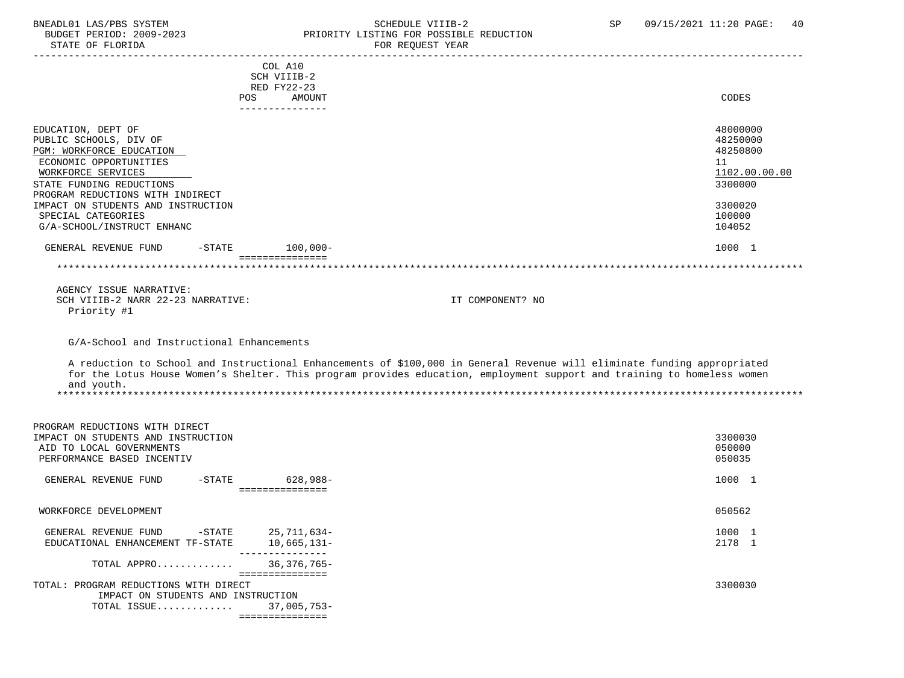BNEADL01 LAS/PBS SYSTEM — SCHEDULE VIIIB-2 — SP 09/15/2021 11:20

BUDGET PERIOD: 2009-2023 — PRIORITY LISTING FOR POSSIBLE REDUCTION

STATE OF FLORIDA — FOR REQUEST YEAR

| | COL A10 SCH VIIIB-2 RED FY22-23 POS AMOUNT | CODES |
|---|---|---|
| EDUCATION, DEPT OF | | 48000000 |
| PUBLIC SCHOOLS, DIV OF | | 48250000 |
| PGM: WORKFORCE EDUCATION | | 48250800 |
| ECONOMIC OPPORTUNITIES | | 11 |
| WORKFORCE SERVICES | | 1102.00.00.00 |
| STATE FUNDING REDUCTIONS | | 3300000 |
| PROGRAM REDUCTIONS WITH INDIRECT IMPACT ON STUDENTS AND INSTRUCTION | | 3300020 |
| SPECIAL CATEGORIES | | 100000 |
| G/A-SCHOOL/INSTRUCT ENHANC | | 104052 |
| GENERAL REVENUE FUND -STATE | 100,000- | 1000 1 |

AGENCY ISSUE NARRATIVE:

SCH VIIIB-2 NARR 22-23 NARRATIVE: IT COMPONENT? NO

Priority #1

G/A-School and Instructional Enhancements

A reduction to School and Instructional Enhancements of $100,000 in General Revenue will eliminate funding appropriated for the Lotus House Women's Shelter. This program provides education, employment support and training to homeless women and youth.

| | POS AMOUNT | CODES |
|---|---|---|
| PROGRAM REDUCTIONS WITH DIRECT IMPACT ON STUDENTS AND INSTRUCTION | | 3300030 |
| AID TO LOCAL GOVERNMENTS | | 050000 |
| PERFORMANCE BASED INCENTIV | | 050035 |
| GENERAL REVENUE FUND -STATE | 628,988- | 1000 1 |
| WORKFORCE DEVELOPMENT | | 050562 |
| GENERAL REVENUE FUND -STATE | 25,711,634- | 1000 1 |
| EDUCATIONAL ENHANCEMENT TF-STATE | 10,665,131- | 2178 1 |
| TOTAL APPRO............ | 36,376,765- | |
| TOTAL: PROGRAM REDUCTIONS WITH DIRECT IMPACT ON STUDENTS AND INSTRUCTION | | 3300030 |
| TOTAL ISSUE............ | 37,005,753- | |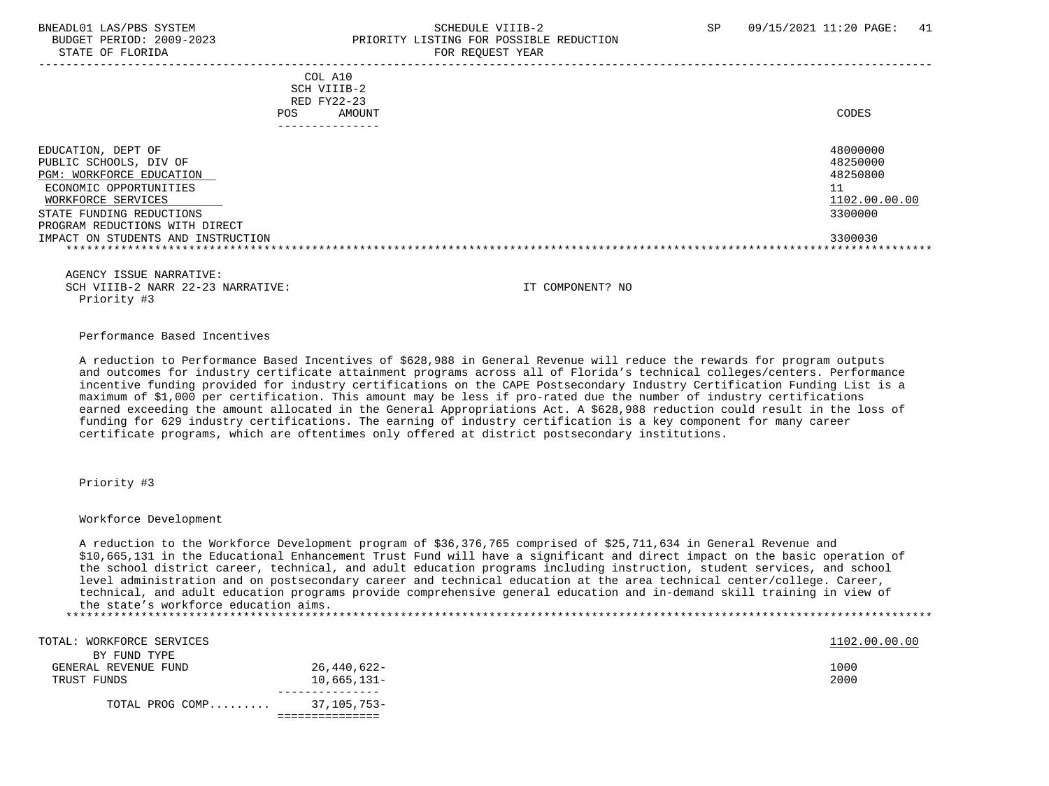BNEADL01 LAS/PBS SYSTEM
BUDGET PERIOD: 2009-2023
STATE OF FLORIDA

SCHEDULE VIIIB-2
PRIORITY LISTING FOR POSSIBLE REDUCTION
FOR REQUEST YEAR

SP 09/15/2021 11:20

| | COL A10 SCH VIIIB-2 RED FY22-23 POS AMOUNT | CODES |
|---|---|---|
| EDUCATION, DEPT OF | | 48000000 |
| PUBLIC SCHOOLS, DIV OF | | 48250000 |
| PGM: WORKFORCE EDUCATION | | 48250800 |
| ECONOMIC OPPORTUNITIES | | 11 |
| WORKFORCE SERVICES | | 1102.00.00.00 |
| STATE FUNDING REDUCTIONS | | 3300000 |
| PROGRAM REDUCTIONS WITH DIRECT IMPACT ON STUDENTS AND INSTRUCTION | | 3300030 |

AGENCY ISSUE NARRATIVE:
SCH VIIIB-2 NARR 22-23 NARRATIVE: IT COMPONENT? NO
Priority #3

Performance Based Incentives

A reduction to Performance Based Incentives of $628,988 in General Revenue will reduce the rewards for program outputs and outcomes for industry certificate attainment programs across all of Florida's technical colleges/centers. Performance incentive funding provided for industry certifications on the CAPE Postsecondary Industry Certification Funding List is a maximum of $1,000 per certification. This amount may be less if pro-rated due the number of industry certifications earned exceeding the amount allocated in the General Appropriations Act. A $628,988 reduction could result in the loss of funding for 629 industry certifications. The earning of industry certification is a key component for many career certificate programs, which are oftentimes only offered at district postsecondary institutions.

Priority #3

Workforce Development

A reduction to the Workforce Development program of $36,376,765 comprised of $25,711,634 in General Revenue and $10,665,131 in the Educational Enhancement Trust Fund will have a significant and direct impact on the basic operation of the school district career, technical, and adult education programs including instruction, student services, and school level administration and on postsecondary career and technical education at the area technical center/college. Career, technical, and adult education programs provide comprehensive general education and in-demand skill training in view of the state's workforce education aims.

| TOTAL: WORKFORCE SERVICES | | 1102.00.00.00 |
|---|---|---|
| BY FUND TYPE | | |
| GENERAL REVENUE FUND | 26,440,622- | 1000 |
| TRUST FUNDS | 10,665,131- | 2000 |
| TOTAL PROG COMP......... | 37,105,753- | |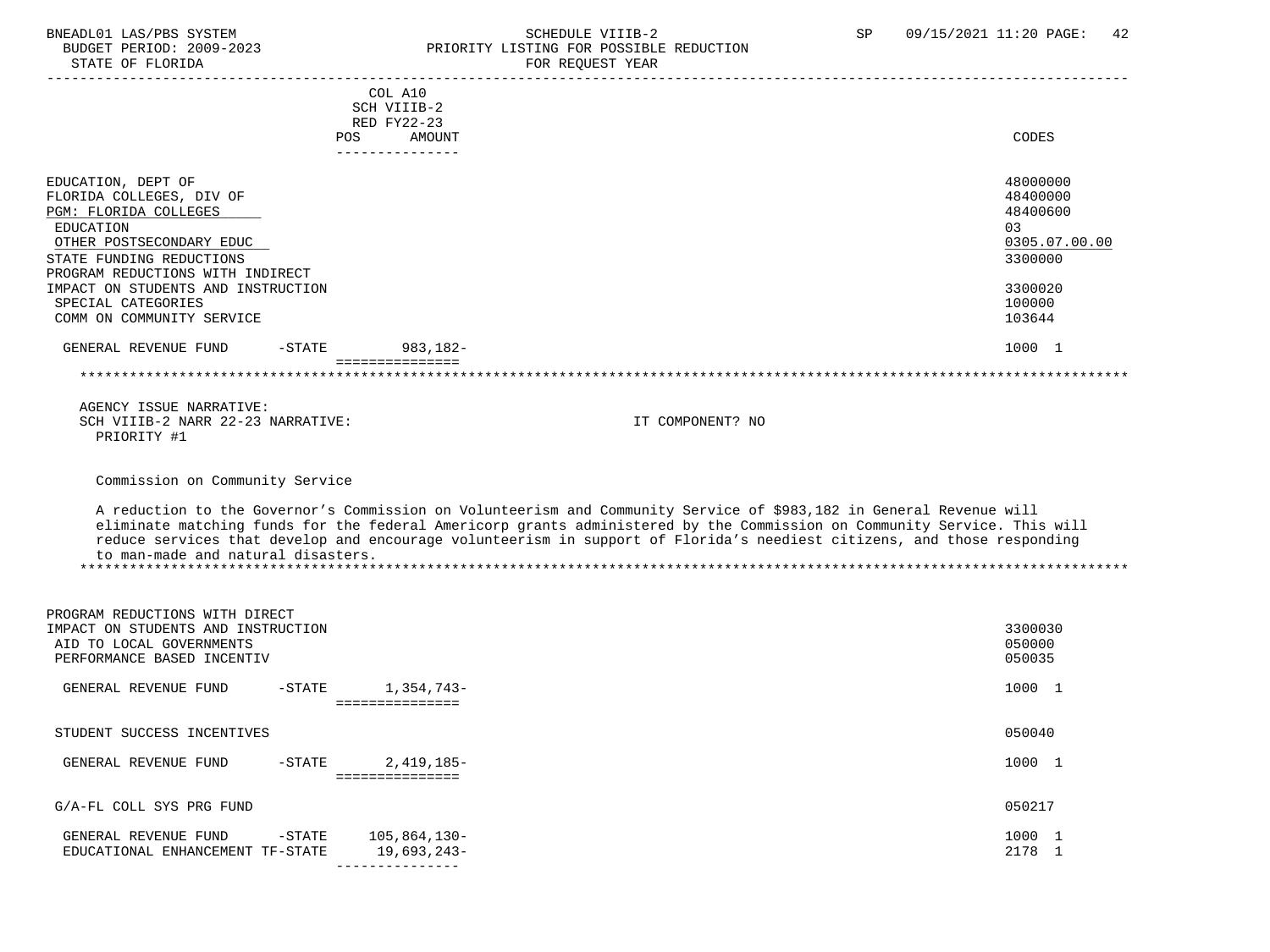| | COL A10 SCH VIIIB-2 RED FY22-23 POS AMOUNT | CODES |
|---|---|---|
| EDUCATION, DEPT OF | | 48000000 |
| FLORIDA COLLEGES, DIV OF | | 48400000 |
| PGM: FLORIDA COLLEGES | | 48400600 |
| EDUCATION | | 03 |
| OTHER POSTSECONDARY EDUC | | 0305.07.00.00 |
| STATE FUNDING REDUCTIONS | | 3300000 |
| PROGRAM REDUCTIONS WITH INDIRECT IMPACT ON STUDENTS AND INSTRUCTION | | 3300020 |
| SPECIAL CATEGORIES | | 100000 |
| COMM ON COMMUNITY SERVICE | | 103644 |
| GENERAL REVENUE FUND -STATE | 983,182- | 1000 1 |

AGENCY ISSUE NARRATIVE:
SCH VIIIB-2 NARR 22-23 NARRATIVE: IT COMPONENT? NO
PRIORITY #1

Commission on Community Service

A reduction to the Governor's Commission on Volunteerism and Community Service of $983,182 in General Revenue will eliminate matching funds for the federal Americorp grants administered by the Commission on Community Service. This will reduce services that develop and encourage volunteerism in support of Florida's neediest citizens, and those responding to man-made and natural disasters.

| | POS AMOUNT | CODES |
|---|---|---|
| PROGRAM REDUCTIONS WITH DIRECT IMPACT ON STUDENTS AND INSTRUCTION | | 3300030 |
| AID TO LOCAL GOVERNMENTS | | 050000 |
| PERFORMANCE BASED INCENTIV | | 050035 |
| GENERAL REVENUE FUND -STATE | 1,354,743- | 1000 1 |
| STUDENT SUCCESS INCENTIVES | | 050040 |
| GENERAL REVENUE FUND -STATE | 2,419,185- | 1000 1 |
| G/A-FL COLL SYS PRG FUND | | 050217 |
| GENERAL REVENUE FUND -STATE | 105,864,130- | 1000 1 |
| EDUCATIONAL ENHANCEMENT TF-STATE | 19,693,243- | 2178 1 |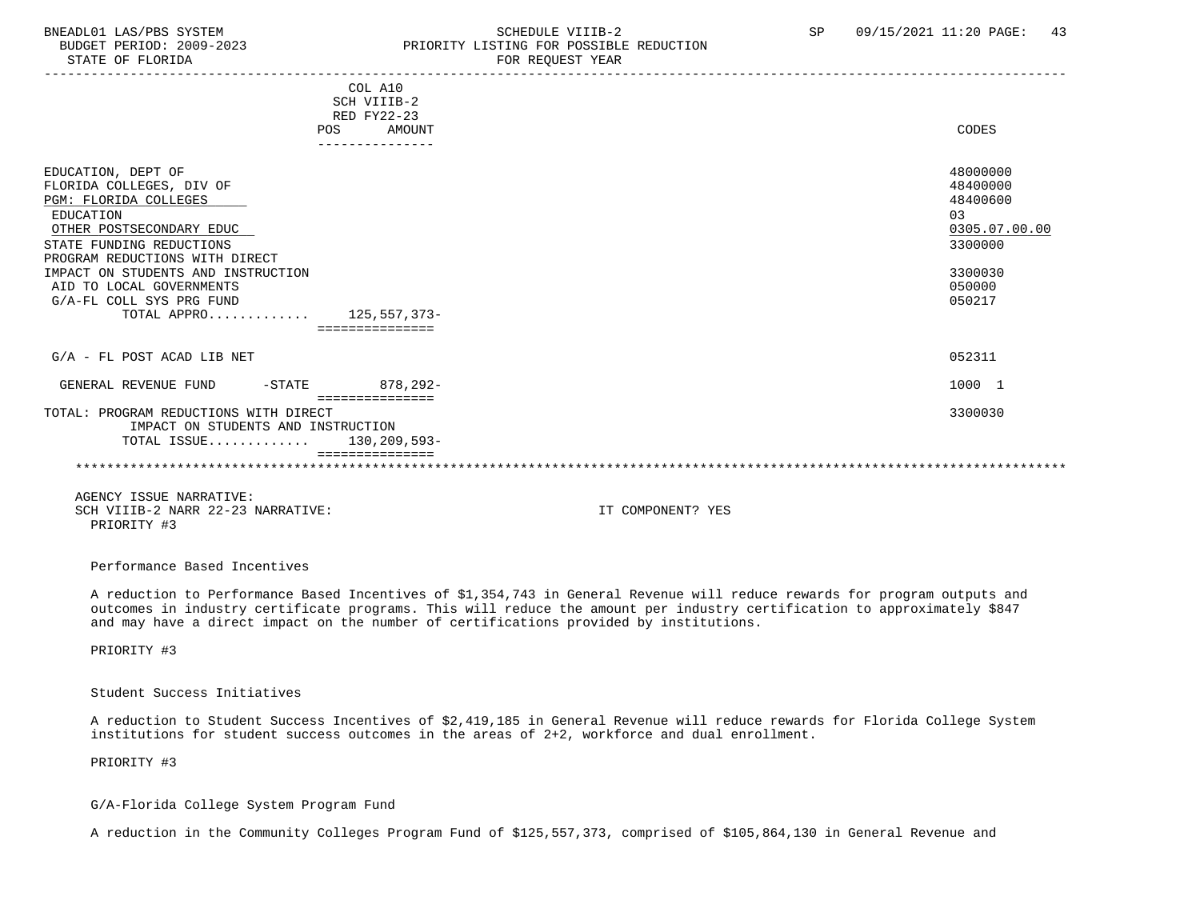| | COL A10 SCH VIIIB-2 RED FY22-23 POS AMOUNT | CODES |
|---|---|---|
| EDUCATION, DEPT OF | | 48000000 |
| FLORIDA COLLEGES, DIV OF | | 48400000 |
| PGM: FLORIDA COLLEGES | | 48400600 |
| EDUCATION | | 03 |
| OTHER POSTSECONDARY EDUC | | 0305.07.00.00 |
| STATE FUNDING REDUCTIONS | | 3300000 |
| PROGRAM REDUCTIONS WITH DIRECT IMPACT ON STUDENTS AND INSTRUCTION | | 3300030 |
| AID TO LOCAL GOVERNMENTS | | 050000 |
| G/A-FL COLL SYS PRG FUND | | 050217 |
| TOTAL APPRO............ | 125,557,373- | |
| G/A - FL POST ACAD LIB NET | | 052311 |
| GENERAL REVENUE FUND -STATE | 878,292- | 1000 1 |
| TOTAL: PROGRAM REDUCTIONS WITH DIRECT IMPACT ON STUDENTS AND INSTRUCTION | | 3300030 |
| TOTAL ISSUE............ | 130,209,593- | |

AGENCY ISSUE NARRATIVE:
SCH VIIIB-2 NARR 22-23 NARRATIVE: IT COMPONENT? YES
PRIORITY #3

Performance Based Incentives

A reduction to Performance Based Incentives of $1,354,743 in General Revenue will reduce rewards for program outputs and outcomes in industry certificate programs. This will reduce the amount per industry certification to approximately $847 and may have a direct impact on the number of certifications provided by institutions.

PRIORITY #3

Student Success Initiatives

A reduction to Student Success Incentives of $2,419,185 in General Revenue will reduce rewards for Florida College System institutions for student success outcomes in the areas of 2+2, workforce and dual enrollment.

PRIORITY #3

G/A-Florida College System Program Fund

A reduction in the Community Colleges Program Fund of $125,557,373, comprised of $105,864,130 in General Revenue and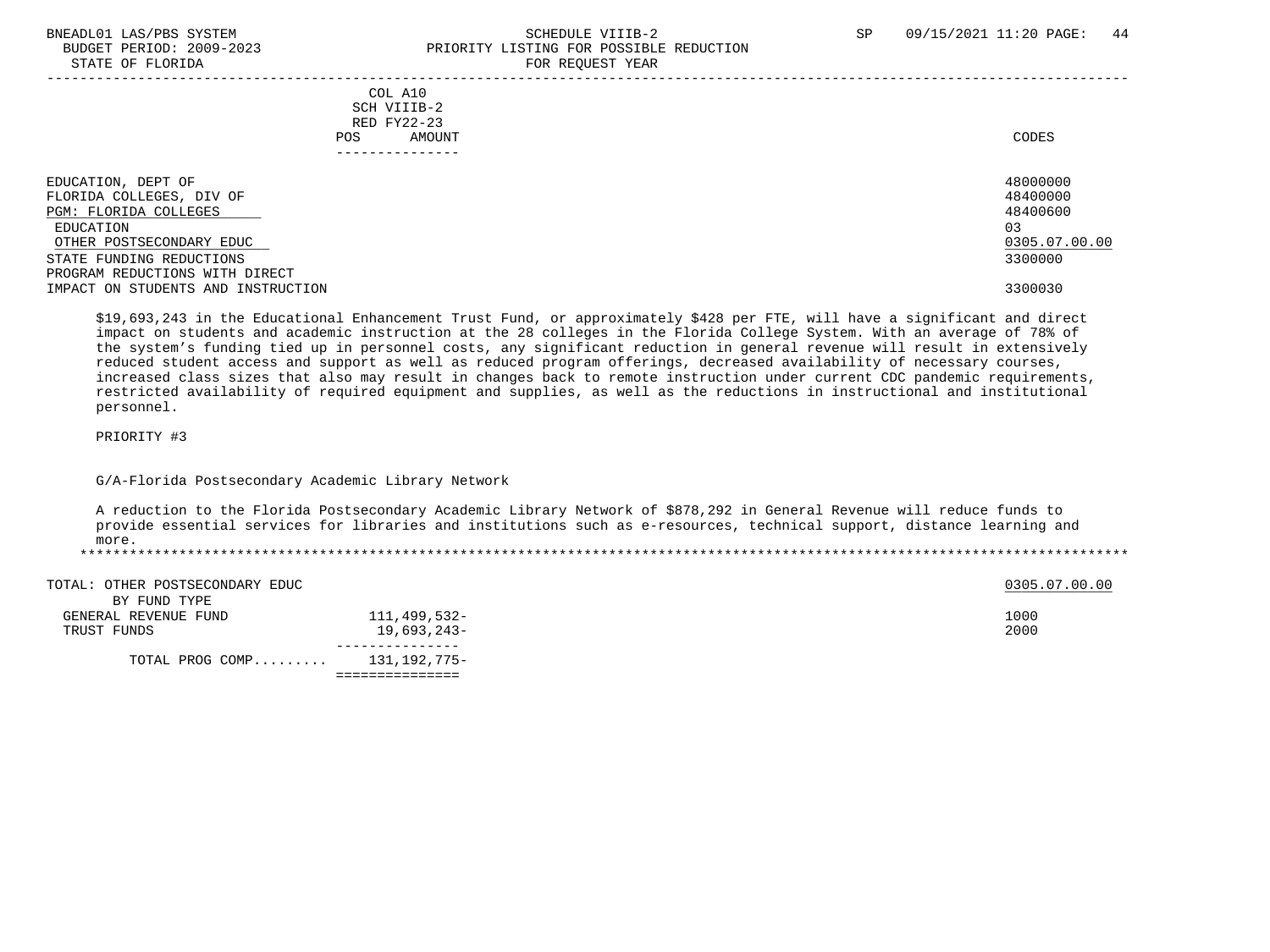| | COL A10 SCH VIIIB-2 RED FY22-23 POS AMOUNT | CODES |
|---|---|---|
| EDUCATION, DEPT OF | | 48000000 |
| FLORIDA COLLEGES, DIV OF | | 48400000 |
| PGM: FLORIDA COLLEGES | | 48400600 |
| EDUCATION | | 03 |
| OTHER POSTSECONDARY EDUC | | 0305.07.00.00 |
| STATE FUNDING REDUCTIONS | | 3300000 |
| PROGRAM REDUCTIONS WITH DIRECT IMPACT ON STUDENTS AND INSTRUCTION | | 3300030 |

$19,693,243 in the Educational Enhancement Trust Fund, or approximately $428 per FTE, will have a significant and direct impact on students and academic instruction at the 28 colleges in the Florida College System. With an average of 78% of the system's funding tied up in personnel costs, any significant reduction in general revenue will result in extensively reduced student access and support as well as reduced program offerings, decreased availability of necessary courses, increased class sizes that also may result in changes back to remote instruction under current CDC pandemic requirements, restricted availability of required equipment and supplies, as well as the reductions in instructional and institutional personnel.

PRIORITY #3

G/A-Florida Postsecondary Academic Library Network

A reduction to the Florida Postsecondary Academic Library Network of $878,292 in General Revenue will reduce funds to provide essential services for libraries and institutions such as e-resources, technical support, distance learning and more.

*****************************************************************************************************************************

| TOTAL: OTHER POSTSECONDARY EDUC BY FUND TYPE | | 0305.07.00.00 |
|---|---|---|
| GENERAL REVENUE FUND | 111,499,532- | 1000 |
| TRUST FUNDS | 19,693,243- | 2000 |
| TOTAL PROG COMP......... | 131,192,775- | |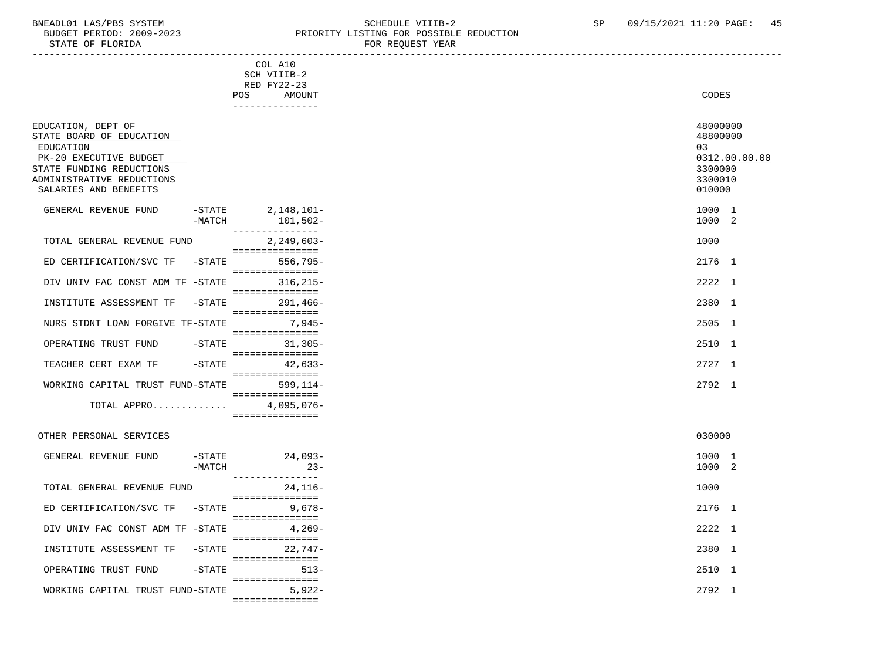BNEADL01 LAS/PBS SYSTEM SCHEDULE VIIIB-2 SP 09/15/2021 11:20 PAGE: 45
BUDGET PERIOD: 2009-2023 PRIORITY LISTING FOR POSSIBLE REDUCTION
STATE OF FLORIDA FOR REQUEST YEAR

| | | COL A10 SCH VIIIB-2 RED FY22-23 POS AMOUNT | CODES |
|---|---|---|---|
| EDUCATION, DEPT OF | | | 48000000 |
| STATE BOARD OF EDUCATION | | | 48800000 |
| EDUCATION | | | 03 |
| PK-20 EXECUTIVE BUDGET | | | 0312.00.00.00 |
| STATE FUNDING REDUCTIONS | | | 3300000 |
| ADMINISTRATIVE REDUCTIONS | | | 3300010 |
| SALARIES AND BENEFITS | | | 010000 |
| GENERAL REVENUE FUND | -STATE | 2,148,101- | 1000 1 |
| | -MATCH | 101,502- | 1000 2 |
| TOTAL GENERAL REVENUE FUND | | 2,249,603- | 1000 |
| ED CERTIFICATION/SVC TF | -STATE | 556,795- | 2176 1 |
| DIV UNIV FAC CONST ADM TF | -STATE | 316,215- | 2222 1 |
| INSTITUTE ASSESSMENT TF | -STATE | 291,466- | 2380 1 |
| NURS STDNT LOAN FORGIVE TF | -STATE | 7,945- | 2505 1 |
| OPERATING TRUST FUND | -STATE | 31,305- | 2510 1 |
| TEACHER CERT EXAM TF | -STATE | 42,633- | 2727 1 |
| WORKING CAPITAL TRUST FUND | -STATE | 599,114- | 2792 1 |
| TOTAL APPRO............ | | 4,095,076- | |
| OTHER PERSONAL SERVICES | | | 030000 |
| GENERAL REVENUE FUND | -STATE | 24,093- | 1000 1 |
| | -MATCH | 23- | 1000 2 |
| TOTAL GENERAL REVENUE FUND | | 24,116- | 1000 |
| ED CERTIFICATION/SVC TF | -STATE | 9,678- | 2176 1 |
| DIV UNIV FAC CONST ADM TF | -STATE | 4,269- | 2222 1 |
| INSTITUTE ASSESSMENT TF | -STATE | 22,747- | 2380 1 |
| OPERATING TRUST FUND | -STATE | 513- | 2510 1 |
| WORKING CAPITAL TRUST FUND | -STATE | 5,922- | 2792 1 |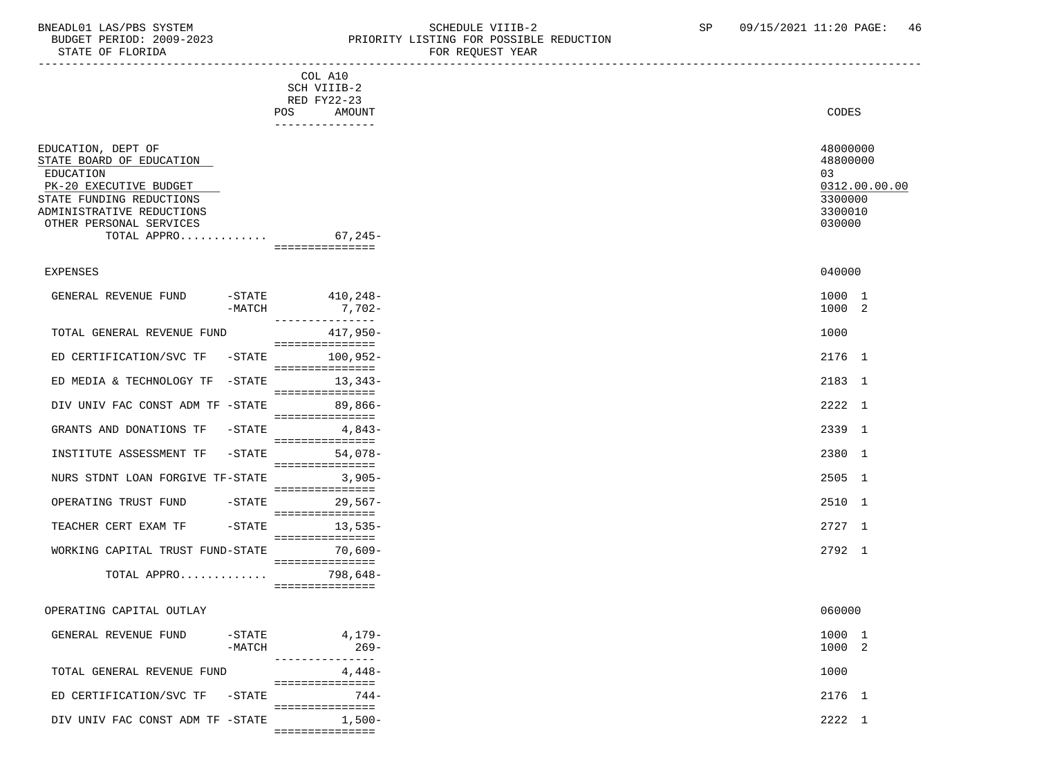BNEADL01 LAS/PBS SYSTEM — SCHEDULE VIIIB-2 — SP 09/15/2021 11:20
BUDGET PERIOD: 2009-2023 — PRIORITY LISTING FOR POSSIBLE REDUCTION
STATE OF FLORIDA — FOR REQUEST YEAR

| | COL A10 SCH VIIIB-2 RED FY22-23 POS AMOUNT | CODES |
|---|---|---|
| EDUCATION, DEPT OF | | 48000000 |
| STATE BOARD OF EDUCATION | | 48800000 |
| EDUCATION | | 03 |
| PK-20 EXECUTIVE BUDGET | | 0312.00.00.00 |
| STATE FUNDING REDUCTIONS | | 3300000 |
| ADMINISTRATIVE REDUCTIONS | | 3300010 |
| OTHER PERSONAL SERVICES | | 030000 |
| TOTAL APPRO............. | 67,245- | |
| EXPENSES | | 040000 |
| GENERAL REVENUE FUND -STATE | 410,248- | 1000 1 |
| -MATCH | 7,702- | 1000 2 |
| TOTAL GENERAL REVENUE FUND | 417,950- | 1000 |
| ED CERTIFICATION/SVC TF -STATE | 100,952- | 2176 1 |
| ED MEDIA & TECHNOLOGY TF -STATE | 13,343- | 2183 1 |
| DIV UNIV FAC CONST ADM TF -STATE | 89,866- | 2222 1 |
| GRANTS AND DONATIONS TF -STATE | 4,843- | 2339 1 |
| INSTITUTE ASSESSMENT TF -STATE | 54,078- | 2380 1 |
| NURS STDNT LOAN FORGIVE TF-STATE | 3,905- | 2505 1 |
| OPERATING TRUST FUND -STATE | 29,567- | 2510 1 |
| TEACHER CERT EXAM TF -STATE | 13,535- | 2727 1 |
| WORKING CAPITAL TRUST FUND-STATE | 70,609- | 2792 1 |
| TOTAL APPRO............. | 798,648- | |
| OPERATING CAPITAL OUTLAY | | 060000 |
| GENERAL REVENUE FUND -STATE | 4,179- | 1000 1 |
| -MATCH | 269- | 1000 2 |
| TOTAL GENERAL REVENUE FUND | 4,448- | 1000 |
| ED CERTIFICATION/SVC TF -STATE | 744- | 2176 1 |
| DIV UNIV FAC CONST ADM TF -STATE | 1,500- | 2222 1 |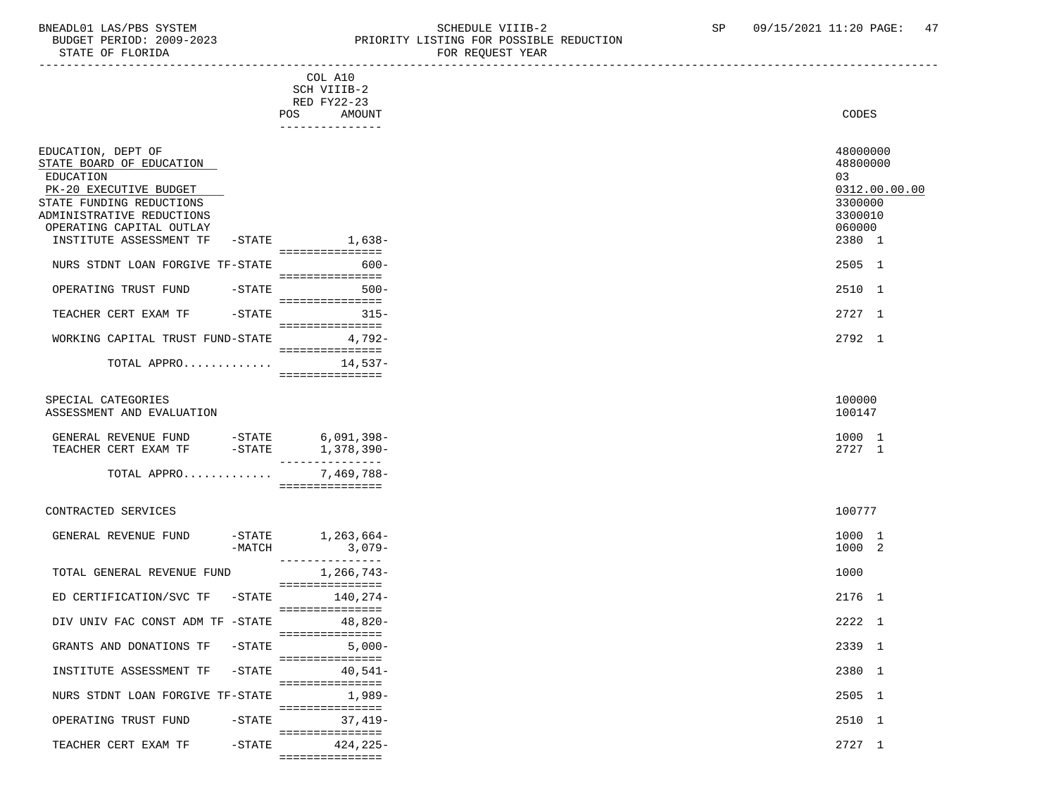BNEADL01 LAS/PBS SYSTEM — SCHEDULE VIIIB-2 — PRIORITY LISTING FOR POSSIBLE REDUCTION — FOR REQUEST YEAR

BUDGET PERIOD: 2009-2023

STATE OF FLORIDA

SP 09/15/2021 11:20

| | COL A10 SCH VIIIB-2 RED FY22-23 POS AMOUNT | CODES |
|---|---|---|
| EDUCATION, DEPT OF | | 48000000 |
| STATE BOARD OF EDUCATION | | 48800000 |
| EDUCATION | | 03 |
| PK-20 EXECUTIVE BUDGET | | 0312.00.00.00 |
| STATE FUNDING REDUCTIONS | | 3300000 |
| ADMINISTRATIVE REDUCTIONS | | 3300010 |
| OPERATING CAPITAL OUTLAY | | 060000 |
| INSTITUTE ASSESSMENT TF -STATE | 1,638- | 2380 1 |
| NURS STDNT LOAN FORGIVE TF-STATE | 600- | 2505 1 |
| OPERATING TRUST FUND -STATE | 500- | 2510 1 |
| TEACHER CERT EXAM TF -STATE | 315- | 2727 1 |
| WORKING CAPITAL TRUST FUND-STATE | 4,792- | 2792 1 |
| TOTAL APPRO............ | 14,537- | |
| SPECIAL CATEGORIES | | 100000 |
| ASSESSMENT AND EVALUATION | | 100147 |
| GENERAL REVENUE FUND -STATE | 6,091,398- | 1000 1 |
| TEACHER CERT EXAM TF -STATE | 1,378,390- | 2727 1 |
| TOTAL APPRO............ | 7,469,788- | |
| CONTRACTED SERVICES | | 100777 |
| GENERAL REVENUE FUND -STATE | 1,263,664- | 1000 1 |
| -MATCH | 3,079- | 1000 2 |
| TOTAL GENERAL REVENUE FUND | 1,266,743- | 1000 |
| ED CERTIFICATION/SVC TF -STATE | 140,274- | 2176 1 |
| DIV UNIV FAC CONST ADM TF -STATE | 48,820- | 2222 1 |
| GRANTS AND DONATIONS TF -STATE | 5,000- | 2339 1 |
| INSTITUTE ASSESSMENT TF -STATE | 40,541- | 2380 1 |
| NURS STDNT LOAN FORGIVE TF-STATE | 1,989- | 2505 1 |
| OPERATING TRUST FUND -STATE | 37,419- | 2510 1 |
| TEACHER CERT EXAM TF -STATE | 424,225- | 2727 1 |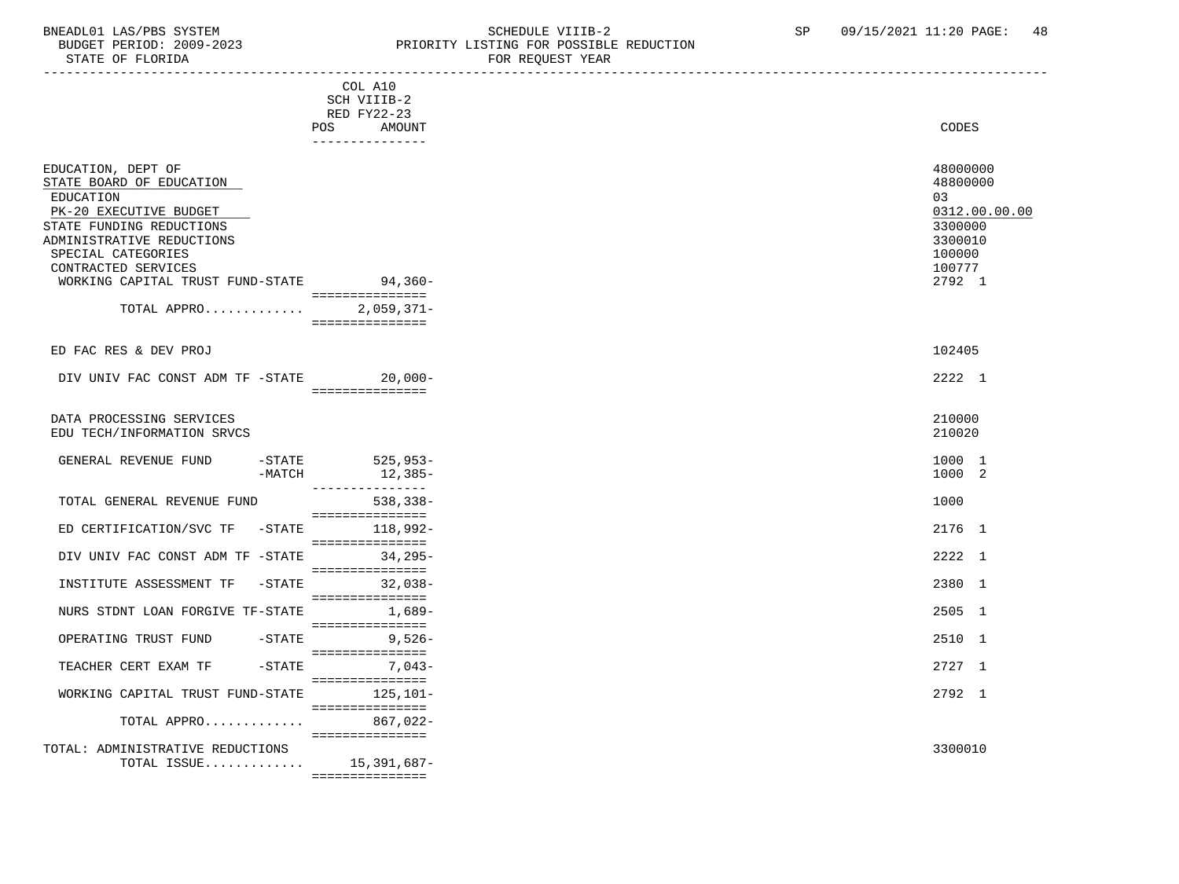BNEADL01 LAS/PBS SYSTEM
BUDGET PERIOD: 2009-2023
STATE OF FLORIDA

SCHEDULE VIIIB-2
PRIORITY LISTING FOR POSSIBLE REDUCTION
FOR REQUEST YEAR

SP 09/15/2021 11:20

| | COL A10 SCH VIIIB-2 RED FY22-23 POS AMOUNT | CODES |
|---|---|---|
| EDUCATION, DEPT OF | | 48000000 |
| STATE BOARD OF EDUCATION | | 48800000 |
| EDUCATION | | 03 |
| PK-20 EXECUTIVE BUDGET | | 0312.00.00.00 |
| STATE FUNDING REDUCTIONS | | 3300000 |
| ADMINISTRATIVE REDUCTIONS | | 3300010 |
| SPECIAL CATEGORIES | | 100000 |
| CONTRACTED SERVICES | | 100777 |
| WORKING CAPITAL TRUST FUND-STATE | 94,360- | 2792 1 |
| TOTAL APPRO............ | 2,059,371- | |
| ED FAC RES & DEV PROJ | | 102405 |
| DIV UNIV FAC CONST ADM TF -STATE | 20,000- | 2222 1 |
| DATA PROCESSING SERVICES | | 210000 |
| EDU TECH/INFORMATION SRVCS | | 210020 |
| GENERAL REVENUE FUND -STATE | 525,953- | 1000 1 |
| -MATCH | 12,385- | 1000 2 |
| TOTAL GENERAL REVENUE FUND | 538,338- | 1000 |
| ED CERTIFICATION/SVC TF -STATE | 118,992- | 2176 1 |
| DIV UNIV FAC CONST ADM TF -STATE | 34,295- | 2222 1 |
| INSTITUTE ASSESSMENT TF -STATE | 32,038- | 2380 1 |
| NURS STDNT LOAN FORGIVE TF-STATE | 1,689- | 2505 1 |
| OPERATING TRUST FUND -STATE | 9,526- | 2510 1 |
| TEACHER CERT EXAM TF -STATE | 7,043- | 2727 1 |
| WORKING CAPITAL TRUST FUND-STATE | 125,101- | 2792 1 |
| TOTAL APPRO............ | 867,022- | |
| TOTAL: ADMINISTRATIVE REDUCTIONS | | 3300010 |
| TOTAL ISSUE............ | 15,391,687- | |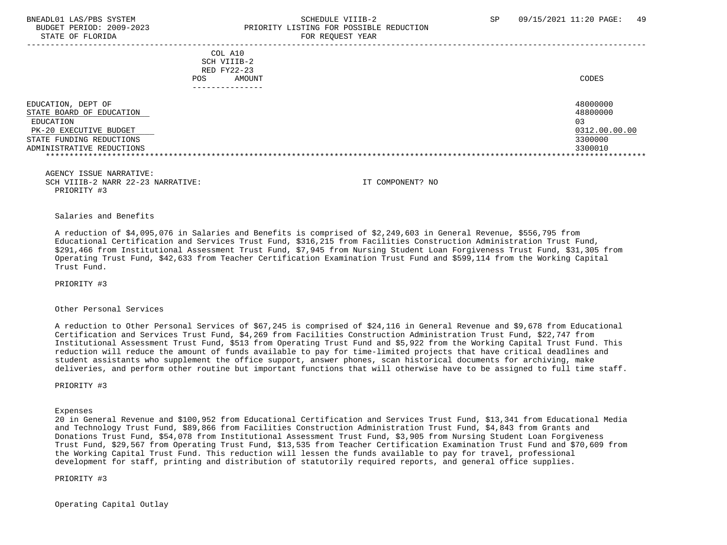COL A10
SCH VIIIB-2
RED FY22-23
POS AMOUNT

CODES

| | CODES |
|---|---|
| EDUCATION, DEPT OF | 48000000 |
| STATE BOARD OF EDUCATION | 48800000 |
| EDUCATION | 03 |
| PK-20 EXECUTIVE BUDGET | 0312.00.00.00 |
| STATE FUNDING REDUCTIONS | 3300000 |
| ADMINISTRATIVE REDUCTIONS | 3300010 |

AGENCY ISSUE NARRATIVE:
SCH VIIIB-2 NARR 22-23 NARRATIVE: IT COMPONENT? NO
PRIORITY #3

Salaries and Benefits

A reduction of $4,095,076 in Salaries and Benefits is comprised of $2,249,603 in General Revenue, $556,795 from Educational Certification and Services Trust Fund, $316,215 from Facilities Construction Administration Trust Fund, $291,466 from Institutional Assessment Trust Fund, $7,945 from Nursing Student Loan Forgiveness Trust Fund, $31,305 from Operating Trust Fund, $42,633 from Teacher Certification Examination Trust Fund and $599,114 from the Working Capital Trust Fund.

PRIORITY #3

Other Personal Services

A reduction to Other Personal Services of $67,245 is comprised of $24,116 in General Revenue and $9,678 from Educational Certification and Services Trust Fund, $4,269 from Facilities Construction Administration Trust Fund, $22,747 from Institutional Assessment Trust Fund, $513 from Operating Trust Fund and $5,922 from the Working Capital Trust Fund. This reduction will reduce the amount of funds available to pay for time-limited projects that have critical deadlines and student assistants who supplement the office support, answer phones, scan historical documents for archiving, make deliveries, and perform other routine but important functions that will otherwise have to be assigned to full time staff.

PRIORITY #3

Expenses
20 in General Revenue and $100,952 from Educational Certification and Services Trust Fund, $13,341 from Educational Media and Technology Trust Fund, $89,866 from Facilities Construction Administration Trust Fund, $4,843 from Grants and Donations Trust Fund, $54,078 from Institutional Assessment Trust Fund, $3,905 from Nursing Student Loan Forgiveness Trust Fund, $29,567 from Operating Trust Fund, $13,535 from Teacher Certification Examination Trust Fund and $70,609 from the Working Capital Trust Fund. This reduction will lessen the funds available to pay for travel, professional development for staff, printing and distribution of statutorily required reports, and general office supplies.

PRIORITY #3

Operating Capital Outlay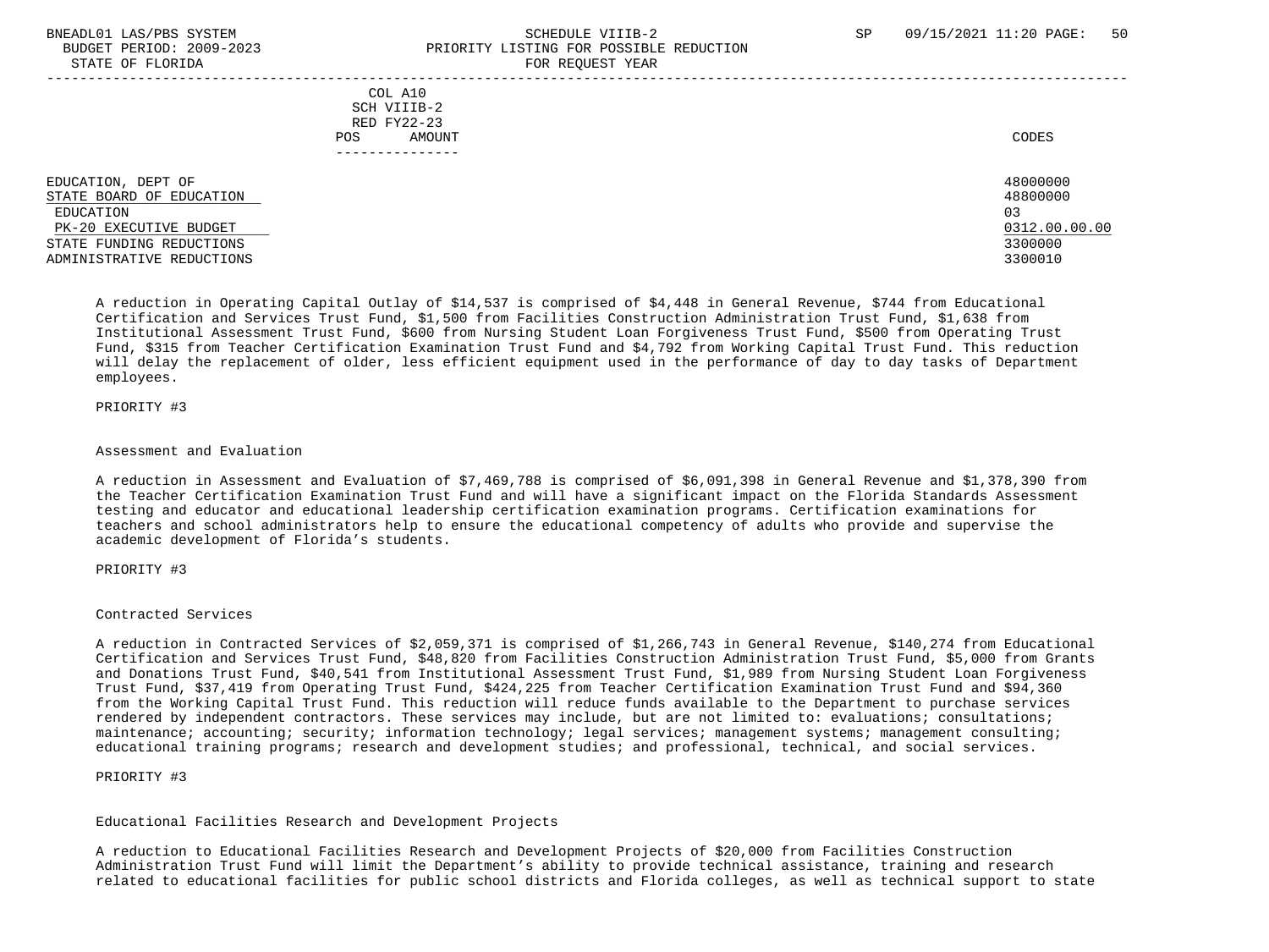| | COL A10 SCH VIIIB-2 RED FY22-23 | | |
|---|---|---|---|
| | POS | AMOUNT | CODES |
| EDUCATION, DEPT OF | | | 48000000 |
| STATE BOARD OF EDUCATION | | | 48800000 |
| EDUCATION | | | 03 |
| PK-20 EXECUTIVE BUDGET | | | 0312.00.00.00 |
| STATE FUNDING REDUCTIONS | | | 3300000 |
| ADMINISTRATIVE REDUCTIONS | | | 3300010 |

A reduction in Operating Capital Outlay of $14,537 is comprised of $4,448 in General Revenue, $744 from Educational Certification and Services Trust Fund, $1,500 from Facilities Construction Administration Trust Fund, $1,638 from Institutional Assessment Trust Fund, $600 from Nursing Student Loan Forgiveness Trust Fund, $500 from Operating Trust Fund, $315 from Teacher Certification Examination Trust Fund and $4,792 from Working Capital Trust Fund. This reduction will delay the replacement of older, less efficient equipment used in the performance of day to day tasks of Department employees.

PRIORITY #3

Assessment and Evaluation

A reduction in Assessment and Evaluation of $7,469,788 is comprised of $6,091,398 in General Revenue and $1,378,390 from the Teacher Certification Examination Trust Fund and will have a significant impact on the Florida Standards Assessment testing and educator and educational leadership certification examination programs. Certification examinations for teachers and school administrators help to ensure the educational competency of adults who provide and supervise the academic development of Florida's students.

PRIORITY #3

Contracted Services

A reduction in Contracted Services of $2,059,371 is comprised of $1,266,743 in General Revenue, $140,274 from Educational Certification and Services Trust Fund, $48,820 from Facilities Construction Administration Trust Fund, $5,000 from Grants and Donations Trust Fund, $40,541 from Institutional Assessment Trust Fund, $1,989 from Nursing Student Loan Forgiveness Trust Fund, $37,419 from Operating Trust Fund, $424,225 from Teacher Certification Examination Trust Fund and $94,360 from the Working Capital Trust Fund. This reduction will reduce funds available to the Department to purchase services rendered by independent contractors. These services may include, but are not limited to: evaluations; consultations; maintenance; accounting; security; information technology; legal services; management systems; management consulting; educational training programs; research and development studies; and professional, technical, and social services.

PRIORITY #3

Educational Facilities Research and Development Projects

A reduction to Educational Facilities Research and Development Projects of $20,000 from Facilities Construction Administration Trust Fund will limit the Department's ability to provide technical assistance, training and research related to educational facilities for public school districts and Florida colleges, as well as technical support to state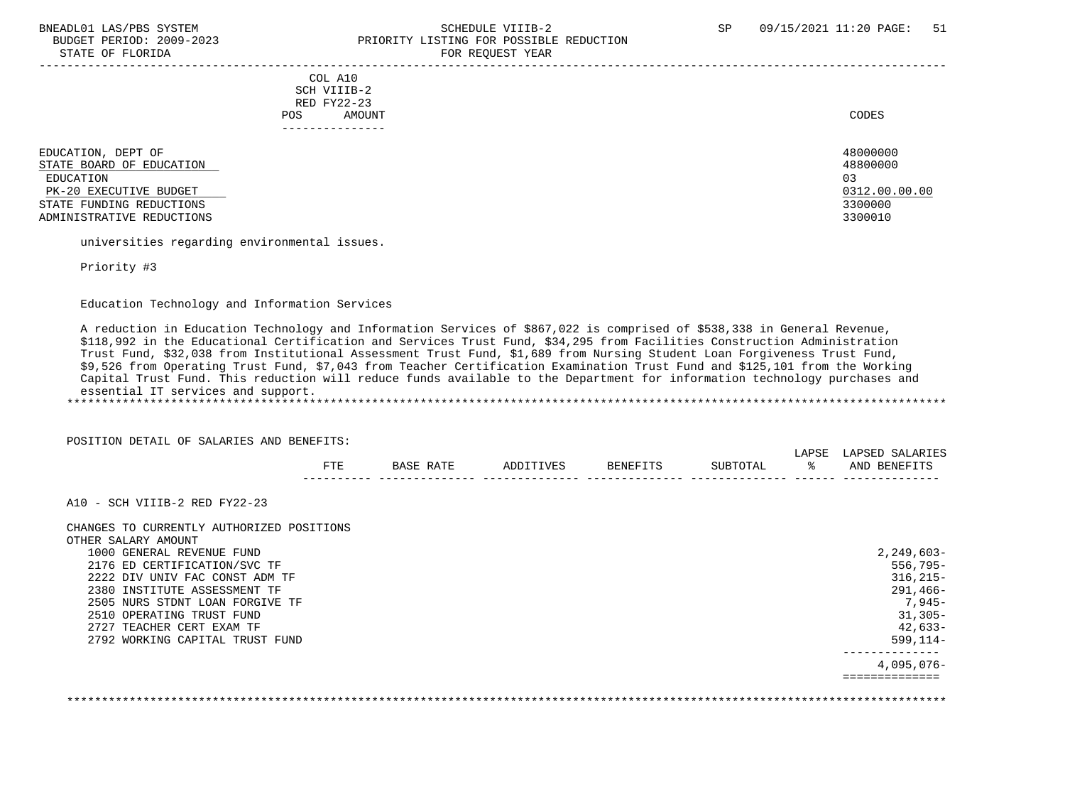| COL A10 SCH VIIIB-2 RED FY22-23 POS AMOUNT | CODES |
|---|---|
| EDUCATION, DEPT OF | 48000000 |
| STATE BOARD OF EDUCATION | 48800000 |
| EDUCATION | 03 |
| PK-20 EXECUTIVE BUDGET | 0312.00.00.00 |
| STATE FUNDING REDUCTIONS | 3300000 |
| ADMINISTRATIVE REDUCTIONS | 3300010 |

universities regarding environmental issues.

Priority #3

Education Technology and Information Services

A reduction in Education Technology and Information Services of $867,022 is comprised of $538,338 in General Revenue, $118,992 in the Educational Certification and Services Trust Fund, $34,295 from Facilities Construction Administration Trust Fund, $32,038 from Institutional Assessment Trust Fund, $1,689 from Nursing Student Loan Forgiveness Trust Fund, $9,526 from Operating Trust Fund, $7,043 from Teacher Certification Examination Trust Fund and $125,101 from the Working Capital Trust Fund. This reduction will reduce funds available to the Department for information technology purchases and essential IT services and support.

POSITION DETAIL OF SALARIES AND BENEFITS:

| | FTE | BASE RATE | ADDITIVES | BENEFITS | SUBTOTAL | LAPSE % | LAPSED SALARIES AND BENEFITS |
|---|---|---|---|---|---|---|---|
| A10 - SCH VIIIB-2 RED FY22-23 | | | | | | | |
| CHANGES TO CURRENTLY AUTHORIZED POSITIONS | | | | | | | |
| OTHER SALARY AMOUNT | | | | | | | |
| 1000 GENERAL REVENUE FUND | | | | | | | 2,249,603- |
| 2176 ED CERTIFICATION/SVC TF | | | | | | | 556,795- |
| 2222 DIV UNIV FAC CONST ADM TF | | | | | | | 316,215- |
| 2380 INSTITUTE ASSESSMENT TF | | | | | | | 291,466- |
| 2505 NURS STDNT LOAN FORGIVE TF | | | | | | | 7,945- |
| 2510 OPERATING TRUST FUND | | | | | | | 31,305- |
| 2727 TEACHER CERT EXAM TF | | | | | | | 42,633- |
| 2792 WORKING CAPITAL TRUST FUND | | | | | | | 599,114- |
| | | | | | | | 4,095,076- |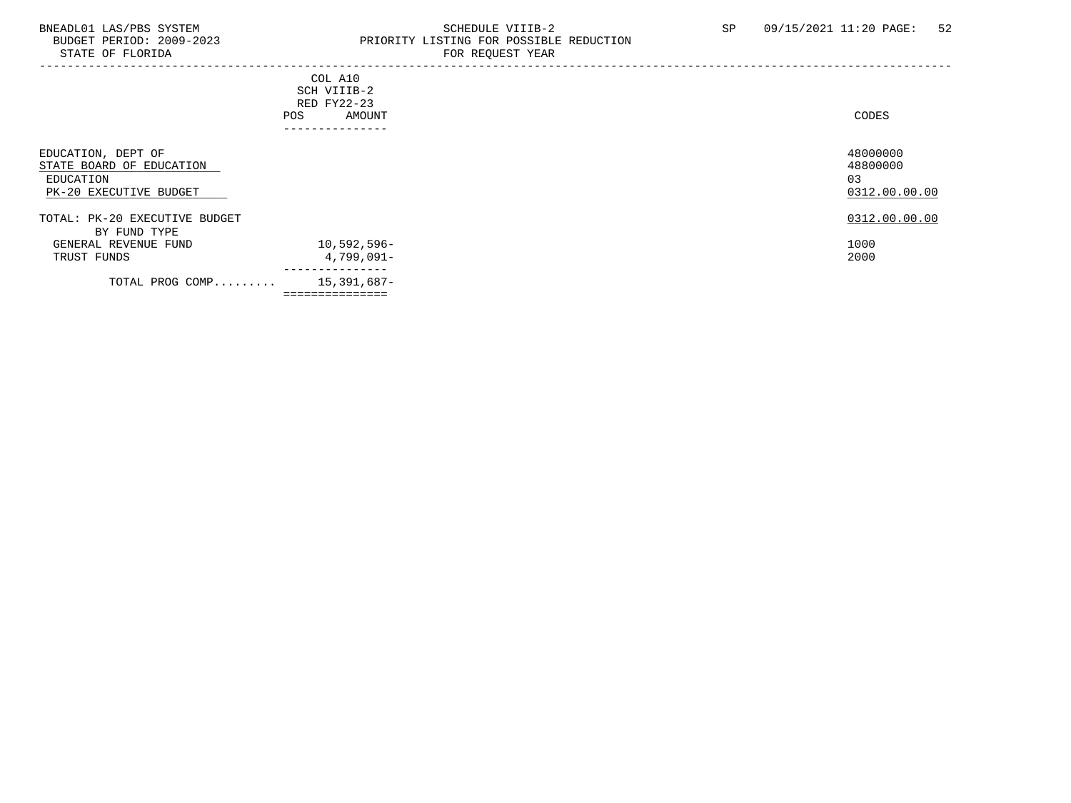BNEADL01 LAS/PBS SYSTEM
BUDGET PERIOD: 2009-2023
STATE OF FLORIDA

SCHEDULE VIIIB-2
PRIORITY LISTING FOR POSSIBLE REDUCTION
FOR REQUEST YEAR

SP 09/15/2021 11:20

| | COL A10 SCH VIIIB-2 RED FY22-23 POS | AMOUNT | CODES |
|---|---|---|---|
| EDUCATION, DEPT OF | | | 48000000 |
| STATE BOARD OF EDUCATION | | | 48800000 |
| EDUCATION | | | 03 |
| PK-20 EXECUTIVE BUDGET | | | 0312.00.00.00 |
| TOTAL: PK-20 EXECUTIVE BUDGET | | | 0312.00.00.00 |
| BY FUND TYPE | | | |
| GENERAL REVENUE FUND | | 10,592,596- | 1000 |
| TRUST FUNDS | | 4,799,091- | 2000 |
| TOTAL PROG COMP......... | | 15,391,687- | |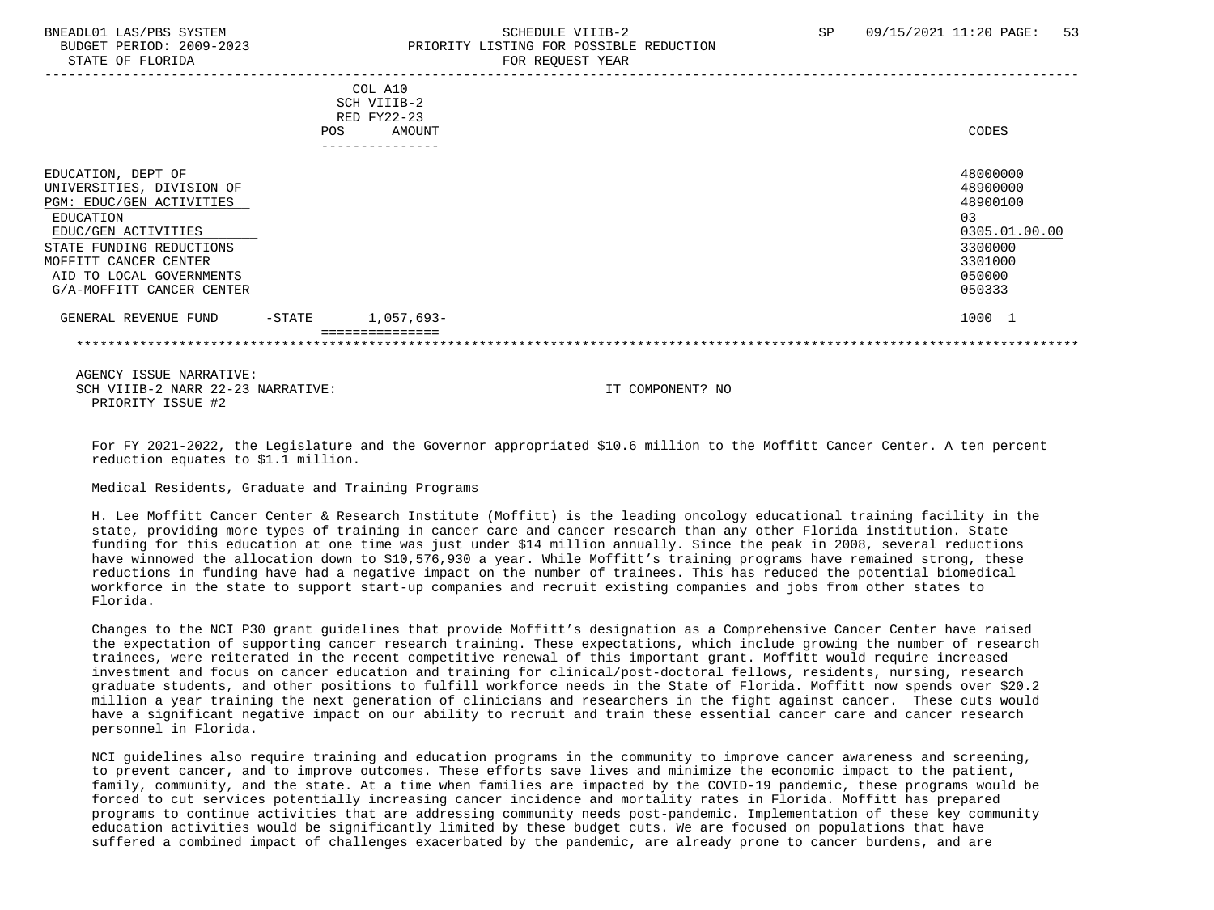| | COL A10 SCH VIIIB-2 RED FY22-23 POS | AMOUNT | CODES |
|---|---|---|---|
| EDUCATION, DEPT OF | | | 48000000 |
| UNIVERSITIES, DIVISION OF | | | 48900000 |
| PGM: EDUC/GEN ACTIVITIES | | | 48900100 |
| EDUCATION | | | 03 |
| EDUC/GEN ACTIVITIES | | | 0305.01.00.00 |
| STATE FUNDING REDUCTIONS | | | 3300000 |
| MOFFITT CANCER CENTER | | | 3301000 |
| AID TO LOCAL GOVERNMENTS | | | 050000 |
| G/A-MOFFITT CANCER CENTER | | | 050333 |
| GENERAL REVENUE FUND -STATE | | 1,057,693- | 1000 1 |

AGENCY ISSUE NARRATIVE:
SCH VIIIB-2 NARR 22-23 NARRATIVE: IT COMPONENT? NO
PRIORITY ISSUE #2

For FY 2021-2022, the Legislature and the Governor appropriated $10.6 million to the Moffitt Cancer Center. A ten percent reduction equates to $1.1 million.

Medical Residents, Graduate and Training Programs

H. Lee Moffitt Cancer Center & Research Institute (Moffitt) is the leading oncology educational training facility in the state, providing more types of training in cancer care and cancer research than any other Florida institution. State funding for this education at one time was just under $14 million annually. Since the peak in 2008, several reductions have winnowed the allocation down to $10,576,930 a year. While Moffitt's training programs have remained strong, these reductions in funding have had a negative impact on the number of trainees. This has reduced the potential biomedical workforce in the state to support start-up companies and recruit existing companies and jobs from other states to Florida.

Changes to the NCI P30 grant guidelines that provide Moffitt's designation as a Comprehensive Cancer Center have raised the expectation of supporting cancer research training. These expectations, which include growing the number of research trainees, were reiterated in the recent competitive renewal of this important grant. Moffitt would require increased investment and focus on cancer education and training for clinical/post-doctoral fellows, residents, nursing, research graduate students, and other positions to fulfill workforce needs in the State of Florida. Moffitt now spends over $20.2 million a year training the next generation of clinicians and researchers in the fight against cancer. These cuts would have a significant negative impact on our ability to recruit and train these essential cancer care and cancer research personnel in Florida.

NCI guidelines also require training and education programs in the community to improve cancer awareness and screening, to prevent cancer, and to improve outcomes. These efforts save lives and minimize the economic impact to the patient, family, community, and the state. At a time when families are impacted by the COVID-19 pandemic, these programs would be forced to cut services potentially increasing cancer incidence and mortality rates in Florida. Moffitt has prepared programs to continue activities that are addressing community needs post-pandemic. Implementation of these key community education activities would be significantly limited by these budget cuts. We are focused on populations that have suffered a combined impact of challenges exacerbated by the pandemic, are already prone to cancer burdens, and are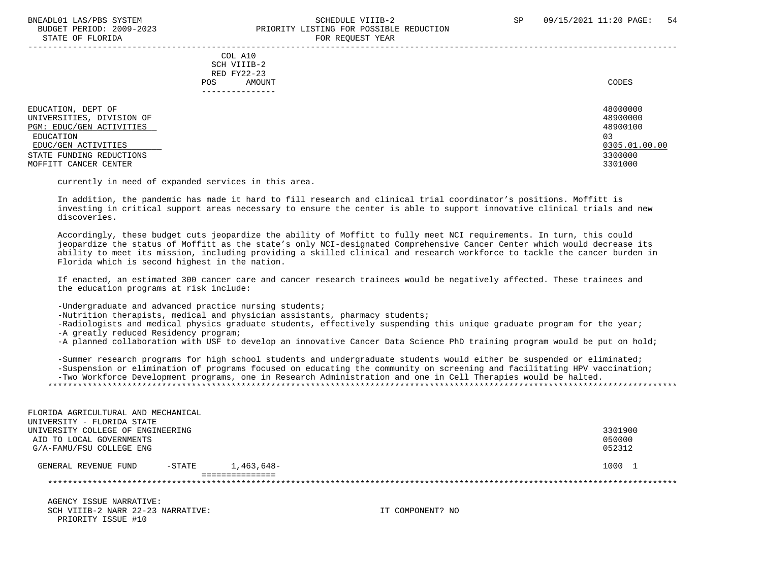COL A10
SCH VIIIB-2
RED FY22-23
POS AMOUNT

| | CODES |
|---|---|
| EDUCATION, DEPT OF | 48000000 |
| UNIVERSITIES, DIVISION OF | 48900000 |
| PGM: EDUC/GEN ACTIVITIES | 48900100 |
| EDUCATION | 03 |
| EDUC/GEN ACTIVITIES | 0305.01.00.00 |
| STATE FUNDING REDUCTIONS | 3300000 |
| MOFFITT CANCER CENTER | 3301000 |

currently in need of expanded services in this area.

In addition, the pandemic has made it hard to fill research and clinical trial coordinator's positions. Moffitt is investing in critical support areas necessary to ensure the center is able to support innovative clinical trials and new discoveries.

Accordingly, these budget cuts jeopardize the ability of Moffitt to fully meet NCI requirements. In turn, this could jeopardize the status of Moffitt as the state's only NCI-designated Comprehensive Cancer Center which would decrease its ability to meet its mission, including providing a skilled clinical and research workforce to tackle the cancer burden in Florida which is second highest in the nation.

If enacted, an estimated 300 cancer care and cancer research trainees would be negatively affected. These trainees and the education programs at risk include:

- Undergraduate and advanced practice nursing students;
- Nutrition therapists, medical and physician assistants, pharmacy students;
- Radiologists and medical physics graduate students, effectively suspending this unique graduate program for the year;
- A greatly reduced Residency program;
- A planned collaboration with USF to develop an innovative Cancer Data Science PhD training program would be put on hold;

- Summer research programs for high school students and undergraduate students would either be suspended or eliminated;
- Suspension or elimination of programs focused on educating the community on screening and facilitating HPV vaccination;
- Two Workforce Development programs, one in Research Administration and one in Cell Therapies would be halted.

*******************************************************************************************************************************

| | | CODES |
|---|---|---|
| FLORIDA AGRICULTURAL AND MECHANICAL UNIVERSITY - FLORIDA STATE UNIVERSITY COLLEGE OF ENGINEERING | | 3301900 |
| AID TO LOCAL GOVERNMENTS | | 050000 |
| G/A-FAMU/FSU COLLEGE ENG | | 052312 |
| GENERAL REVENUE FUND -STATE | 1,463,648- | 1000 1 |

*******************************************************************************************************************************

AGENCY ISSUE NARRATIVE:
SCH VIIIB-2 NARR 22-23 NARRATIVE: IT COMPONENT? NO
PRIORITY ISSUE #10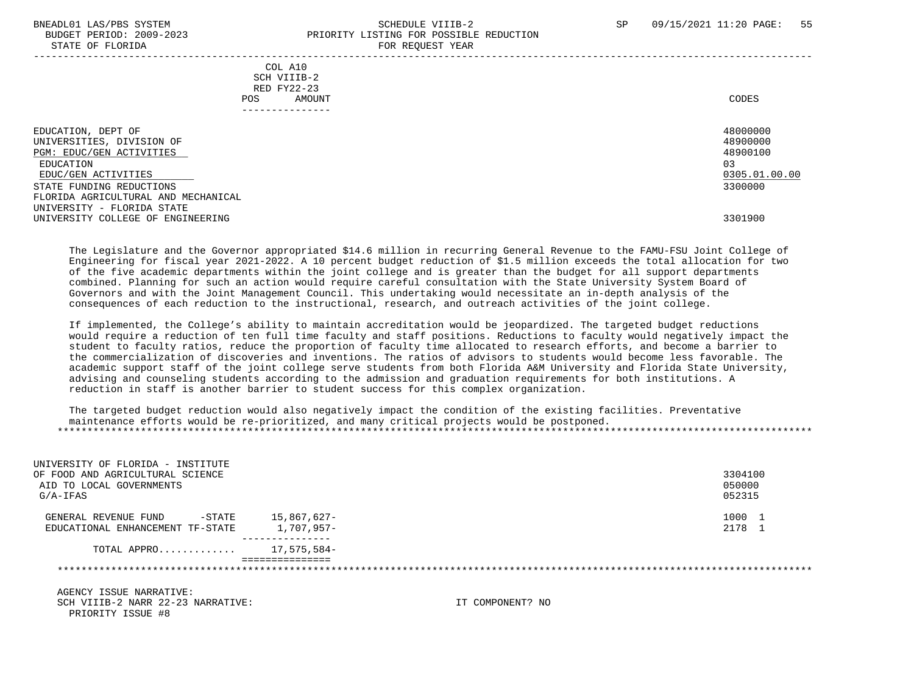COL A10
SCH VIIIB-2
RED FY22-23

| | POS | AMOUNT | CODES |
|---|---|---|---|
| EDUCATION, DEPT OF | | | 48000000 |
| UNIVERSITIES, DIVISION OF | | | 48900000 |
| PGM: EDUC/GEN ACTIVITIES | | | 48900100 |
| EDUCATION | | | 03 |
| EDUC/GEN ACTIVITIES | | | 0305.01.00.00 |
| STATE FUNDING REDUCTIONS | | | 3300000 |
| FLORIDA AGRICULTURAL AND MECHANICAL UNIVERSITY - FLORIDA STATE UNIVERSITY COLLEGE OF ENGINEERING | | | 3301900 |

The Legislature and the Governor appropriated $14.6 million in recurring General Revenue to the FAMU-FSU Joint College of Engineering for fiscal year 2021-2022. A 10 percent budget reduction of $1.5 million exceeds the total allocation for two of the five academic departments within the joint college and is greater than the budget for all support departments combined. Planning for such an action would require careful consultation with the State University System Board of Governors and with the Joint Management Council. This undertaking would necessitate an in-depth analysis of the consequences of each reduction to the instructional, research, and outreach activities of the joint college.

If implemented, the College's ability to maintain accreditation would be jeopardized. The targeted budget reductions would require a reduction of ten full time faculty and staff positions. Reductions to faculty would negatively impact the student to faculty ratios, reduce the proportion of faculty time allocated to research efforts, and become a barrier to the commercialization of discoveries and inventions. The ratios of advisors to students would become less favorable. The academic support staff of the joint college serve students from both Florida A&M University and Florida State University, advising and counseling students according to the admission and graduation requirements for both institutions. A reduction in staff is another barrier to student success for this complex organization.

The targeted budget reduction would also negatively impact the condition of the existing facilities. Preventative maintenance efforts would be re-prioritized, and many critical projects would be postponed.

*******************************************************************************************************************************

| | POS | AMOUNT | CODES |
|---|---|---|---|
| UNIVERSITY OF FLORIDA - INSTITUTE OF FOOD AND AGRICULTURAL SCIENCE | | | 3304100 |
| AID TO LOCAL GOVERNMENTS | | | 050000 |
| G/A-IFAS | | | 052315 |
| GENERAL REVENUE FUND -STATE | | 15,867,627- | 1000 1 |
| EDUCATIONAL ENHANCEMENT TF-STATE | | 1,707,957- | 2178 1 |
| TOTAL APPRO............ | | 17,575,584- | |

*******************************************************************************************************************************

AGENCY ISSUE NARRATIVE:
SCH VIIIB-2 NARR 22-23 NARRATIVE: IT COMPONENT? NO
PRIORITY ISSUE #8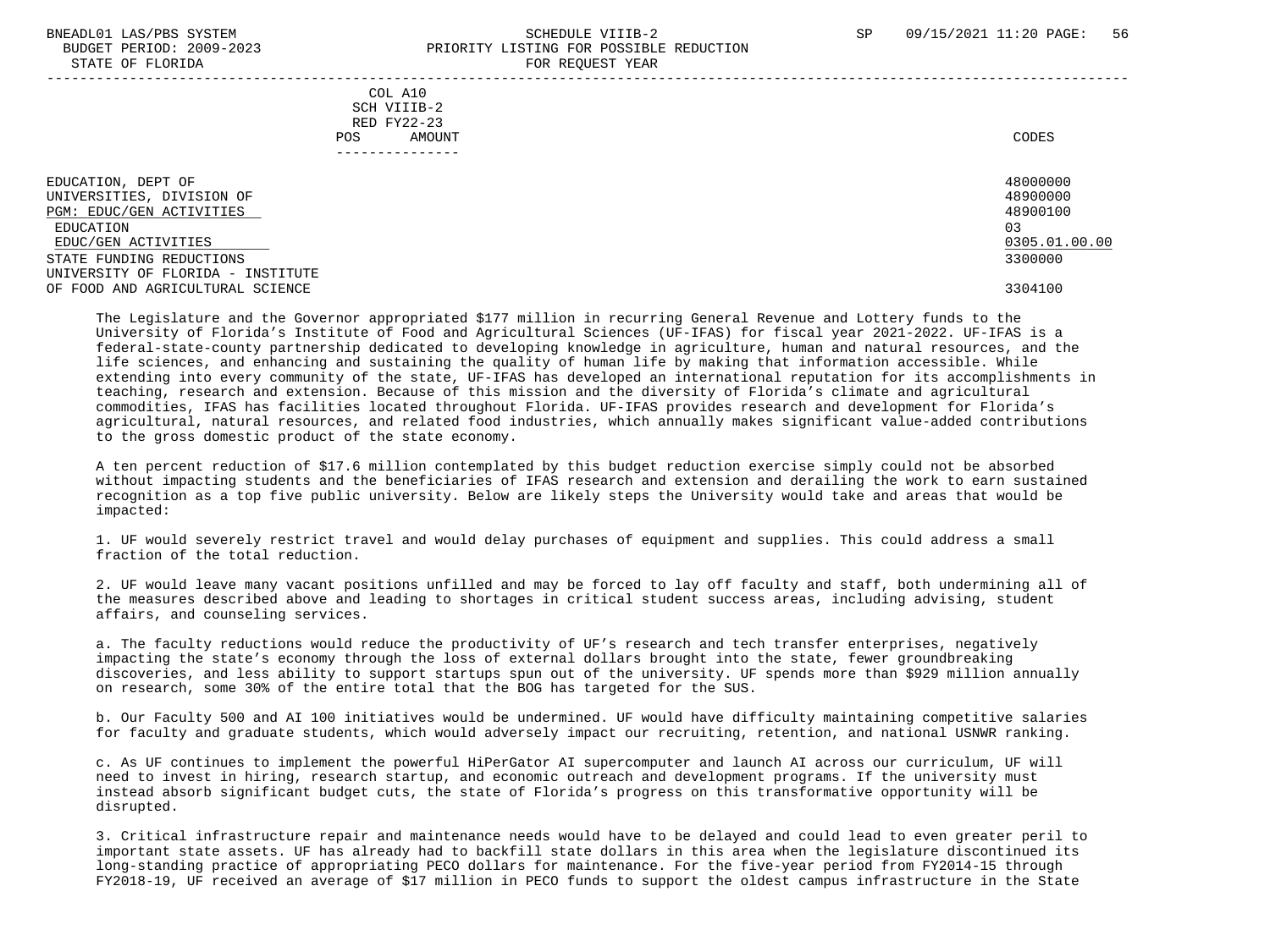BNEADL01 LAS/PBS SYSTEM SCHEDULE VIIIB-2 SP 09/15/2021 11:20 PAGE: 56
BUDGET PERIOD: 2009-2023 PRIORITY LISTING FOR POSSIBLE REDUCTION
STATE OF FLORIDA FOR REQUEST YEAR

| | COL A10 SCH VIIIB-2 RED FY22-23 POS AMOUNT | CODES |
|---|---|---|
| EDUCATION, DEPT OF | | 48000000 |
| UNIVERSITIES, DIVISION OF | | 48900000 |
| PGM: EDUC/GEN ACTIVITIES | | 48900100 |
| EDUCATION | | 03 |
| EDUC/GEN ACTIVITIES | | 0305.01.00.00 |
| STATE FUNDING REDUCTIONS | | 3300000 |
| UNIVERSITY OF FLORIDA - INSTITUTE OF FOOD AND AGRICULTURAL SCIENCE | | 3304100 |

The Legislature and the Governor appropriated $177 million in recurring General Revenue and Lottery funds to the University of Florida's Institute of Food and Agricultural Sciences (UF-IFAS) for fiscal year 2021-2022. UF-IFAS is a federal-state-county partnership dedicated to developing knowledge in agriculture, human and natural resources, and the life sciences, and enhancing and sustaining the quality of human life by making that information accessible. While extending into every community of the state, UF-IFAS has developed an international reputation for its accomplishments in teaching, research and extension. Because of this mission and the diversity of Florida's climate and agricultural commodities, IFAS has facilities located throughout Florida. UF-IFAS provides research and development for Florida's agricultural, natural resources, and related food industries, which annually makes significant value-added contributions to the gross domestic product of the state economy.

A ten percent reduction of $17.6 million contemplated by this budget reduction exercise simply could not be absorbed without impacting students and the beneficiaries of IFAS research and extension and derailing the work to earn sustained recognition as a top five public university. Below are likely steps the University would take and areas that would be impacted:

1. UF would severely restrict travel and would delay purchases of equipment and supplies. This could address a small fraction of the total reduction.

2. UF would leave many vacant positions unfilled and may be forced to lay off faculty and staff, both undermining all of the measures described above and leading to shortages in critical student success areas, including advising, student affairs, and counseling services.

a. The faculty reductions would reduce the productivity of UF's research and tech transfer enterprises, negatively impacting the state's economy through the loss of external dollars brought into the state, fewer groundbreaking discoveries, and less ability to support startups spun out of the university. UF spends more than $929 million annually on research, some 30% of the entire total that the BOG has targeted for the SUS.

b. Our Faculty 500 and AI 100 initiatives would be undermined. UF would have difficulty maintaining competitive salaries for faculty and graduate students, which would adversely impact our recruiting, retention, and national USNWR ranking.

c. As UF continues to implement the powerful HiPerGator AI supercomputer and launch AI across our curriculum, UF will need to invest in hiring, research startup, and economic outreach and development programs. If the university must instead absorb significant budget cuts, the state of Florida's progress on this transformative opportunity will be disrupted.

3. Critical infrastructure repair and maintenance needs would have to be delayed and could lead to even greater peril to important state assets. UF has already had to backfill state dollars in this area when the legislature discontinued its long-standing practice of appropriating PECO dollars for maintenance. For the five-year period from FY2014-15 through FY2018-19, UF received an average of $17 million in PECO funds to support the oldest campus infrastructure in the State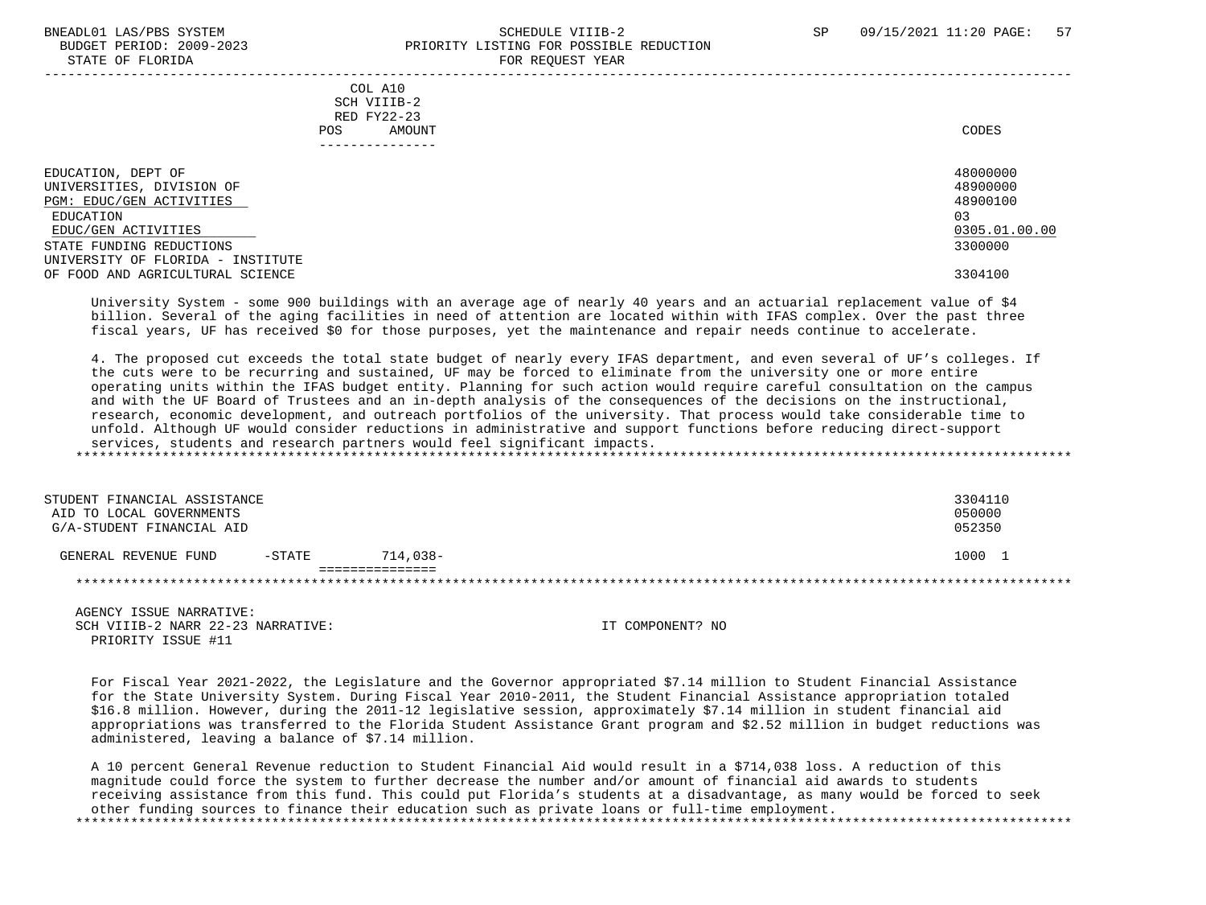| | COL A10 SCH VIIIB-2 RED FY22-23 POS AMOUNT | CODES |
|---|---|---|
| EDUCATION, DEPT OF | | 48000000 |
| UNIVERSITIES, DIVISION OF | | 48900000 |
| PGM: EDUC/GEN ACTIVITIES | | 48900100 |
| EDUCATION | | 03 |
| EDUC/GEN ACTIVITIES | | 0305.01.00.00 |
| STATE FUNDING REDUCTIONS | | 3300000 |
| UNIVERSITY OF FLORIDA - INSTITUTE OF FOOD AND AGRICULTURAL SCIENCE | | 3304100 |

University System - some 900 buildings with an average age of nearly 40 years and an actuarial replacement value of $4 billion. Several of the aging facilities in need of attention are located within with IFAS complex. Over the past three fiscal years, UF has received $0 for those purposes, yet the maintenance and repair needs continue to accelerate.

4. The proposed cut exceeds the total state budget of nearly every IFAS department, and even several of UF's colleges. If the cuts were to be recurring and sustained, UF may be forced to eliminate from the university one or more entire operating units within the IFAS budget entity. Planning for such action would require careful consultation on the campus and with the UF Board of Trustees and an in-depth analysis of the consequences of the decisions on the instructional, research, economic development, and outreach portfolios of the university. That process would take considerable time to unfold. Although UF would consider reductions in administrative and support functions before reducing direct-support services, students and research partners would feel significant impacts.

*******************************************************************************************************************************

| | | CODES |
|---|---|---|
| STUDENT FINANCIAL ASSISTANCE | | 3304110 |
| AID TO LOCAL GOVERNMENTS | | 050000 |
| G/A-STUDENT FINANCIAL AID | | 052350 |
| GENERAL REVENUE FUND -STATE | 714,038- | 1000 1 |

*******************************************************************************************************************************

AGENCY ISSUE NARRATIVE:
SCH VIIIB-2 NARR 22-23 NARRATIVE: IT COMPONENT? NO
PRIORITY ISSUE #11

For Fiscal Year 2021-2022, the Legislature and the Governor appropriated $7.14 million to Student Financial Assistance for the State University System. During Fiscal Year 2010-2011, the Student Financial Assistance appropriation totaled $16.8 million. However, during the 2011-12 legislative session, approximately $7.14 million in student financial aid appropriations was transferred to the Florida Student Assistance Grant program and $2.52 million in budget reductions was administered, leaving a balance of $7.14 million.

A 10 percent General Revenue reduction to Student Financial Aid would result in a $714,038 loss. A reduction of this magnitude could force the system to further decrease the number and/or amount of financial aid awards to students receiving assistance from this fund. This could put Florida's students at a disadvantage, as many would be forced to seek other funding sources to finance their education such as private loans or full-time employment.

*******************************************************************************************************************************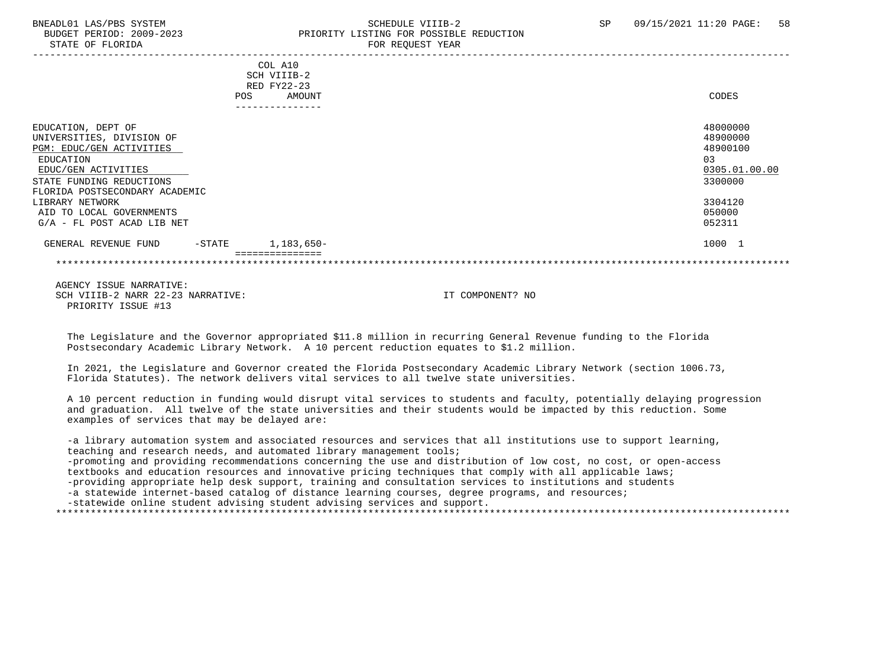BNEADL01 LAS/PBS SYSTEM — SCHEDULE VIIIB-2 — SP 09/15/2021 11:20
BUDGET PERIOD: 2009-2023 — PRIORITY LISTING FOR POSSIBLE REDUCTION
STATE OF FLORIDA — FOR REQUEST YEAR

| | COL A10 SCH VIIIB-2 RED FY22-23 POS | AMOUNT | CODES |
|---|---|---|---|
| EDUCATION, DEPT OF | | | 48000000 |
| UNIVERSITIES, DIVISION OF | | | 48900000 |
| PGM: EDUC/GEN ACTIVITIES | | | 48900100 |
| EDUCATION | | | 03 |
| EDUC/GEN ACTIVITIES | | | 0305.01.00.00 |
| STATE FUNDING REDUCTIONS | | | 3300000 |
| FLORIDA POSTSECONDARY ACADEMIC LIBRARY NETWORK | | | 3304120 |
| AID TO LOCAL GOVERNMENTS | | | 050000 |
| G/A - FL POST ACAD LIB NET | | | 052311 |
| GENERAL REVENUE FUND -STATE | | 1,183,650- | 1000 1 |

AGENCY ISSUE NARRATIVE:
SCH VIIIB-2 NARR 22-23 NARRATIVE: IT COMPONENT? NO
PRIORITY ISSUE #13

The Legislature and the Governor appropriated $11.8 million in recurring General Revenue funding to the Florida Postsecondary Academic Library Network. A 10 percent reduction equates to $1.2 million.

In 2021, the Legislature and Governor created the Florida Postsecondary Academic Library Network (section 1006.73, Florida Statutes). The network delivers vital services to all twelve state universities.

A 10 percent reduction in funding would disrupt vital services to students and faculty, potentially delaying progression and graduation. All twelve of the state universities and their students would be impacted by this reduction. Some examples of services that may be delayed are:

-a library automation system and associated resources and services that all institutions use to support learning, teaching and research needs, and automated library management tools;
-promoting and providing recommendations concerning the use and distribution of low cost, no cost, or open-access textbooks and education resources and innovative pricing techniques that comply with all applicable laws;
-providing appropriate help desk support, training and consultation services to institutions and students
-a statewide internet-based catalog of distance learning courses, degree programs, and resources;
-statewide online student advising student advising services and support.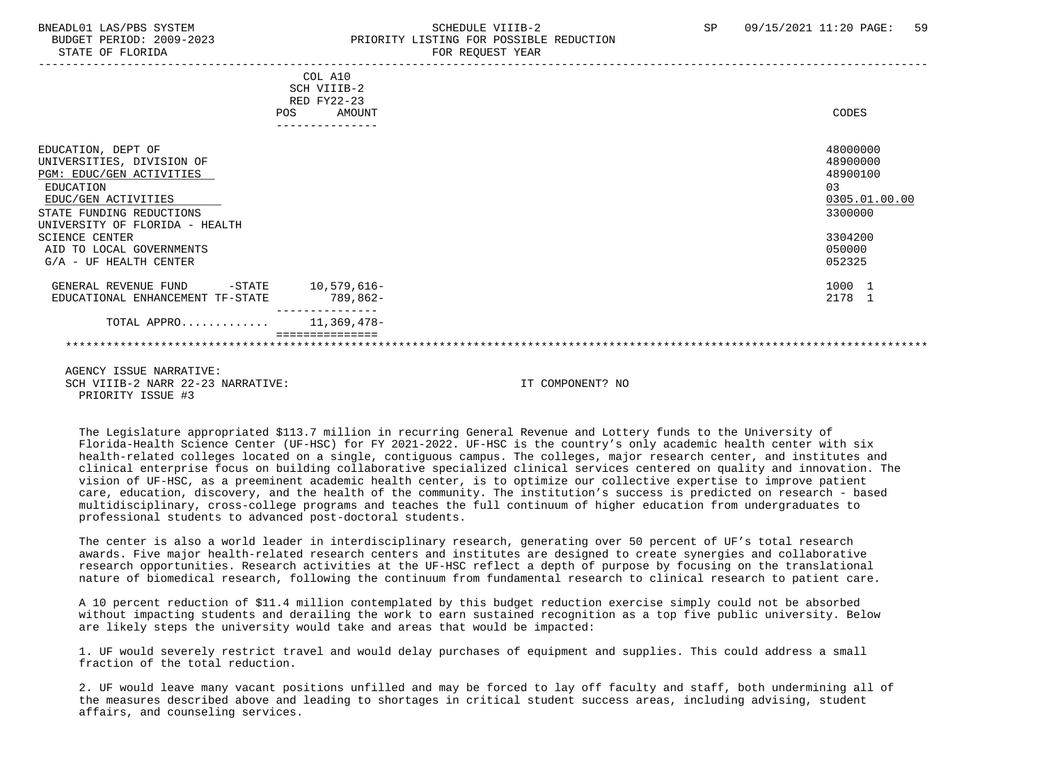| | COL A10 SCH VIIIB-2 RED FY22-23 POS AMOUNT | CODES |
|---|---|---|
| EDUCATION, DEPT OF | | 48000000 |
| UNIVERSITIES, DIVISION OF | | 48900000 |
| PGM: EDUC/GEN ACTIVITIES | | 48900100 |
| EDUCATION | | 03 |
| EDUC/GEN ACTIVITIES | | 0305.01.00.00 |
| STATE FUNDING REDUCTIONS | | 3300000 |
| UNIVERSITY OF FLORIDA - HEALTH SCIENCE CENTER | | 3304200 |
| AID TO LOCAL GOVERNMENTS | | 050000 |
| G/A - UF HEALTH CENTER | | 052325 |
| GENERAL REVENUE FUND -STATE | 10,579,616- | 1000 1 |
| EDUCATIONAL ENHANCEMENT TF-STATE | 789,862- | 2178 1 |
| TOTAL APPRO............ | 11,369,478- | |

AGENCY ISSUE NARRATIVE:
SCH VIIIB-2 NARR 22-23 NARRATIVE: IT COMPONENT? NO
PRIORITY ISSUE #3

The Legislature appropriated $113.7 million in recurring General Revenue and Lottery funds to the University of Florida-Health Science Center (UF-HSC) for FY 2021-2022. UF-HSC is the country's only academic health center with six health-related colleges located on a single, contiguous campus. The colleges, major research center, and institutes and clinical enterprise focus on building collaborative specialized clinical services centered on quality and innovation. The vision of UF-HSC, as a preeminent academic health center, is to optimize our collective expertise to improve patient care, education, discovery, and the health of the community. The institution's success is predicted on research - based multidisciplinary, cross-college programs and teaches the full continuum of higher education from undergraduates to professional students to advanced post-doctoral students.

The center is also a world leader in interdisciplinary research, generating over 50 percent of UF's total research awards. Five major health-related research centers and institutes are designed to create synergies and collaborative research opportunities. Research activities at the UF-HSC reflect a depth of purpose by focusing on the translational nature of biomedical research, following the continuum from fundamental research to clinical research to patient care.

A 10 percent reduction of $11.4 million contemplated by this budget reduction exercise simply could not be absorbed without impacting students and derailing the work to earn sustained recognition as a top five public university. Below are likely steps the university would take and areas that would be impacted:

1. UF would severely restrict travel and would delay purchases of equipment and supplies. This could address a small fraction of the total reduction.

2. UF would leave many vacant positions unfilled and may be forced to lay off faculty and staff, both undermining all of the measures described above and leading to shortages in critical student success areas, including advising, student affairs, and counseling services.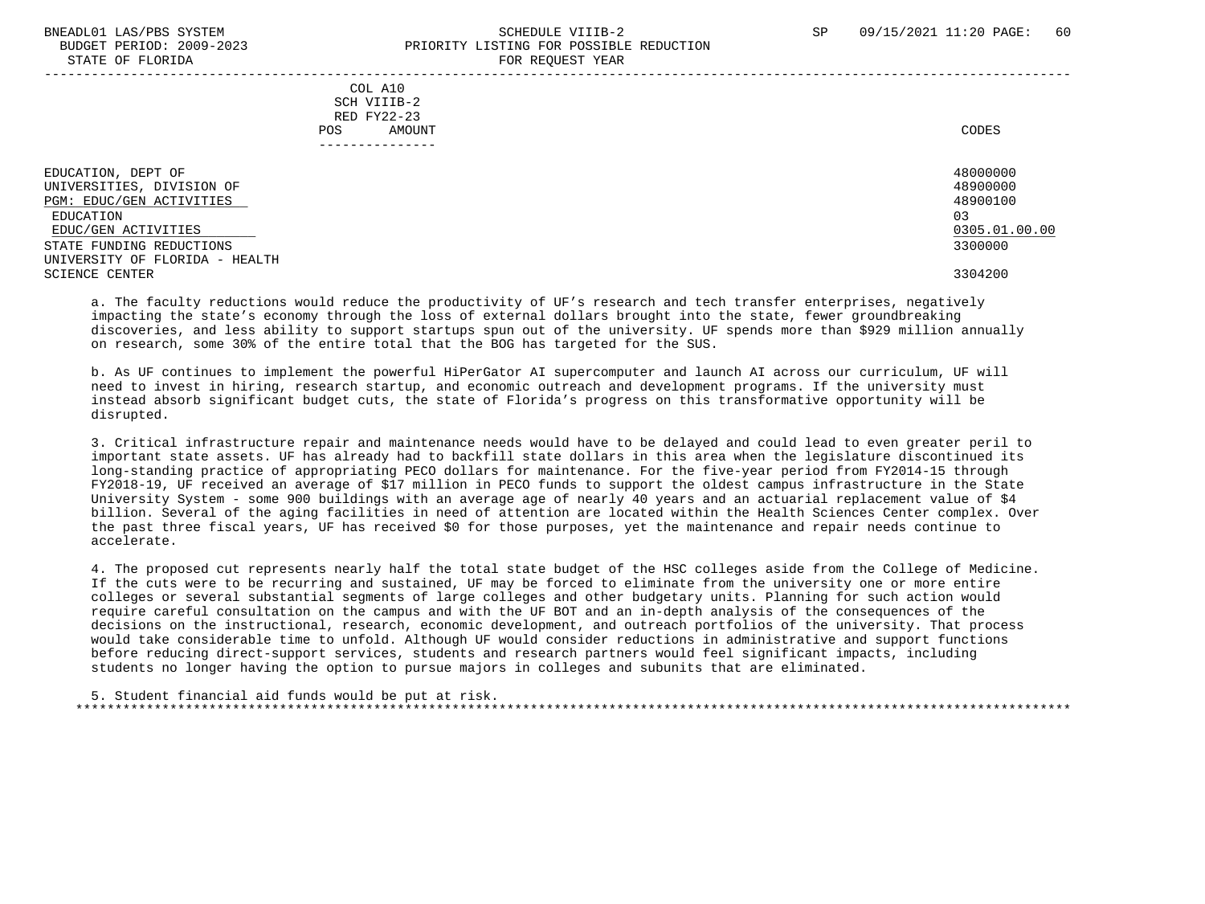COL A10
SCH VIIIB-2
RED FY22-23

| | POS | AMOUNT | CODES |
|---|---|---|---|
| EDUCATION, DEPT OF | | | 48000000 |
| UNIVERSITIES, DIVISION OF | | | 48900000 |
| PGM: EDUC/GEN ACTIVITIES | | | 48900100 |
| EDUCATION | | | 03 |
| EDUC/GEN ACTIVITIES | | | 0305.01.00.00 |
| STATE FUNDING REDUCTIONS | | | 3300000 |
| UNIVERSITY OF FLORIDA - HEALTH SCIENCE CENTER | | | 3304200 |

a. The faculty reductions would reduce the productivity of UF's research and tech transfer enterprises, negatively impacting the state's economy through the loss of external dollars brought into the state, fewer groundbreaking discoveries, and less ability to support startups spun out of the university. UF spends more than $929 million annually on research, some 30% of the entire total that the BOG has targeted for the SUS.

b. As UF continues to implement the powerful HiPerGator AI supercomputer and launch AI across our curriculum, UF will need to invest in hiring, research startup, and economic outreach and development programs. If the university must instead absorb significant budget cuts, the state of Florida's progress on this transformative opportunity will be disrupted.

3. Critical infrastructure repair and maintenance needs would have to be delayed and could lead to even greater peril to important state assets. UF has already had to backfill state dollars in this area when the legislature discontinued its long-standing practice of appropriating PECO dollars for maintenance. For the five-year period from FY2014-15 through FY2018-19, UF received an average of $17 million in PECO funds to support the oldest campus infrastructure in the State University System - some 900 buildings with an average age of nearly 40 years and an actuarial replacement value of $4 billion. Several of the aging facilities in need of attention are located within the Health Sciences Center complex. Over the past three fiscal years, UF has received $0 for those purposes, yet the maintenance and repair needs continue to accelerate.

4. The proposed cut represents nearly half the total state budget of the HSC colleges aside from the College of Medicine. If the cuts were to be recurring and sustained, UF may be forced to eliminate from the university one or more entire colleges or several substantial segments of large colleges and other budgetary units. Planning for such action would require careful consultation on the campus and with the UF BOT and an in-depth analysis of the consequences of the decisions on the instructional, research, economic development, and outreach portfolios of the university. That process would take considerable time to unfold. Although UF would consider reductions in administrative and support functions before reducing direct-support services, students and research partners would feel significant impacts, including students no longer having the option to pursue majors in colleges and subunits that are eliminated.

5. Student financial aid funds would be put at risk.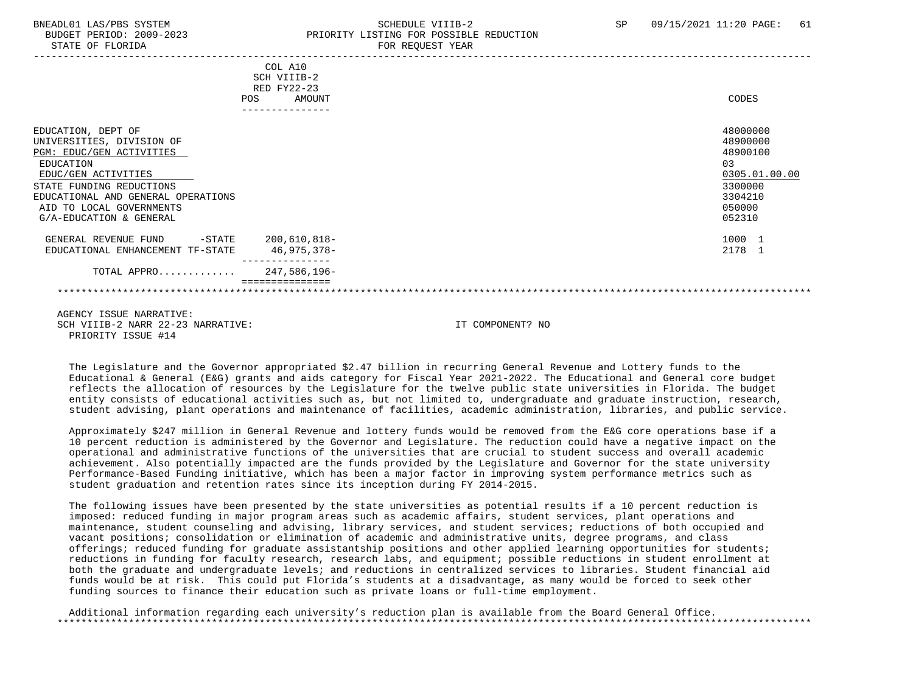BNEADL01 LAS/PBS SYSTEM — SCHEDULE VIIIB-2 — SP 09/15/2021 11:20

BUDGET PERIOD: 2009-2023 — PRIORITY LISTING FOR POSSIBLE REDUCTION

STATE OF FLORIDA — FOR REQUEST YEAR

| | COL A10 SCH VIIIB-2 RED FY22-23 POS AMOUNT | CODES |
|---|---|---|
| EDUCATION, DEPT OF | | 48000000 |
| UNIVERSITIES, DIVISION OF | | 48900000 |
| PGM: EDUC/GEN ACTIVITIES | | 48900100 |
| EDUCATION | | 03 |
| EDUC/GEN ACTIVITIES | | 0305.01.00.00 |
| STATE FUNDING REDUCTIONS | | 3300000 |
| EDUCATIONAL AND GENERAL OPERATIONS | | 3304210 |
| AID TO LOCAL GOVERNMENTS | | 050000 |
| G/A-EDUCATION & GENERAL | | 052310 |
| GENERAL REVENUE FUND -STATE | 200,610,818- | 1000 1 |
| EDUCATIONAL ENHANCEMENT TF-STATE | 46,975,378- | 2178 1 |
| TOTAL APPRO............ | 247,586,196- | |

AGENCY ISSUE NARRATIVE:

SCH VIIIB-2 NARR 22-23 NARRATIVE: IT COMPONENT? NO

PRIORITY ISSUE #14

The Legislature and the Governor appropriated $2.47 billion in recurring General Revenue and Lottery funds to the Educational & General (E&G) grants and aids category for Fiscal Year 2021-2022. The Educational and General core budget reflects the allocation of resources by the Legislature for the twelve public state universities in Florida. The budget entity consists of educational activities such as, but not limited to, undergraduate and graduate instruction, research, student advising, plant operations and maintenance of facilities, academic administration, libraries, and public service.

Approximately $247 million in General Revenue and lottery funds would be removed from the E&G core operations base if a 10 percent reduction is administered by the Governor and Legislature. The reduction could have a negative impact on the operational and administrative functions of the universities that are crucial to student success and overall academic achievement. Also potentially impacted are the funds provided by the Legislature and Governor for the state university Performance-Based Funding initiative, which has been a major factor in improving system performance metrics such as student graduation and retention rates since its inception during FY 2014-2015.

The following issues have been presented by the state universities as potential results if a 10 percent reduction is imposed: reduced funding in major program areas such as academic affairs, student services, plant operations and maintenance, student counseling and advising, library services, and student services; reductions of both occupied and vacant positions; consolidation or elimination of academic and administrative units, degree programs, and class offerings; reduced funding for graduate assistantship positions and other applied learning opportunities for students; reductions in funding for faculty research, research labs, and equipment; possible reductions in student enrollment at both the graduate and undergraduate levels; and reductions in centralized services to libraries. Student financial aid funds would be at risk. This could put Florida's students at a disadvantage, as many would be forced to seek other funding sources to finance their education such as private loans or full-time employment.

Additional information regarding each university's reduction plan is available from the Board General Office.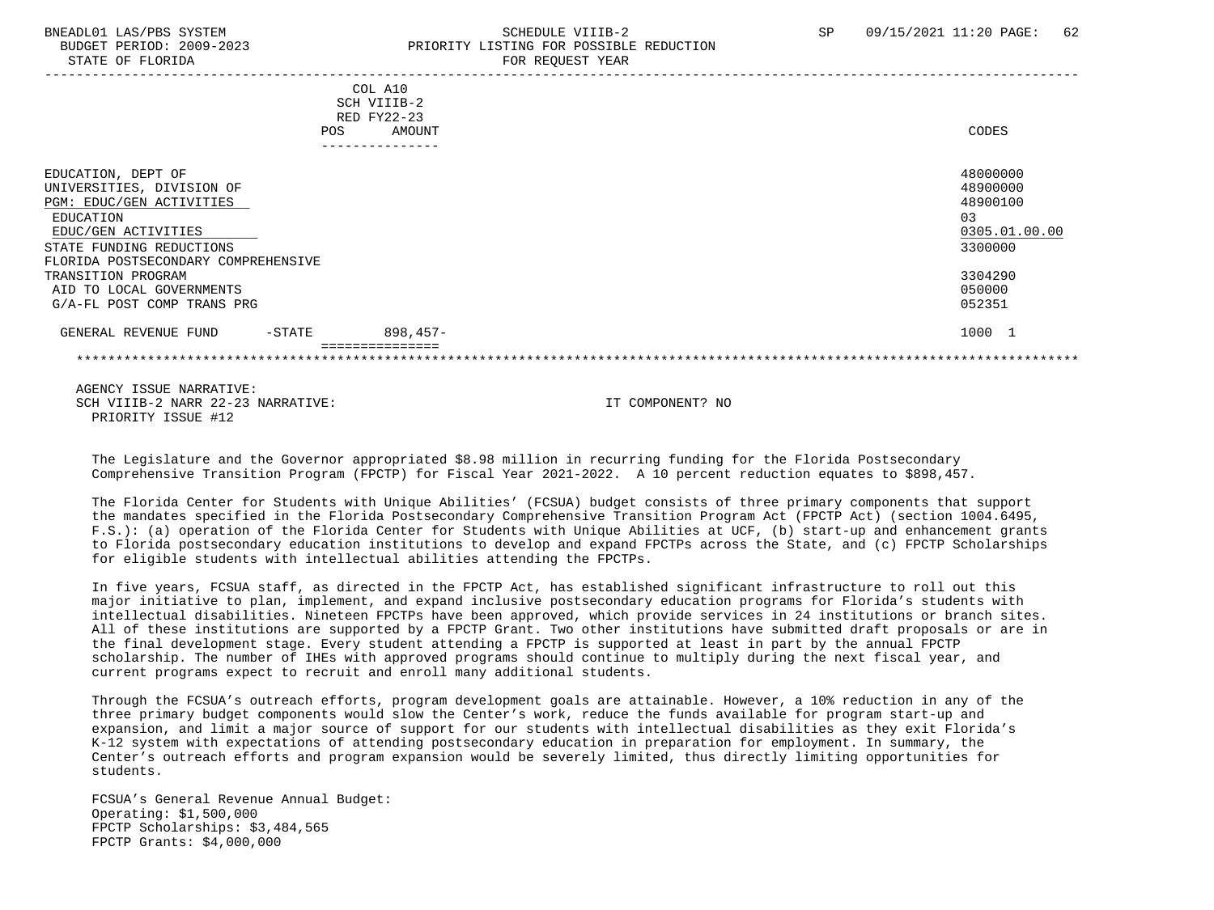| | COL A10 SCH VIIIB-2 RED FY22-23 POS AMOUNT | CODES |
|---|---|---|
| EDUCATION, DEPT OF | | 48000000 |
| UNIVERSITIES, DIVISION OF | | 48900000 |
| PGM: EDUC/GEN ACTIVITIES | | 48900100 |
| EDUCATION | | 03 |
| EDUC/GEN ACTIVITIES | | 0305.01.00.00 |
| STATE FUNDING REDUCTIONS | | 3300000 |
| FLORIDA POSTSECONDARY COMPREHENSIVE TRANSITION PROGRAM | | 3304290 |
| AID TO LOCAL GOVERNMENTS | | 050000 |
| G/A-FL POST COMP TRANS PRG | | 052351 |
| GENERAL REVENUE FUND -STATE | 898,457- | 1000 1 |

AGENCY ISSUE NARRATIVE:
SCH VIIIB-2 NARR 22-23 NARRATIVE: IT COMPONENT? NO
PRIORITY ISSUE #12

The Legislature and the Governor appropriated $8.98 million in recurring funding for the Florida Postsecondary Comprehensive Transition Program (FPCTP) for Fiscal Year 2021-2022. A 10 percent reduction equates to $898,457.

The Florida Center for Students with Unique Abilities' (FCSUA) budget consists of three primary components that support the mandates specified in the Florida Postsecondary Comprehensive Transition Program Act (FPCTP Act) (section 1004.6495, F.S.): (a) operation of the Florida Center for Students with Unique Abilities at UCF, (b) start-up and enhancement grants to Florida postsecondary education institutions to develop and expand FPCTPs across the State, and (c) FPCTP Scholarships for eligible students with intellectual abilities attending the FPCTPs.

In five years, FCSUA staff, as directed in the FPCTP Act, has established significant infrastructure to roll out this major initiative to plan, implement, and expand inclusive postsecondary education programs for Florida's students with intellectual disabilities. Nineteen FPCTPs have been approved, which provide services in 24 institutions or branch sites. All of these institutions are supported by a FPCTP Grant. Two other institutions have submitted draft proposals or are in the final development stage. Every student attending a FPCTP is supported at least in part by the annual FPCTP scholarship. The number of IHEs with approved programs should continue to multiply during the next fiscal year, and current programs expect to recruit and enroll many additional students.

Through the FCSUA's outreach efforts, program development goals are attainable. However, a 10% reduction in any of the three primary budget components would slow the Center's work, reduce the funds available for program start-up and expansion, and limit a major source of support for our students with intellectual disabilities as they exit Florida's K-12 system with expectations of attending postsecondary education in preparation for employment. In summary, the Center's outreach efforts and program expansion would be severely limited, thus directly limiting opportunities for students.

FCSUA's General Revenue Annual Budget:
Operating: $1,500,000
FPCTP Scholarships: $3,484,565
FPCTP Grants: $4,000,000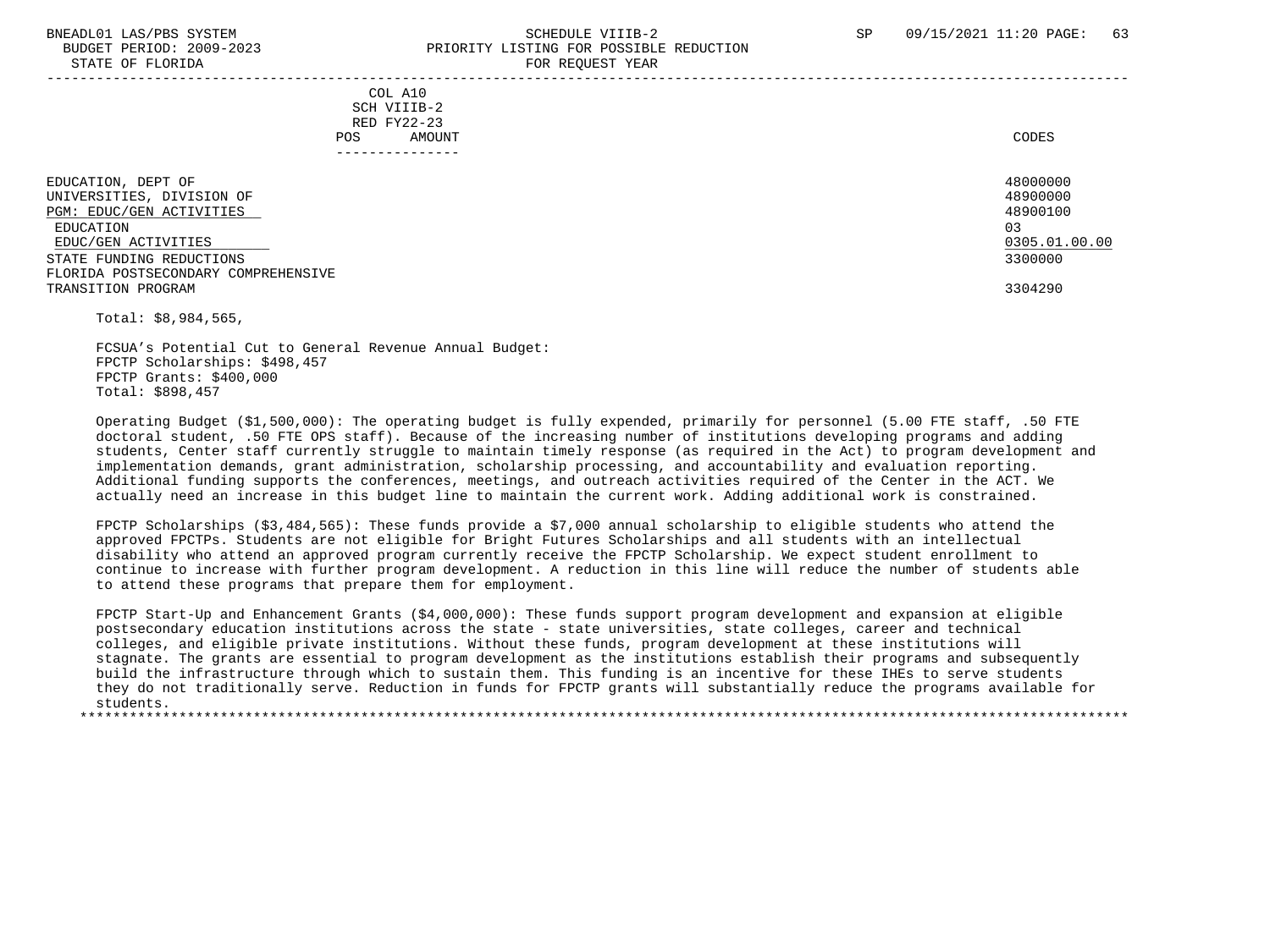| COL A10 SCH VIIIB-2 RED FY22-23 POS AMOUNT | CODES |
|---|---|
| EDUCATION, DEPT OF | 48000000 |
| UNIVERSITIES, DIVISION OF | 48900000 |
| PGM: EDUC/GEN ACTIVITIES | 48900100 |
| EDUCATION | 03 |
| EDUC/GEN ACTIVITIES | 0305.01.00.00 |
| STATE FUNDING REDUCTIONS | 3300000 |
| FLORIDA POSTSECONDARY COMPREHENSIVE TRANSITION PROGRAM | 3304290 |

Total: $8,984,565,

FCSUA's Potential Cut to General Revenue Annual Budget:
FPCTP Scholarships: $498,457
FPCTP Grants: $400,000
Total: $898,457

Operating Budget ($1,500,000): The operating budget is fully expended, primarily for personnel (5.00 FTE staff, .50 FTE doctoral student, .50 FTE OPS staff). Because of the increasing number of institutions developing programs and adding students, Center staff currently struggle to maintain timely response (as required in the Act) to program development and implementation demands, grant administration, scholarship processing, and accountability and evaluation reporting. Additional funding supports the conferences, meetings, and outreach activities required of the Center in the ACT. We actually need an increase in this budget line to maintain the current work. Adding additional work is constrained.

FPCTP Scholarships ($3,484,565): These funds provide a $7,000 annual scholarship to eligible students who attend the approved FPCTPs. Students are not eligible for Bright Futures Scholarships and all students with an intellectual disability who attend an approved program currently receive the FPCTP Scholarship. We expect student enrollment to continue to increase with further program development. A reduction in this line will reduce the number of students able to attend these programs that prepare them for employment.

FPCTP Start-Up and Enhancement Grants ($4,000,000): These funds support program development and expansion at eligible postsecondary education institutions across the state - state universities, state colleges, career and technical colleges, and eligible private institutions. Without these funds, program development at these institutions will stagnate. The grants are essential to program development as the institutions establish their programs and subsequently build the infrastructure through which to sustain them. This funding is an incentive for these IHEs to serve students they do not traditionally serve. Reduction in funds for FPCTP grants will substantially reduce the programs available for students.

***************************************************************************************************************************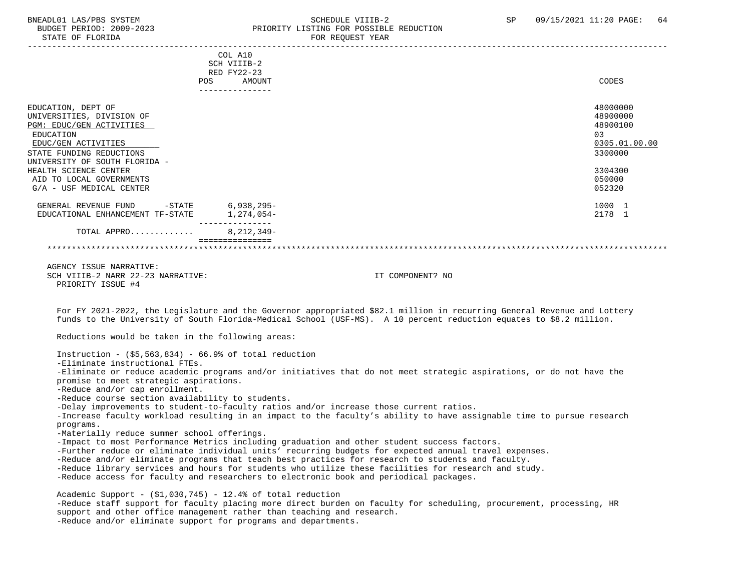BNEADL01 LAS/PBS SYSTEM | SCHEDULE VIIIB-2 | SP 09/15/2021 11:20

BUDGET PERIOD: 2009-2023 | PRIORITY LISTING FOR POSSIBLE REDUCTION

STATE OF FLORIDA | FOR REQUEST YEAR

| | COL A10 SCH VIIIB-2 RED FY22-23 POS AMOUNT | CODES |
|---|---|---|
| EDUCATION, DEPT OF | | 48000000 |
| UNIVERSITIES, DIVISION OF | | 48900000 |
| PGM: EDUC/GEN ACTIVITIES | | 48900100 |
| EDUCATION | | 03 |
| EDUC/GEN ACTIVITIES | | 0305.01.00.00 |
| STATE FUNDING REDUCTIONS | | 3300000 |
| UNIVERSITY OF SOUTH FLORIDA - HEALTH SCIENCE CENTER | | 3304300 |
| AID TO LOCAL GOVERNMENTS | | 050000 |
| G/A - USF MEDICAL CENTER | | 052320 |
| GENERAL REVENUE FUND -STATE | 6,938,295- | 1000 1 |
| EDUCATIONAL ENHANCEMENT TF-STATE | 1,274,054- | 2178 1 |
| TOTAL APPRO............ | 8,212,349- | |

AGENCY ISSUE NARRATIVE:

SCH VIIIB-2 NARR 22-23 NARRATIVE: IT COMPONENT? NO

PRIORITY ISSUE #4

For FY 2021-2022, the Legislature and the Governor appropriated $82.1 million in recurring General Revenue and Lottery funds to the University of South Florida-Medical School (USF-MS). A 10 percent reduction equates to $8.2 million.

Reductions would be taken in the following areas:

Instruction - ($5,563,834) - 66.9% of total reduction
- Eliminate instructional FTEs.
- Eliminate or reduce academic programs and/or initiatives that do not meet strategic aspirations, or do not have the promise to meet strategic aspirations.
- Reduce and/or cap enrollment.
- Reduce course section availability to students.
- Delay improvements to student-to-faculty ratios and/or increase those current ratios.
- Increase faculty workload resulting in an impact to the faculty's ability to have assignable time to pursue research programs.
- Materially reduce summer school offerings.
- Impact to most Performance Metrics including graduation and other student success factors.
- Further reduce or eliminate individual units' recurring budgets for expected annual travel expenses.
- Reduce and/or eliminate programs that teach best practices for research to students and faculty.
- Reduce library services and hours for students who utilize these facilities for research and study.
- Reduce access for faculty and researchers to electronic book and periodical packages.

Academic Support - ($1,030,745) - 12.4% of total reduction
- Reduce staff support for faculty placing more direct burden on faculty for scheduling, procurement, processing, HR support and other office management rather than teaching and research.
- Reduce and/or eliminate support for programs and departments.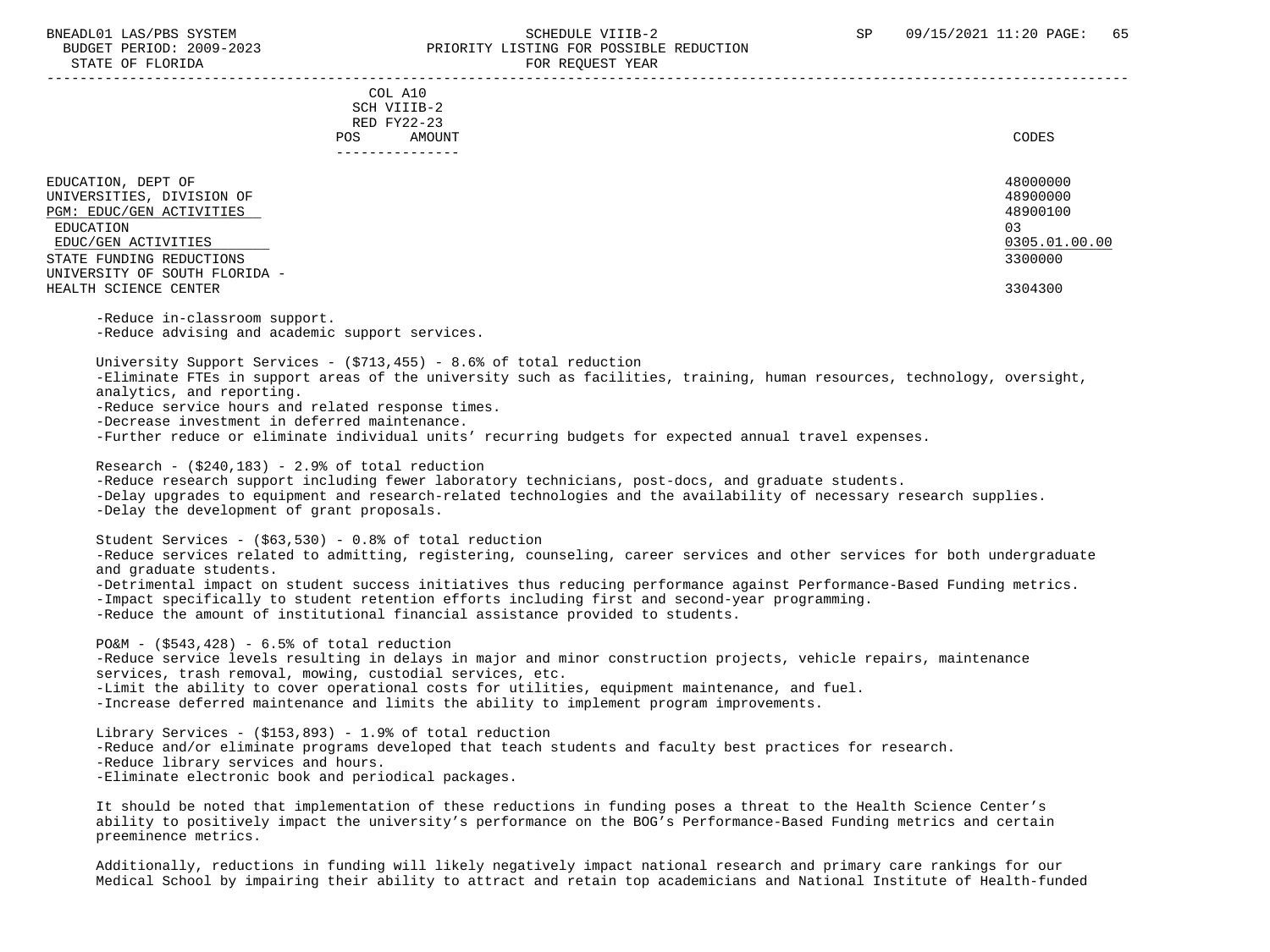| | COL A10 SCH VIIIB-2 RED FY22-23 POS AMOUNT | CODES |
|---|---|---|
| EDUCATION, DEPT OF | | 48000000 |
| UNIVERSITIES, DIVISION OF | | 48900000 |
| PGM: EDUC/GEN ACTIVITIES | | 48900100 |
| EDUCATION | | 03 |
| EDUC/GEN ACTIVITIES | | 0305.01.00.00 |
| STATE FUNDING REDUCTIONS | | 3300000 |
| UNIVERSITY OF SOUTH FLORIDA - HEALTH SCIENCE CENTER | | 3304300 |

-Reduce in-classroom support.
-Reduce advising and academic support services.

University Support Services - ($713,455) - 8.6% of total reduction
-Eliminate FTEs in support areas of the university such as facilities, training, human resources, technology, oversight, analytics, and reporting.
-Reduce service hours and related response times.
-Decrease investment in deferred maintenance.
-Further reduce or eliminate individual units' recurring budgets for expected annual travel expenses.

Research - ($240,183) - 2.9% of total reduction
-Reduce research support including fewer laboratory technicians, post-docs, and graduate students.
-Delay upgrades to equipment and research-related technologies and the availability of necessary research supplies.
-Delay the development of grant proposals.

Student Services - ($63,530) - 0.8% of total reduction
-Reduce services related to admitting, registering, counseling, career services and other services for both undergraduate and graduate students.
-Detrimental impact on student success initiatives thus reducing performance against Performance-Based Funding metrics.
-Impact specifically to student retention efforts including first and second-year programming.
-Reduce the amount of institutional financial assistance provided to students.

PO&M - ($543,428) - 6.5% of total reduction
-Reduce service levels resulting in delays in major and minor construction projects, vehicle repairs, maintenance services, trash removal, mowing, custodial services, etc.
-Limit the ability to cover operational costs for utilities, equipment maintenance, and fuel.
-Increase deferred maintenance and limits the ability to implement program improvements.

Library Services - ($153,893) - 1.9% of total reduction
-Reduce and/or eliminate programs developed that teach students and faculty best practices for research.
-Reduce library services and hours.
-Eliminate electronic book and periodical packages.

It should be noted that implementation of these reductions in funding poses a threat to the Health Science Center's ability to positively impact the university's performance on the BOG's Performance-Based Funding metrics and certain preeminence metrics.

Additionally, reductions in funding will likely negatively impact national research and primary care rankings for our Medical School by impairing their ability to attract and retain top academicians and National Institute of Health-funded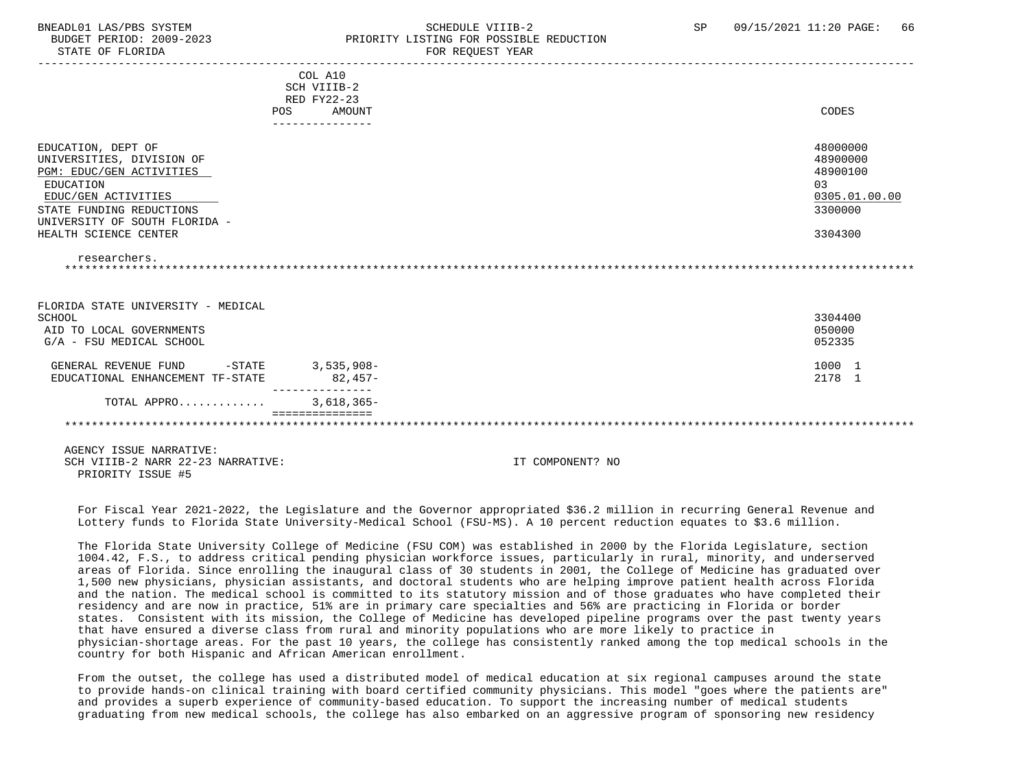COL A10
SCH VIIIB-2
RED FY22-23

| | POS | AMOUNT | CODES |
|---|---|---|---|
| EDUCATION, DEPT OF | | | 48000000 |
| UNIVERSITIES, DIVISION OF | | | 48900000 |
| PGM: EDUC/GEN ACTIVITIES | | | 48900100 |
| EDUCATION | | | 03 |
| EDUC/GEN ACTIVITIES | | | 0305.01.00.00 |
| STATE FUNDING REDUCTIONS | | | 3300000 |
| UNIVERSITY OF SOUTH FLORIDA - HEALTH SCIENCE CENTER | | | 3304300 |

researchers.

*****************************************************************************************************************************

| | POS | AMOUNT | CODES |
|---|---|---|---|
| FLORIDA STATE UNIVERSITY - MEDICAL SCHOOL | | | 3304400 |
| AID TO LOCAL GOVERNMENTS | | | 050000 |
| G/A - FSU MEDICAL SCHOOL | | | 052335 |
| GENERAL REVENUE FUND -STATE | | 3,535,908- | 1000 1 |
| EDUCATIONAL ENHANCEMENT TF-STATE | | 82,457- | 2178 1 |
| TOTAL APPRO............ | | 3,618,365- | |

*****************************************************************************************************************************

AGENCY ISSUE NARRATIVE:
SCH VIIIB-2 NARR 22-23 NARRATIVE: IT COMPONENT? NO
PRIORITY ISSUE #5

For Fiscal Year 2021-2022, the Legislature and the Governor appropriated $36.2 million in recurring General Revenue and Lottery funds to Florida State University-Medical School (FSU-MS). A 10 percent reduction equates to $3.6 million.

The Florida State University College of Medicine (FSU COM) was established in 2000 by the Florida Legislature, section 1004.42, F.S., to address critical pending physician workforce issues, particularly in rural, minority, and underserved areas of Florida. Since enrolling the inaugural class of 30 students in 2001, the College of Medicine has graduated over 1,500 new physicians, physician assistants, and doctoral students who are helping improve patient health across Florida and the nation. The medical school is committed to its statutory mission and of those graduates who have completed their residency and are now in practice, 51% are in primary care specialties and 56% are practicing in Florida or border states. Consistent with its mission, the College of Medicine has developed pipeline programs over the past twenty years that have ensured a diverse class from rural and minority populations who are more likely to practice in physician-shortage areas. For the past 10 years, the college has consistently ranked among the top medical schools in the country for both Hispanic and African American enrollment.

From the outset, the college has used a distributed model of medical education at six regional campuses around the state to provide hands-on clinical training with board certified community physicians. This model "goes where the patients are" and provides a superb experience of community-based education. To support the increasing number of medical students graduating from new medical schools, the college has also embarked on an aggressive program of sponsoring new residency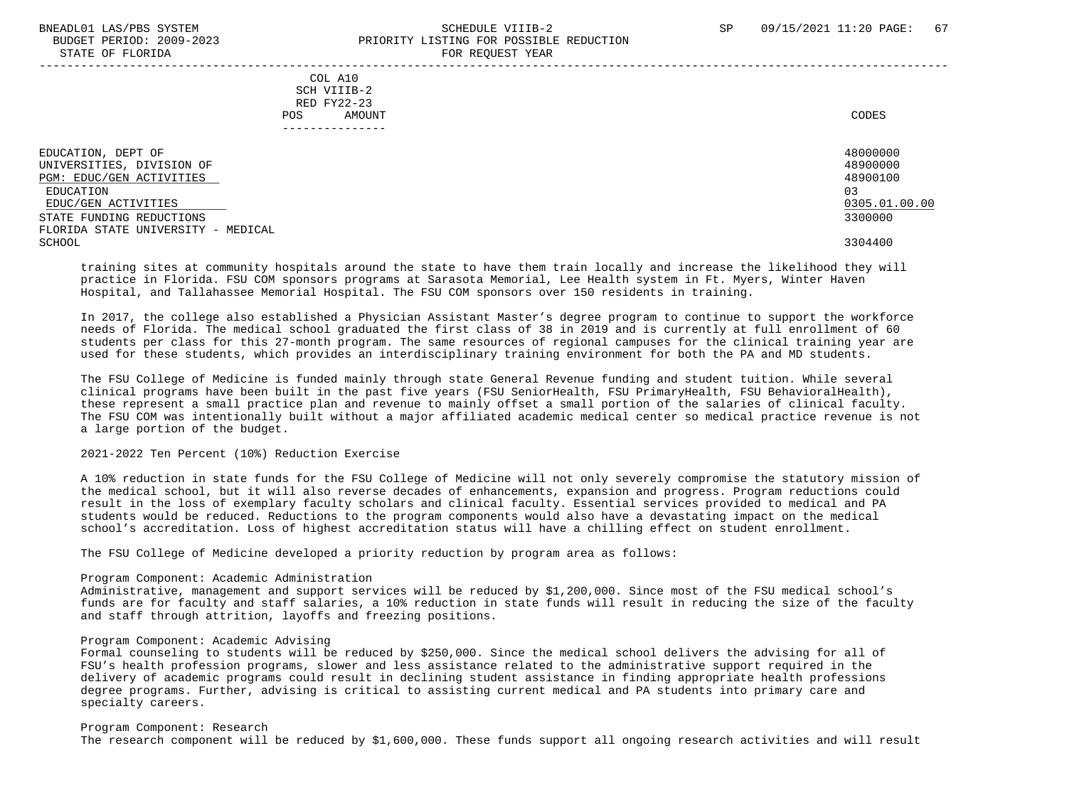| | COL A10 SCH VIIIB-2 RED FY22-23 POS AMOUNT | CODES |
|---|---|---|
| EDUCATION, DEPT OF | | 48000000 |
| UNIVERSITIES, DIVISION OF | | 48900000 |
| PGM: EDUC/GEN ACTIVITIES | | 48900100 |
| EDUCATION | | 03 |
| EDUC/GEN ACTIVITIES | | 0305.01.00.00 |
| STATE FUNDING REDUCTIONS | | 3300000 |
| FLORIDA STATE UNIVERSITY - MEDICAL SCHOOL | | 3304400 |

training sites at community hospitals around the state to have them train locally and increase the likelihood they will practice in Florida. FSU COM sponsors programs at Sarasota Memorial, Lee Health system in Ft. Myers, Winter Haven Hospital, and Tallahassee Memorial Hospital. The FSU COM sponsors over 150 residents in training.

In 2017, the college also established a Physician Assistant Master's degree program to continue to support the workforce needs of Florida. The medical school graduated the first class of 38 in 2019 and is currently at full enrollment of 60 students per class for this 27-month program. The same resources of regional campuses for the clinical training year are used for these students, which provides an interdisciplinary training environment for both the PA and MD students.

The FSU College of Medicine is funded mainly through state General Revenue funding and student tuition. While several clinical programs have been built in the past five years (FSU SeniorHealth, FSU PrimaryHealth, FSU BehavioralHealth), these represent a small practice plan and revenue to mainly offset a small portion of the salaries of clinical faculty. The FSU COM was intentionally built without a major affiliated academic medical center so medical practice revenue is not a large portion of the budget.

2021-2022 Ten Percent (10%) Reduction Exercise

A 10% reduction in state funds for the FSU College of Medicine will not only severely compromise the statutory mission of the medical school, but it will also reverse decades of enhancements, expansion and progress. Program reductions could result in the loss of exemplary faculty scholars and clinical faculty. Essential services provided to medical and PA students would be reduced. Reductions to the program components would also have a devastating impact on the medical school's accreditation. Loss of highest accreditation status will have a chilling effect on student enrollment.

The FSU College of Medicine developed a priority reduction by program area as follows:

Program Component: Academic Administration
Administrative, management and support services will be reduced by $1,200,000. Since most of the FSU medical school's funds are for faculty and staff salaries, a 10% reduction in state funds will result in reducing the size of the faculty and staff through attrition, layoffs and freezing positions.

Program Component: Academic Advising
Formal counseling to students will be reduced by $250,000. Since the medical school delivers the advising for all of FSU's health profession programs, slower and less assistance related to the administrative support required in the delivery of academic programs could result in declining student assistance in finding appropriate health professions degree programs. Further, advising is critical to assisting current medical and PA students into primary care and specialty careers.

Program Component: Research
The research component will be reduced by $1,600,000. These funds support all ongoing research activities and will result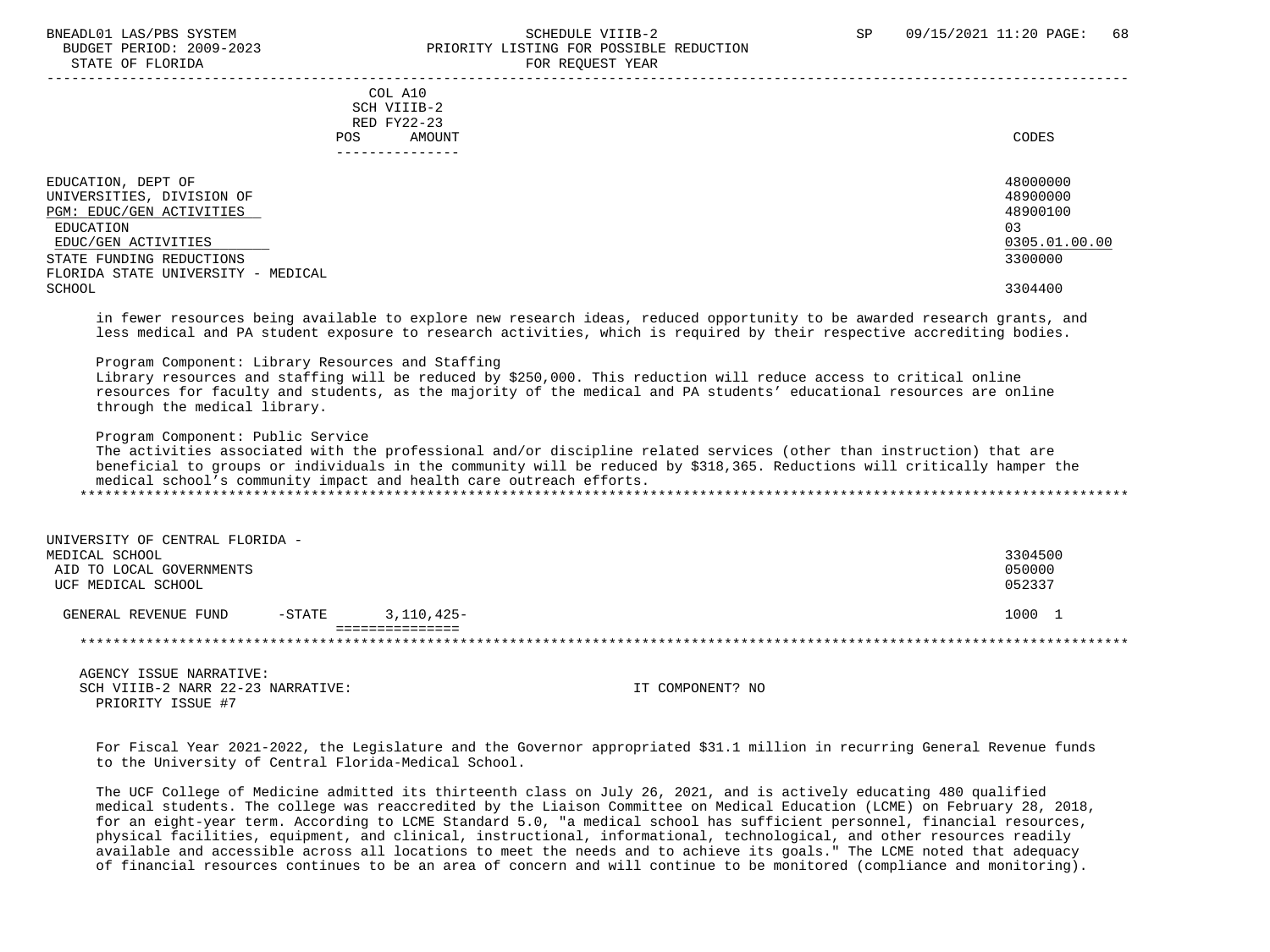| | COL A10 SCH VIIIB-2 RED FY22-23 POS AMOUNT | CODES |
|---|---|---|
| EDUCATION, DEPT OF | | 48000000 |
| UNIVERSITIES, DIVISION OF | | 48900000 |
| PGM: EDUC/GEN ACTIVITIES | | 48900100 |
| EDUCATION | | 03 |
| EDUC/GEN ACTIVITIES | | 0305.01.00.00 |
| STATE FUNDING REDUCTIONS | | 3300000 |
| FLORIDA STATE UNIVERSITY - MEDICAL SCHOOL | | 3304400 |

in fewer resources being available to explore new research ideas, reduced opportunity to be awarded research grants, and less medical and PA student exposure to research activities, which is required by their respective accrediting bodies.

Program Component: Library Resources and Staffing
Library resources and staffing will be reduced by $250,000. This reduction will reduce access to critical online resources for faculty and students, as the majority of the medical and PA students' educational resources are online through the medical library.

Program Component: Public Service
The activities associated with the professional and/or discipline related services (other than instruction) that are beneficial to groups or individuals in the community will be reduced by $318,365. Reductions will critically hamper the medical school's community impact and health care outreach efforts.

*****************************************************************************************************************************

| | | | CODES |
|---|---|---|---|
| UNIVERSITY OF CENTRAL FLORIDA - MEDICAL SCHOOL | | | 3304500 |
| AID TO LOCAL GOVERNMENTS | | | 050000 |
| UCF MEDICAL SCHOOL | | | 052337 |
| GENERAL REVENUE FUND | -STATE | 3,110,425- | 1000 1 |

*****************************************************************************************************************************

AGENCY ISSUE NARRATIVE:
SCH VIIIB-2 NARR 22-23 NARRATIVE: IT COMPONENT? NO
PRIORITY ISSUE #7

For Fiscal Year 2021-2022, the Legislature and the Governor appropriated $31.1 million in recurring General Revenue funds to the University of Central Florida-Medical School.

The UCF College of Medicine admitted its thirteenth class on July 26, 2021, and is actively educating 480 qualified medical students. The college was reaccredited by the Liaison Committee on Medical Education (LCME) on February 28, 2018, for an eight-year term. According to LCME Standard 5.0, "a medical school has sufficient personnel, financial resources, physical facilities, equipment, and clinical, instructional, informational, technological, and other resources readily available and accessible across all locations to meet the needs and to achieve its goals." The LCME noted that adequacy of financial resources continues to be an area of concern and will continue to be monitored (compliance and monitoring).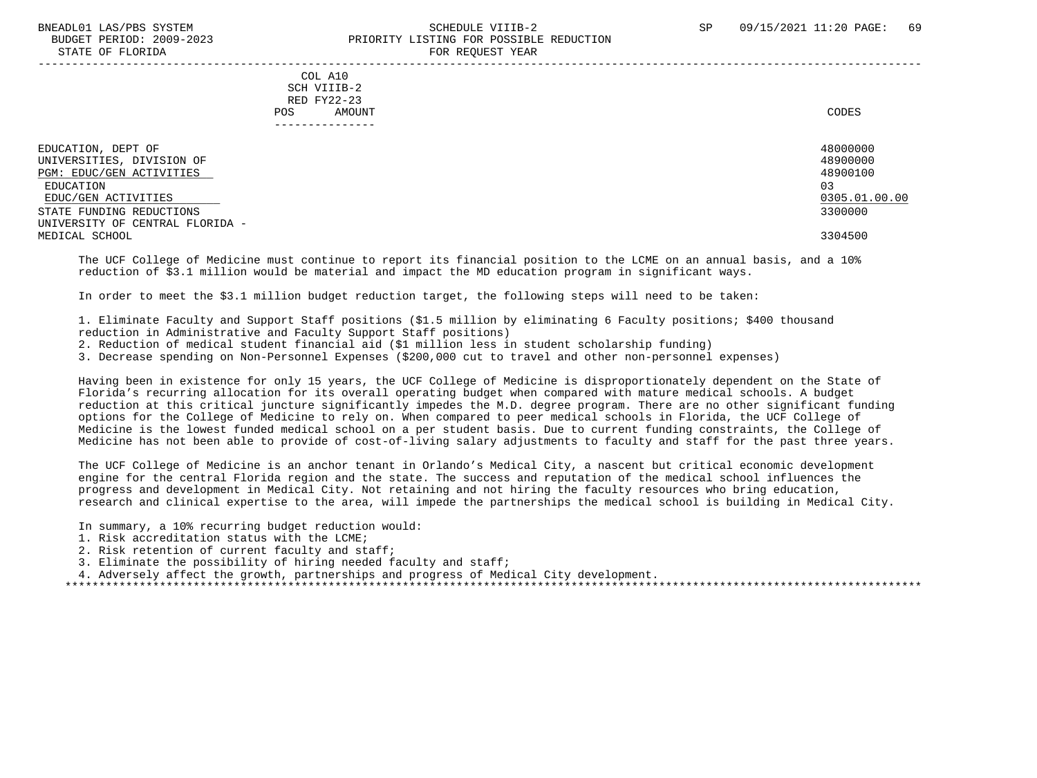COL A10
SCH VIIIB-2
RED FY22-23
POS AMOUNT

| | CODES |
|---|---|
| EDUCATION, DEPT OF | 48000000 |
| UNIVERSITIES, DIVISION OF | 48900000 |
| PGM: EDUC/GEN ACTIVITIES | 48900100 |
| EDUCATION | 03 |
| EDUC/GEN ACTIVITIES | 0305.01.00.00 |
| STATE FUNDING REDUCTIONS | 3300000 |
| UNIVERSITY OF CENTRAL FLORIDA - MEDICAL SCHOOL | 3304500 |

The UCF College of Medicine must continue to report its financial position to the LCME on an annual basis, and a 10% reduction of $3.1 million would be material and impact the MD education program in significant ways.

In order to meet the $3.1 million budget reduction target, the following steps will need to be taken:

1. Eliminate Faculty and Support Staff positions ($1.5 million by eliminating 6 Faculty positions; $400 thousand reduction in Administrative and Faculty Support Staff positions)
2. Reduction of medical student financial aid ($1 million less in student scholarship funding)
3. Decrease spending on Non-Personnel Expenses ($200,000 cut to travel and other non-personnel expenses)

Having been in existence for only 15 years, the UCF College of Medicine is disproportionately dependent on the State of Florida's recurring allocation for its overall operating budget when compared with mature medical schools. A budget reduction at this critical juncture significantly impedes the M.D. degree program. There are no other significant funding options for the College of Medicine to rely on. When compared to peer medical schools in Florida, the UCF College of Medicine is the lowest funded medical school on a per student basis. Due to current funding constraints, the College of Medicine has not been able to provide of cost-of-living salary adjustments to faculty and staff for the past three years.

The UCF College of Medicine is an anchor tenant in Orlando's Medical City, a nascent but critical economic development engine for the central Florida region and the state. The success and reputation of the medical school influences the progress and development in Medical City. Not retaining and not hiring the faculty resources who bring education, research and clinical expertise to the area, will impede the partnerships the medical school is building in Medical City.

In summary, a 10% recurring budget reduction would:
1. Risk accreditation status with the LCME;
2. Risk retention of current faculty and staff;
3. Eliminate the possibility of hiring needed faculty and staff;
4. Adversely affect the growth, partnerships and progress of Medical City development.

*************************************************************************************************************************************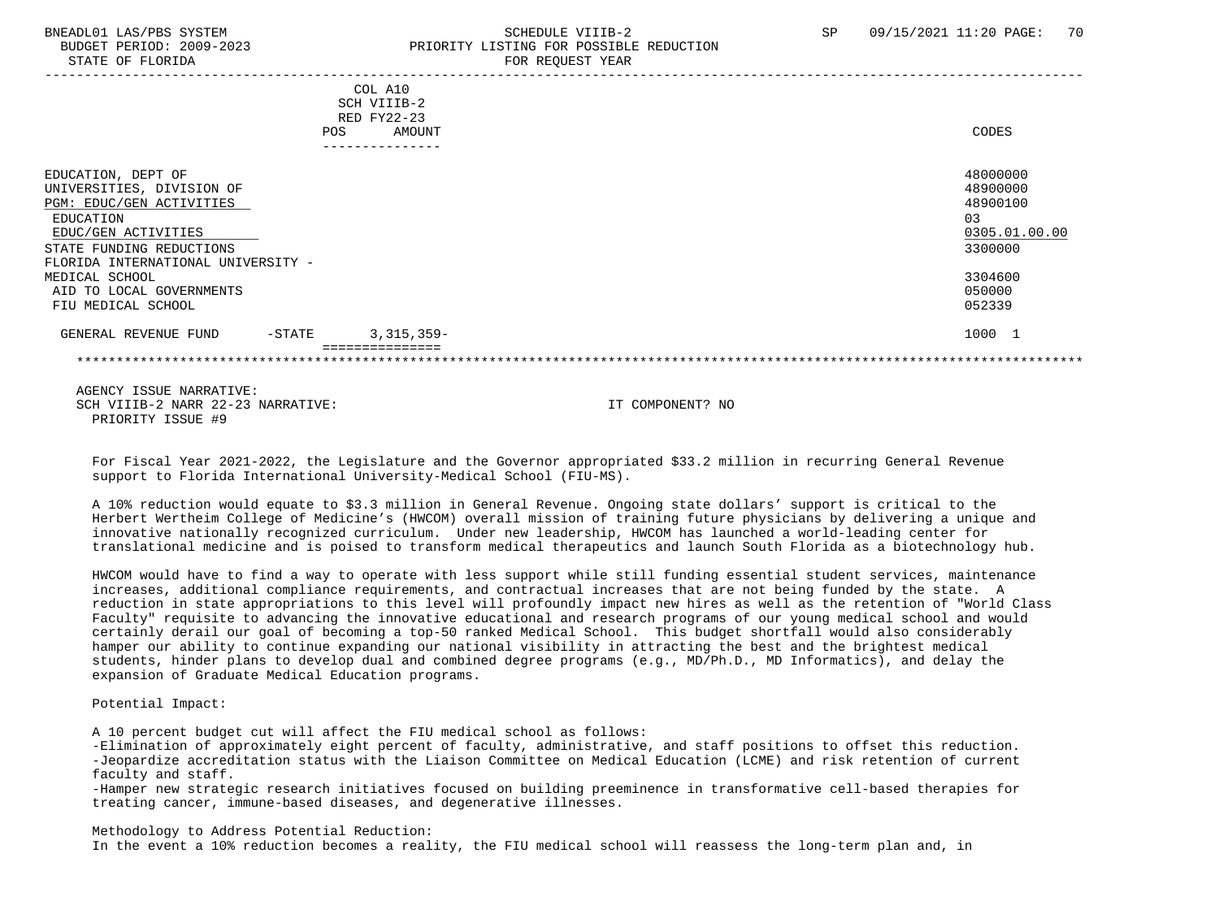| | COL A10 SCH VIIIB-2 RED FY22-23 POS AMOUNT | CODES |
|---|---|---|
| EDUCATION, DEPT OF | | 48000000 |
| UNIVERSITIES, DIVISION OF | | 48900000 |
| PGM: EDUC/GEN ACTIVITIES | | 48900100 |
| EDUCATION | | 03 |
| EDUC/GEN ACTIVITIES | | 0305.01.00.00 |
| STATE FUNDING REDUCTIONS | | 3300000 |
| FLORIDA INTERNATIONAL UNIVERSITY - MEDICAL SCHOOL | | 3304600 |
| AID TO LOCAL GOVERNMENTS | | 050000 |
| FIU MEDICAL SCHOOL | | 052339 |
| GENERAL REVENUE FUND -STATE | 3,315,359- | 1000 1 |

AGENCY ISSUE NARRATIVE:
SCH VIIIB-2 NARR 22-23 NARRATIVE: IT COMPONENT? NO
PRIORITY ISSUE #9

For Fiscal Year 2021-2022, the Legislature and the Governor appropriated $33.2 million in recurring General Revenue support to Florida International University-Medical School (FIU-MS).

A 10% reduction would equate to $3.3 million in General Revenue. Ongoing state dollars' support is critical to the Herbert Wertheim College of Medicine's (HWCOM) overall mission of training future physicians by delivering a unique and innovative nationally recognized curriculum. Under new leadership, HWCOM has launched a world-leading center for translational medicine and is poised to transform medical therapeutics and launch South Florida as a biotechnology hub.

HWCOM would have to find a way to operate with less support while still funding essential student services, maintenance increases, additional compliance requirements, and contractual increases that are not being funded by the state. A reduction in state appropriations to this level will profoundly impact new hires as well as the retention of "World Class Faculty" requisite to advancing the innovative educational and research programs of our young medical school and would certainly derail our goal of becoming a top-50 ranked Medical School. This budget shortfall would also considerably hamper our ability to continue expanding our national visibility in attracting the best and the brightest medical students, hinder plans to develop dual and combined degree programs (e.g., MD/Ph.D., MD Informatics), and delay the expansion of Graduate Medical Education programs.

Potential Impact:

A 10 percent budget cut will affect the FIU medical school as follows:
-Elimination of approximately eight percent of faculty, administrative, and staff positions to offset this reduction.
-Jeopardize accreditation status with the Liaison Committee on Medical Education (LCME) and risk retention of current faculty and staff.
-Hamper new strategic research initiatives focused on building preeminence in transformative cell-based therapies for treating cancer, immune-based diseases, and degenerative illnesses.

Methodology to Address Potential Reduction:
In the event a 10% reduction becomes a reality, the FIU medical school will reassess the long-term plan and, in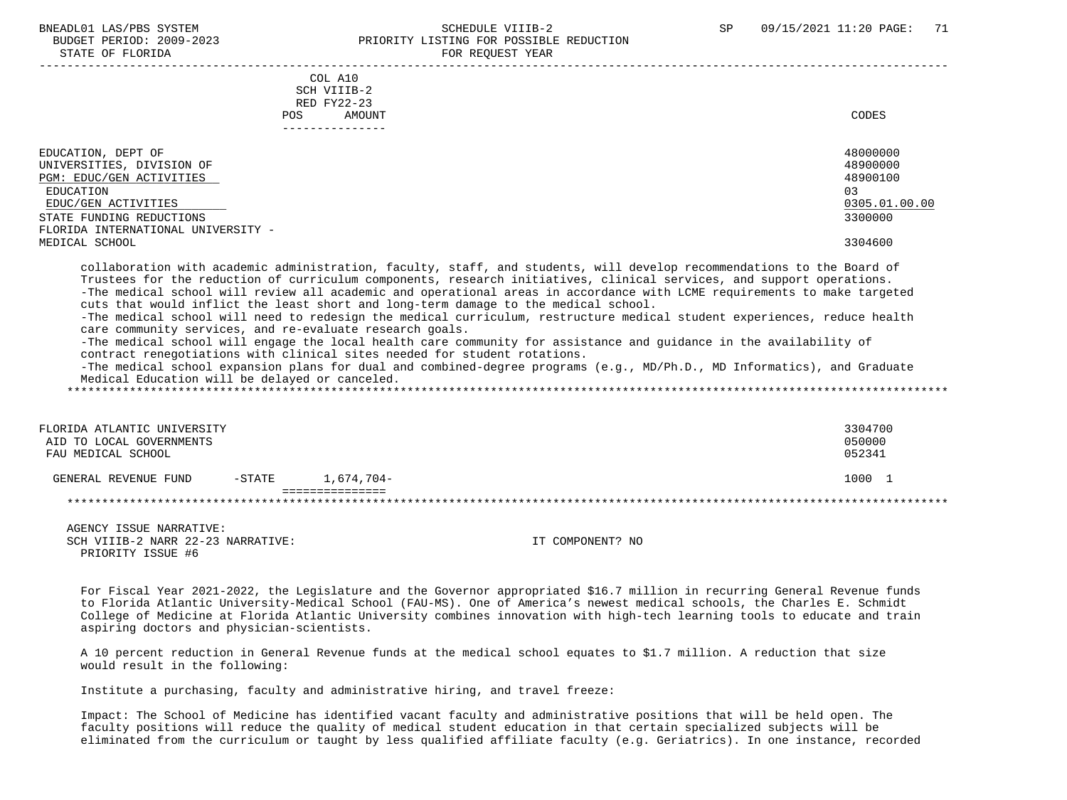| | COL A10 SCH VIIIB-2 RED FY22-23 POS AMOUNT | CODES |
|---|---|---|
| EDUCATION, DEPT OF | | 48000000 |
| UNIVERSITIES, DIVISION OF | | 48900000 |
| PGM: EDUC/GEN ACTIVITIES | | 48900100 |
| EDUCATION | | 03 |
| EDUC/GEN ACTIVITIES | | 0305.01.00.00 |
| STATE FUNDING REDUCTIONS | | 3300000 |
| FLORIDA INTERNATIONAL UNIVERSITY - MEDICAL SCHOOL | | 3304600 |

collaboration with academic administration, faculty, staff, and students, will develop recommendations to the Board of Trustees for the reduction of curriculum components, research initiatives, clinical services, and support operations.
-The medical school will review all academic and operational areas in accordance with LCME requirements to make targeted cuts that would inflict the least short and long-term damage to the medical school.
-The medical school will need to redesign the medical curriculum, restructure medical student experiences, reduce health care community services, and re-evaluate research goals.
-The medical school will engage the local health care community for assistance and guidance in the availability of contract renegotiations with clinical sites needed for student rotations.
-The medical school expansion plans for dual and combined-degree programs (e.g., MD/Ph.D., MD Informatics), and Graduate Medical Education will be delayed or canceled.

*****************************************************************************************************************************

| | | CODES |
|---|---|---|
| FLORIDA ATLANTIC UNIVERSITY | | 3304700 |
| AID TO LOCAL GOVERNMENTS | | 050000 |
| FAU MEDICAL SCHOOL | | 052341 |
| GENERAL REVENUE FUND -STATE | 1,674,704- | 1000 1 |

*****************************************************************************************************************************

AGENCY ISSUE NARRATIVE:
SCH VIIIB-2 NARR 22-23 NARRATIVE: IT COMPONENT? NO
PRIORITY ISSUE #6

For Fiscal Year 2021-2022, the Legislature and the Governor appropriated $16.7 million in recurring General Revenue funds to Florida Atlantic University-Medical School (FAU-MS). One of America's newest medical schools, the Charles E. Schmidt College of Medicine at Florida Atlantic University combines innovation with high-tech learning tools to educate and train aspiring doctors and physician-scientists.

A 10 percent reduction in General Revenue funds at the medical school equates to $1.7 million. A reduction that size would result in the following:

Institute a purchasing, faculty and administrative hiring, and travel freeze:

Impact: The School of Medicine has identified vacant faculty and administrative positions that will be held open. The faculty positions will reduce the quality of medical student education in that certain specialized subjects will be eliminated from the curriculum or taught by less qualified affiliate faculty (e.g. Geriatrics). In one instance, recorded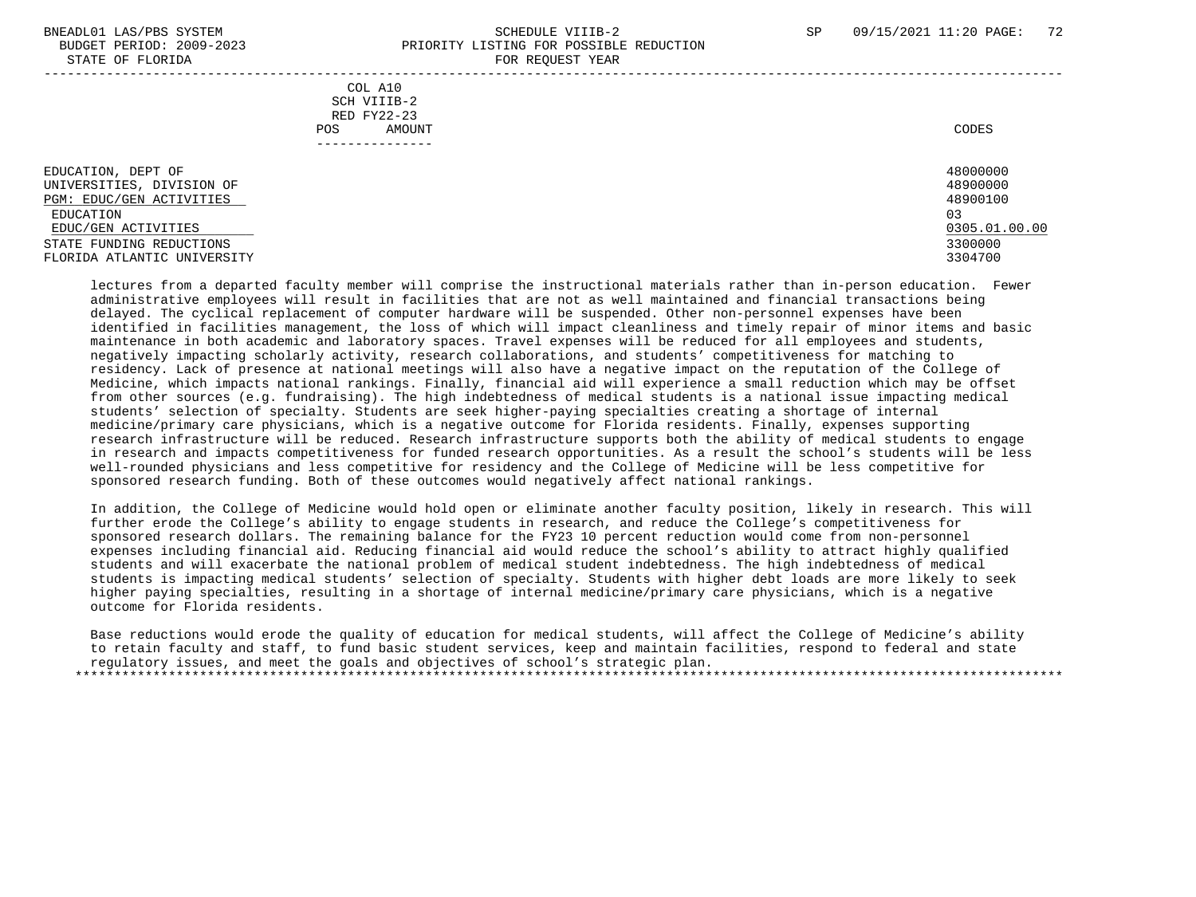COL A10
SCH VIIIB-2
RED FY22-23
POS AMOUNT
---------------

CODES

| | |
|---|---|
| EDUCATION, DEPT OF | 48000000 |
| UNIVERSITIES, DIVISION OF | 48900000 |
| PGM: EDUC/GEN ACTIVITIES | 48900100 |
| EDUCATION | 03 |
| EDUC/GEN ACTIVITIES | 0305.01.00.00 |
| STATE FUNDING REDUCTIONS | 3300000 |
| FLORIDA ATLANTIC UNIVERSITY | 3304700 |

lectures from a departed faculty member will comprise the instructional materials rather than in-person education. Fewer administrative employees will result in facilities that are not as well maintained and financial transactions being delayed. The cyclical replacement of computer hardware will be suspended. Other non-personnel expenses have been identified in facilities management, the loss of which will impact cleanliness and timely repair of minor items and basic maintenance in both academic and laboratory spaces. Travel expenses will be reduced for all employees and students, negatively impacting scholarly activity, research collaborations, and students' competitiveness for matching to residency. Lack of presence at national meetings will also have a negative impact on the reputation of the College of Medicine, which impacts national rankings. Finally, financial aid will experience a small reduction which may be offset from other sources (e.g. fundraising). The high indebtedness of medical students is a national issue impacting medical students' selection of specialty. Students are seek higher-paying specialties creating a shortage of internal medicine/primary care physicians, which is a negative outcome for Florida residents. Finally, expenses supporting research infrastructure will be reduced. Research infrastructure supports both the ability of medical students to engage in research and impacts competitiveness for funded research opportunities. As a result the school's students will be less well-rounded physicians and less competitive for residency and the College of Medicine will be less competitive for sponsored research funding. Both of these outcomes would negatively affect national rankings.

In addition, the College of Medicine would hold open or eliminate another faculty position, likely in research. This will further erode the College's ability to engage students in research, and reduce the College's competitiveness for sponsored research dollars. The remaining balance for the FY23 10 percent reduction would come from non-personnel expenses including financial aid. Reducing financial aid would reduce the school's ability to attract highly qualified students and will exacerbate the national problem of medical student indebtedness. The high indebtedness of medical students is impacting medical students' selection of specialty. Students with higher debt loads are more likely to seek higher paying specialties, resulting in a shortage of internal medicine/primary care physicians, which is a negative outcome for Florida residents.

Base reductions would erode the quality of education for medical students, will affect the College of Medicine's ability to retain faculty and staff, to fund basic student services, keep and maintain facilities, respond to federal and state regulatory issues, and meet the goals and objectives of school's strategic plan.
*******************************************************************************************************************************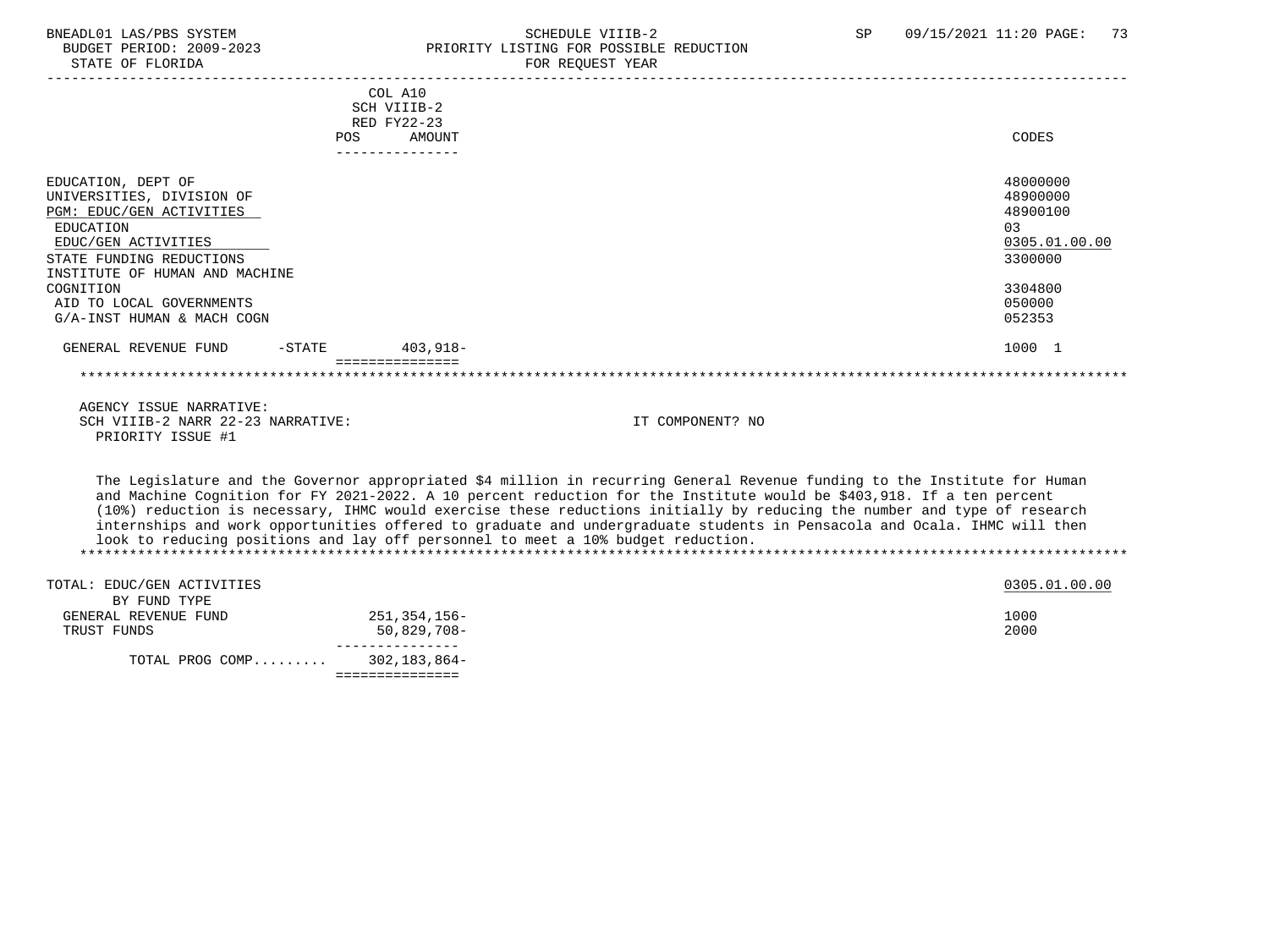| | COL A10 SCH VIIIB-2 RED FY22-23 POS AMOUNT | CODES |
|---|---|---|
| EDUCATION, DEPT OF | | 48000000 |
| UNIVERSITIES, DIVISION OF | | 48900000 |
| PGM: EDUC/GEN ACTIVITIES | | 48900100 |
| EDUCATION | | 03 |
| EDUC/GEN ACTIVITIES | | 0305.01.00.00 |
| STATE FUNDING REDUCTIONS | | 3300000 |
| INSTITUTE OF HUMAN AND MACHINE COGNITION | | 3304800 |
| AID TO LOCAL GOVERNMENTS | | 050000 |
| G/A-INST HUMAN & MACH COGN | | 052353 |
| GENERAL REVENUE FUND -STATE | 403,918- | 1000 1 |

AGENCY ISSUE NARRATIVE:
SCH VIIIB-2 NARR 22-23 NARRATIVE: IT COMPONENT? NO
PRIORITY ISSUE #1

The Legislature and the Governor appropriated $4 million in recurring General Revenue funding to the Institute for Human and Machine Cognition for FY 2021-2022. A 10 percent reduction for the Institute would be $403,918. If a ten percent (10%) reduction is necessary, IHMC would exercise these reductions initially by reducing the number and type of research internships and work opportunities offered to graduate and undergraduate students in Pensacola and Ocala. IHMC will then look to reducing positions and lay off personnel to meet a 10% budget reduction.

| TOTAL: EDUC/GEN ACTIVITIES | | 0305.01.00.00 |
|---|---|---|
| BY FUND TYPE | | |
| GENERAL REVENUE FUND | 251,354,156- | 1000 |
| TRUST FUNDS | 50,829,708- | 2000 |
| TOTAL PROG COMP......... | 302,183,864- | |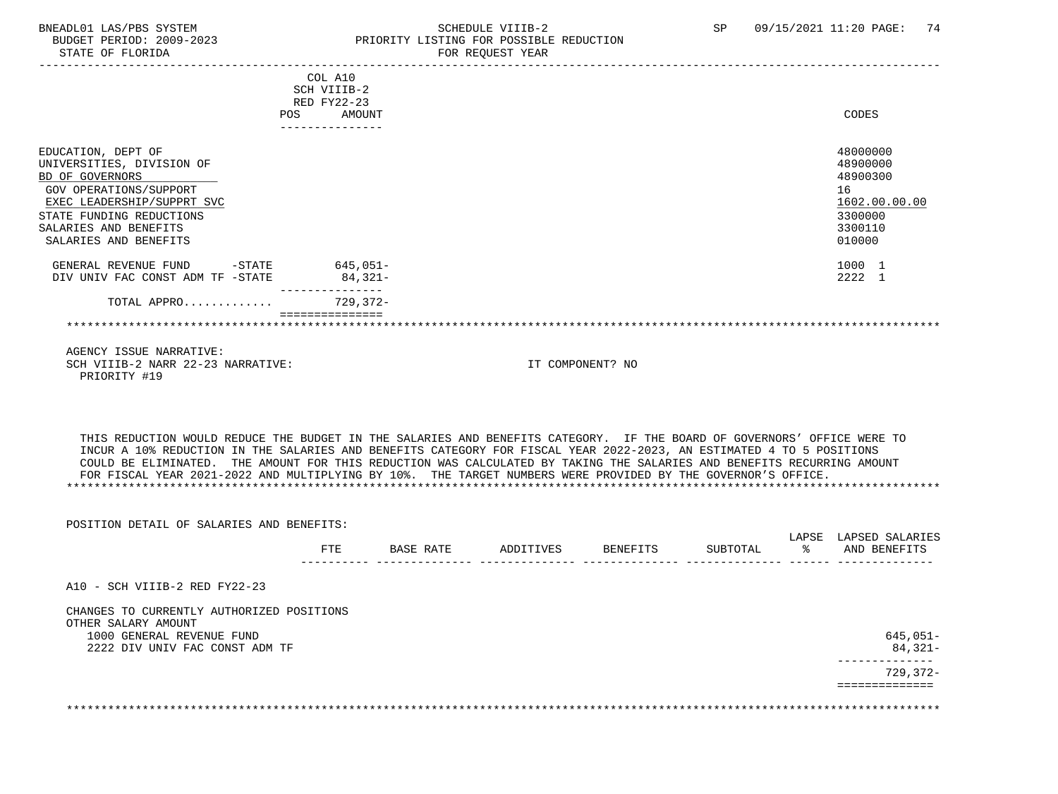| | COL A10 SCH VIIIB-2 RED FY22-23 POS AMOUNT | CODES |
|---|---|---|
| EDUCATION, DEPT OF | | 48000000 |
| UNIVERSITIES, DIVISION OF | | 48900000 |
| BD OF GOVERNORS | | 48900300 |
| GOV OPERATIONS/SUPPORT | | 16 |
| EXEC LEADERSHIP/SUPPRT SVC | | 1602.00.00.00 |
| STATE FUNDING REDUCTIONS | | 3300000 |
| SALARIES AND BENEFITS | | 3300110 |
| SALARIES AND BENEFITS | | 010000 |
| GENERAL REVENUE FUND -STATE | 645,051- | 1000 1 |
| DIV UNIV FAC CONST ADM TF -STATE | 84,321- | 2222 1 |
| TOTAL APPRO............ | 729,372- | |

AGENCY ISSUE NARRATIVE:
SCH VIIIB-2 NARR 22-23 NARRATIVE: IT COMPONENT? NO
PRIORITY #19

THIS REDUCTION WOULD REDUCE THE BUDGET IN THE SALARIES AND BENEFITS CATEGORY. IF THE BOARD OF GOVERNORS' OFFICE WERE TO INCUR A 10% REDUCTION IN THE SALARIES AND BENEFITS CATEGORY FOR FISCAL YEAR 2022-2023, AN ESTIMATED 4 TO 5 POSITIONS COULD BE ELIMINATED. THE AMOUNT FOR THIS REDUCTION WAS CALCULATED BY TAKING THE SALARIES AND BENEFITS RECURRING AMOUNT FOR FISCAL YEAR 2021-2022 AND MULTIPLYING BY 10%. THE TARGET NUMBERS WERE PROVIDED BY THE GOVERNOR'S OFFICE.

POSITION DETAIL OF SALARIES AND BENEFITS:

| | FTE | BASE RATE | ADDITIVES | BENEFITS | SUBTOTAL | LAPSE % | LAPSED SALARIES AND BENEFITS |
|---|---|---|---|---|---|---|---|
| A10 - SCH VIIIB-2 RED FY22-23 | | | | | | | |
| CHANGES TO CURRENTLY AUTHORIZED POSITIONS | | | | | | | |
| OTHER SALARY AMOUNT | | | | | | | |
| 1000 GENERAL REVENUE FUND | | | | | | | 645,051- |
| 2222 DIV UNIV FAC CONST ADM TF | | | | | | | 84,321- |
| | | | | | | | 729,372- |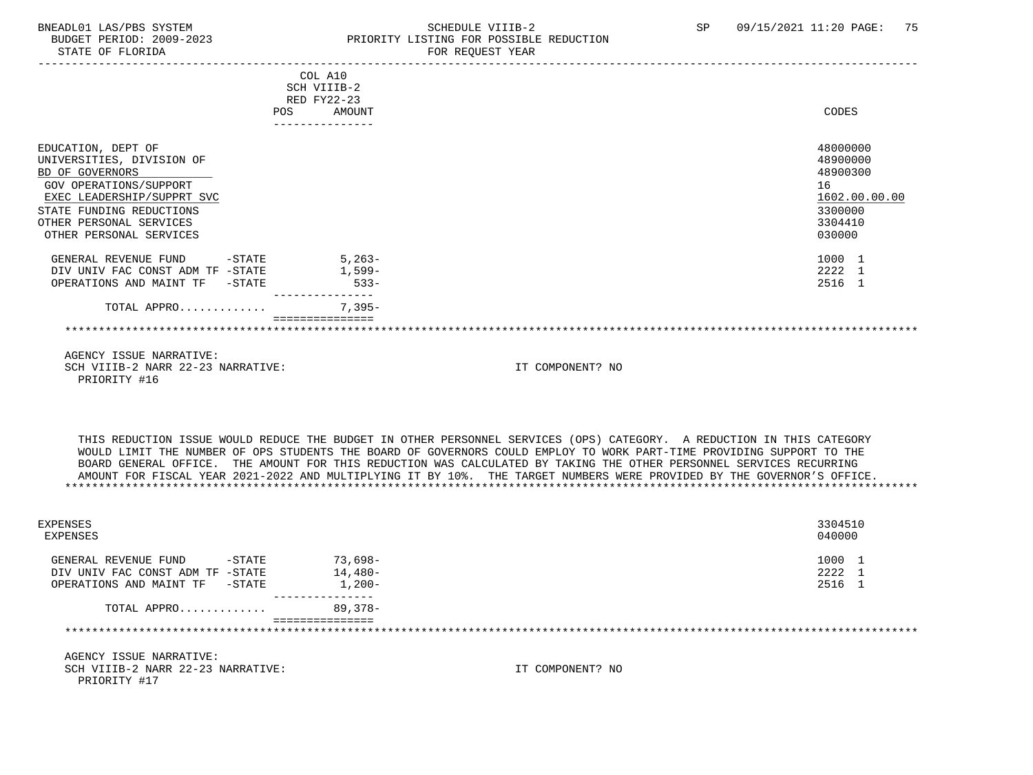BNEADL01 LAS/PBS SYSTEM — SCHEDULE VIIIB-2 — SP 09/15/2021 11:20

BUDGET PERIOD: 2009-2023 — PRIORITY LISTING FOR POSSIBLE REDUCTION

STATE OF FLORIDA — FOR REQUEST YEAR

| | COL A10 SCH VIIIB-2 RED FY22-23 POS AMOUNT | CODES |
|---|---|---|
| EDUCATION, DEPT OF | | 48000000 |
| UNIVERSITIES, DIVISION OF | | 48900000 |
| BD OF GOVERNORS | | 48900300 |
| GOV OPERATIONS/SUPPORT | | 16 |
| EXEC LEADERSHIP/SUPPRT SVC | | 1602.00.00.00 |
| STATE FUNDING REDUCTIONS | | 3300000 |
| OTHER PERSONAL SERVICES | | 3304410 |
| OTHER PERSONAL SERVICES | | 030000 |
| GENERAL REVENUE FUND -STATE | 5,263- | 1000 1 |
| DIV UNIV FAC CONST ADM TF -STATE | 1,599- | 2222 1 |
| OPERATIONS AND MAINT TF -STATE | 533- | 2516 1 |
| TOTAL APPRO............ | 7,395- | |

AGENCY ISSUE NARRATIVE:

SCH VIIIB-2 NARR 22-23 NARRATIVE: IT COMPONENT? NO

PRIORITY #16

THIS REDUCTION ISSUE WOULD REDUCE THE BUDGET IN OTHER PERSONNEL SERVICES (OPS) CATEGORY. A REDUCTION IN THIS CATEGORY WOULD LIMIT THE NUMBER OF OPS STUDENTS THE BOARD OF GOVERNORS COULD EMPLOY TO WORK PART-TIME PROVIDING SUPPORT TO THE BOARD GENERAL OFFICE. THE AMOUNT FOR THIS REDUCTION WAS CALCULATED BY TAKING THE OTHER PERSONNEL SERVICES RECURRING AMOUNT FOR FISCAL YEAR 2021-2022 AND MULTIPLYING IT BY 10%. THE TARGET NUMBERS WERE PROVIDED BY THE GOVERNOR'S OFFICE.

| | POS AMOUNT | CODES |
|---|---|---|
| EXPENSES | | 3304510 |
| EXPENSES | | 040000 |
| GENERAL REVENUE FUND -STATE | 73,698- | 1000 1 |
| DIV UNIV FAC CONST ADM TF -STATE | 14,480- | 2222 1 |
| OPERATIONS AND MAINT TF -STATE | 1,200- | 2516 1 |
| TOTAL APPRO............ | 89,378- | |

AGENCY ISSUE NARRATIVE:

SCH VIIIB-2 NARR 22-23 NARRATIVE: IT COMPONENT? NO

PRIORITY #17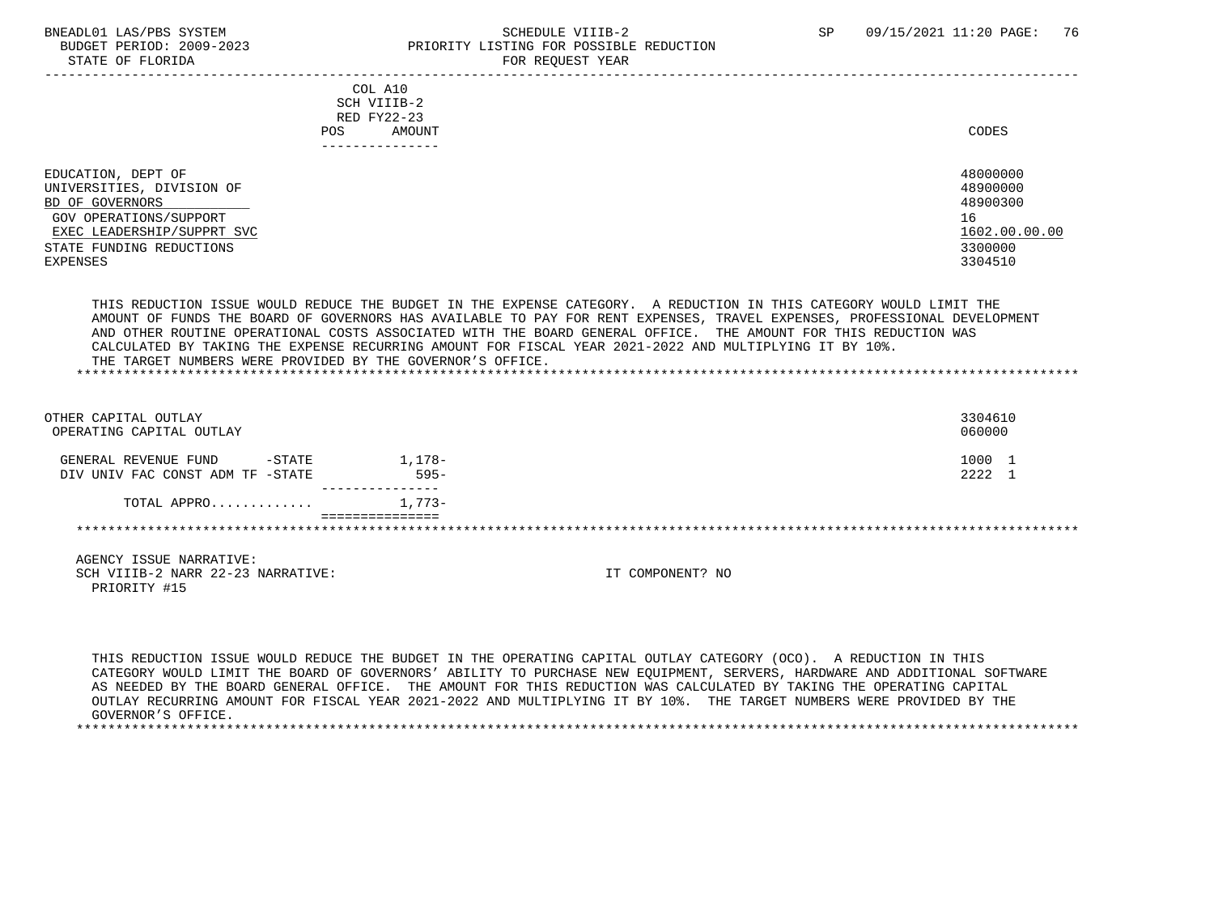BNEADL01 LAS/PBS SYSTEM — SCHEDULE VIIIB-2 — SP 09/15/2021 11:20

BUDGET PERIOD: 2009-2023 — PRIORITY LISTING FOR POSSIBLE REDUCTION

STATE OF FLORIDA — FOR REQUEST YEAR

| | COL A10 SCH VIIIB-2 RED FY22-23 POS AMOUNT | CODES |
|---|---|---|
| EDUCATION, DEPT OF | | 48000000 |
| UNIVERSITIES, DIVISION OF | | 48900000 |
| BD OF GOVERNORS | | 48900300 |
| GOV OPERATIONS/SUPPORT | | 16 |
| EXEC LEADERSHIP/SUPPRT SVC | | 1602.00.00.00 |
| STATE FUNDING REDUCTIONS | | 3300000 |
| EXPENSES | | 3304510 |

THIS REDUCTION ISSUE WOULD REDUCE THE BUDGET IN THE EXPENSE CATEGORY. A REDUCTION IN THIS CATEGORY WOULD LIMIT THE AMOUNT OF FUNDS THE BOARD OF GOVERNORS HAS AVAILABLE TO PAY FOR RENT EXPENSES, TRAVEL EXPENSES, PROFESSIONAL DEVELOPMENT AND OTHER ROUTINE OPERATIONAL COSTS ASSOCIATED WITH THE BOARD GENERAL OFFICE. THE AMOUNT FOR THIS REDUCTION WAS CALCULATED BY TAKING THE EXPENSE RECURRING AMOUNT FOR FISCAL YEAR 2021-2022 AND MULTIPLYING IT BY 10%. THE TARGET NUMBERS WERE PROVIDED BY THE GOVERNOR'S OFFICE.

*******************************************************************************************************************

| | COL A10 SCH VIIIB-2 RED FY22-23 POS AMOUNT | CODES |
|---|---|---|
| OTHER CAPITAL OUTLAY | | 3304610 |
| OPERATING CAPITAL OUTLAY | | 060000 |
| GENERAL REVENUE FUND -STATE | 1,178- | 1000 1 |
| DIV UNIV FAC CONST ADM TF -STATE | 595- | 2222 1 |
| TOTAL APPRO............. | 1,773- | |

*******************************************************************************************************************

AGENCY ISSUE NARRATIVE:
SCH VIIIB-2 NARR 22-23 NARRATIVE: IT COMPONENT? NO
PRIORITY #15

THIS REDUCTION ISSUE WOULD REDUCE THE BUDGET IN THE OPERATING CAPITAL OUTLAY CATEGORY (OCO). A REDUCTION IN THIS CATEGORY WOULD LIMIT THE BOARD OF GOVERNORS' ABILITY TO PURCHASE NEW EQUIPMENT, SERVERS, HARDWARE AND ADDITIONAL SOFTWARE AS NEEDED BY THE BOARD GENERAL OFFICE. THE AMOUNT FOR THIS REDUCTION WAS CALCULATED BY TAKING THE OPERATING CAPITAL OUTLAY RECURRING AMOUNT FOR FISCAL YEAR 2021-2022 AND MULTIPLYING IT BY 10%. THE TARGET NUMBERS WERE PROVIDED BY THE GOVERNOR'S OFFICE.

*******************************************************************************************************************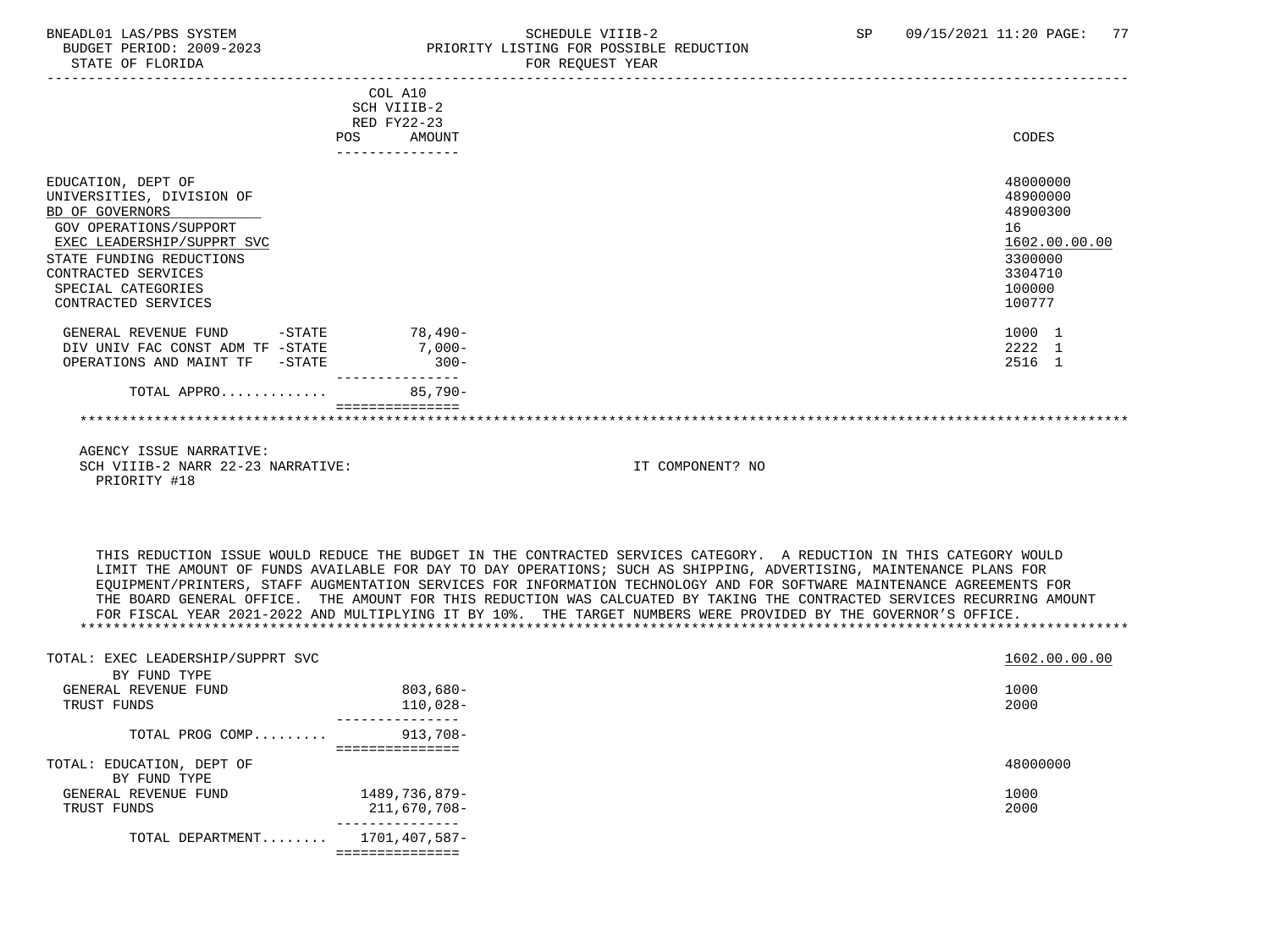BNEADL01 LAS/PBS SYSTEM — SCHEDULE VIIIB-2 — SP 09/15/2021 11:20

BUDGET PERIOD: 2009-2023 — PRIORITY LISTING FOR POSSIBLE REDUCTION

STATE OF FLORIDA — FOR REQUEST YEAR

| | COL A10 SCH VIIIB-2 RED FY22-23 POS AMOUNT | CODES |
|---|---|---|
| EDUCATION, DEPT OF | | 48000000 |
| UNIVERSITIES, DIVISION OF | | 48900000 |
| BD OF GOVERNORS | | 48900300 |
| GOV OPERATIONS/SUPPORT | | 16 |
| EXEC LEADERSHIP/SUPPRT SVC | | 1602.00.00.00 |
| STATE FUNDING REDUCTIONS | | 3300000 |
| CONTRACTED SERVICES | | 3304710 |
| SPECIAL CATEGORIES | | 100000 |
| CONTRACTED SERVICES | | 100777 |
| GENERAL REVENUE FUND -STATE | 78,490- | 1000 1 |
| DIV UNIV FAC CONST ADM TF -STATE | 7,000- | 2222 1 |
| OPERATIONS AND MAINT TF -STATE | 300- | 2516 1 |
| TOTAL APPRO............ | 85,790- | |

AGENCY ISSUE NARRATIVE:

SCH VIIIB-2 NARR 22-23 NARRATIVE: IT COMPONENT? NO

PRIORITY #18

THIS REDUCTION ISSUE WOULD REDUCE THE BUDGET IN THE CONTRACTED SERVICES CATEGORY. A REDUCTION IN THIS CATEGORY WOULD LIMIT THE AMOUNT OF FUNDS AVAILABLE FOR DAY TO DAY OPERATIONS; SUCH AS SHIPPING, ADVERTISING, MAINTENANCE PLANS FOR EQUIPMENT/PRINTERS, STAFF AUGMENTATION SERVICES FOR INFORMATION TECHNOLOGY AND FOR SOFTWARE MAINTENANCE AGREEMENTS FOR THE BOARD GENERAL OFFICE. THE AMOUNT FOR THIS REDUCTION WAS CALCUATED BY TAKING THE CONTRACTED SERVICES RECURRING AMOUNT FOR FISCAL YEAR 2021-2022 AND MULTIPLYING IT BY 10%. THE TARGET NUMBERS WERE PROVIDED BY THE GOVERNOR'S OFFICE.

| | AMOUNT | CODES |
|---|---|---|
| TOTAL: EXEC LEADERSHIP/SUPPRT SVC | | 1602.00.00.00 |
| BY FUND TYPE | | |
| GENERAL REVENUE FUND | 803,680- | 1000 |
| TRUST FUNDS | 110,028- | 2000 |
| TOTAL PROG COMP......... | 913,708- | |
| TOTAL: EDUCATION, DEPT OF | | 48000000 |
| BY FUND TYPE | | |
| GENERAL REVENUE FUND | 1489,736,879- | 1000 |
| TRUST FUNDS | 211,670,708- | 2000 |
| TOTAL DEPARTMENT........ | 1701,407,587- | |